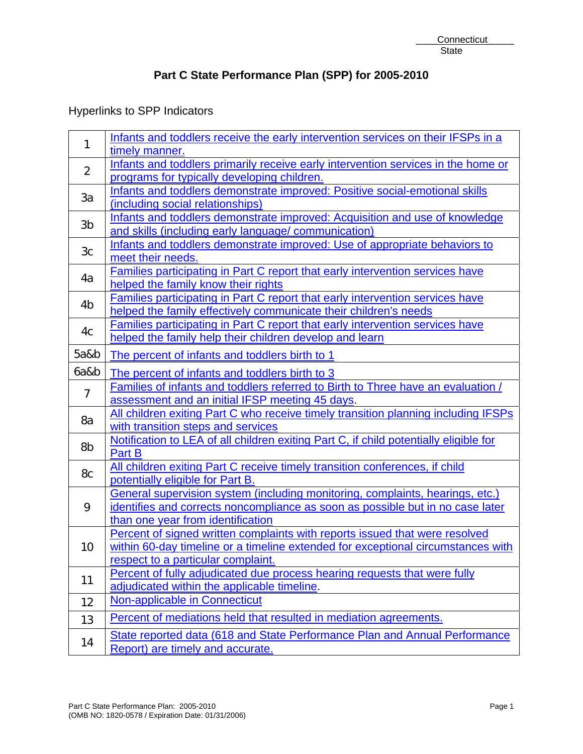Connecticut
State

# Part C State Performance Plan (SPP) for 2005-2010

Hyperlinks to SPP Indicators

| | |
|---|---|
| 1 | Infants and toddlers receive the early intervention services on their IFSPs in a timely manner. |
| 2 | Infants and toddlers primarily receive early intervention services in the home or programs for typically developing children. |
| 3a | Infants and toddlers demonstrate improved: Positive social-emotional skills (including social relationships) |
| 3b | Infants and toddlers demonstrate improved: Acquisition and use of knowledge and skills (including early language/ communication) |
| 3c | Infants and toddlers demonstrate improved: Use of appropriate behaviors to meet their needs. |
| 4a | Families participating in Part C report that early intervention services have helped the family know their rights |
| 4b | Families participating in Part C report that early intervention services have helped the family effectively communicate their children's needs |
| 4c | Families participating in Part C report that early intervention services have helped the family help their children develop and learn |
| 5a&b | The percent of infants and toddlers birth to 1 |
| 6a&b | The percent of infants and toddlers birth to 3 |
| 7 | Families of infants and toddlers referred to Birth to Three have an evaluation / assessment and an initial IFSP meeting 45 days. |
| 8a | All children exiting Part C who receive timely transition planning including IFSPs with transition steps and services |
| 8b | Notification to LEA of all children exiting Part C, if child potentially eligible for Part B |
| 8c | All children exiting Part C receive timely transition conferences, if child potentially eligible for Part B. |
| 9 | General supervision system (including monitoring, complaints, hearings, etc.) identifies and corrects noncompliance as soon as possible but in no case later than one year from identification |
| 10 | Percent of signed written complaints with reports issued that were resolved within 60-day timeline or a timeline extended for exceptional circumstances with respect to a particular complaint. |
| 11 | Percent of fully adjudicated due process hearing requests that were fully adjudicated within the applicable timeline. |
| 12 | Non-applicable in Connecticut |
| 13 | Percent of mediations held that resulted in mediation agreements. |
| 14 | State reported data (618 and State Performance Plan and Annual Performance Report) are timely and accurate. |

Part C State Performance Plan: 2005-2010
(OMB NO: 1820-0578 / Expiration Date: 01/31/2006)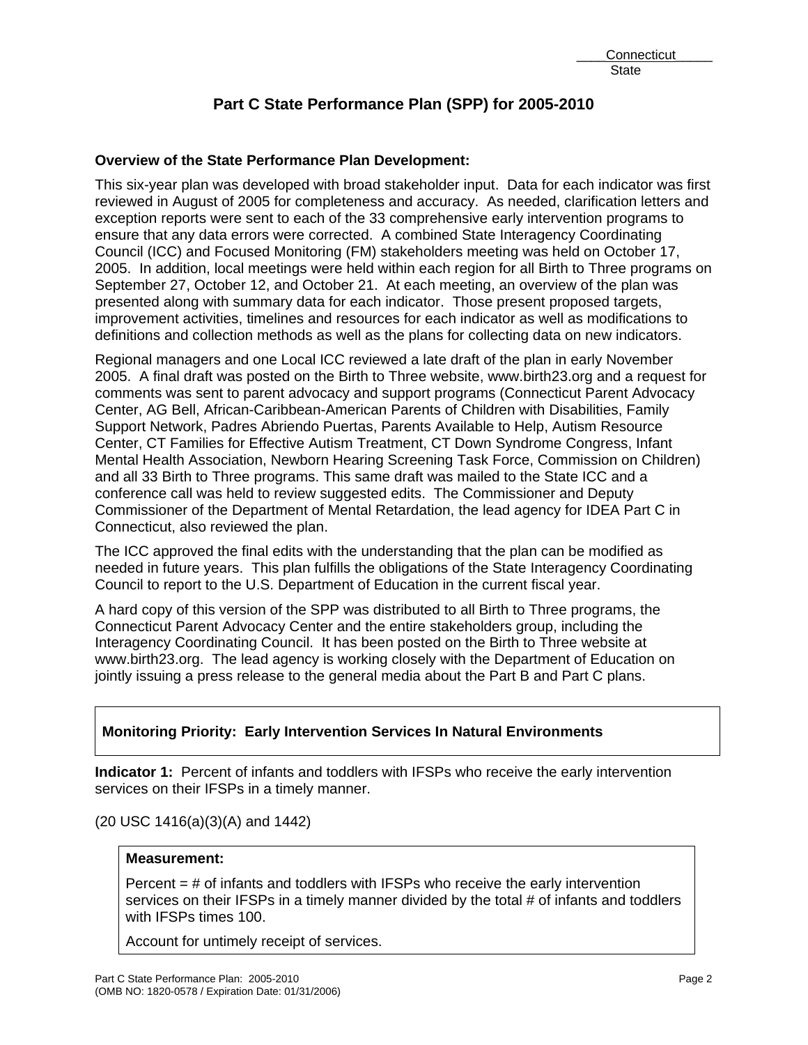Connecticut
State

# Part C State Performance Plan (SPP) for 2005-2010

**Overview of the State Performance Plan Development:**

This six-year plan was developed with broad stakeholder input. Data for each indicator was first reviewed in August of 2005 for completeness and accuracy. As needed, clarification letters and exception reports were sent to each of the 33 comprehensive early intervention programs to ensure that any data errors were corrected. A combined State Interagency Coordinating Council (ICC) and Focused Monitoring (FM) stakeholders meeting was held on October 17, 2005. In addition, local meetings were held within each region for all Birth to Three programs on September 27, October 12, and October 21. At each meeting, an overview of the plan was presented along with summary data for each indicator. Those present proposed targets, improvement activities, timelines and resources for each indicator as well as modifications to definitions and collection methods as well as the plans for collecting data on new indicators.

Regional managers and one Local ICC reviewed a late draft of the plan in early November 2005. A final draft was posted on the Birth to Three website, www.birth23.org and a request for comments was sent to parent advocacy and support programs (Connecticut Parent Advocacy Center, AG Bell, African-Caribbean-American Parents of Children with Disabilities, Family Support Network, Padres Abriendo Puertas, Parents Available to Help, Autism Resource Center, CT Families for Effective Autism Treatment, CT Down Syndrome Congress, Infant Mental Health Association, Newborn Hearing Screening Task Force, Commission on Children) and all 33 Birth to Three programs. This same draft was mailed to the State ICC and a conference call was held to review suggested edits. The Commissioner and Deputy Commissioner of the Department of Mental Retardation, the lead agency for IDEA Part C in Connecticut, also reviewed the plan.

The ICC approved the final edits with the understanding that the plan can be modified as needed in future years. This plan fulfills the obligations of the State Interagency Coordinating Council to report to the U.S. Department of Education in the current fiscal year.

A hard copy of this version of the SPP was distributed to all Birth to Three programs, the Connecticut Parent Advocacy Center and the entire stakeholders group, including the Interagency Coordinating Council. It has been posted on the Birth to Three website at www.birth23.org. The lead agency is working closely with the Department of Education on jointly issuing a press release to the general media about the Part B and Part C plans.

**Monitoring Priority: Early Intervention Services In Natural Environments**

**Indicator 1:** Percent of infants and toddlers with IFSPs who receive the early intervention services on their IFSPs in a timely manner.

(20 USC 1416(a)(3)(A) and 1442)

**Measurement:**

Percent = # of infants and toddlers with IFSPs who receive the early intervention services on their IFSPs in a timely manner divided by the total # of infants and toddlers with IFSPs times 100.

Account for untimely receipt of services.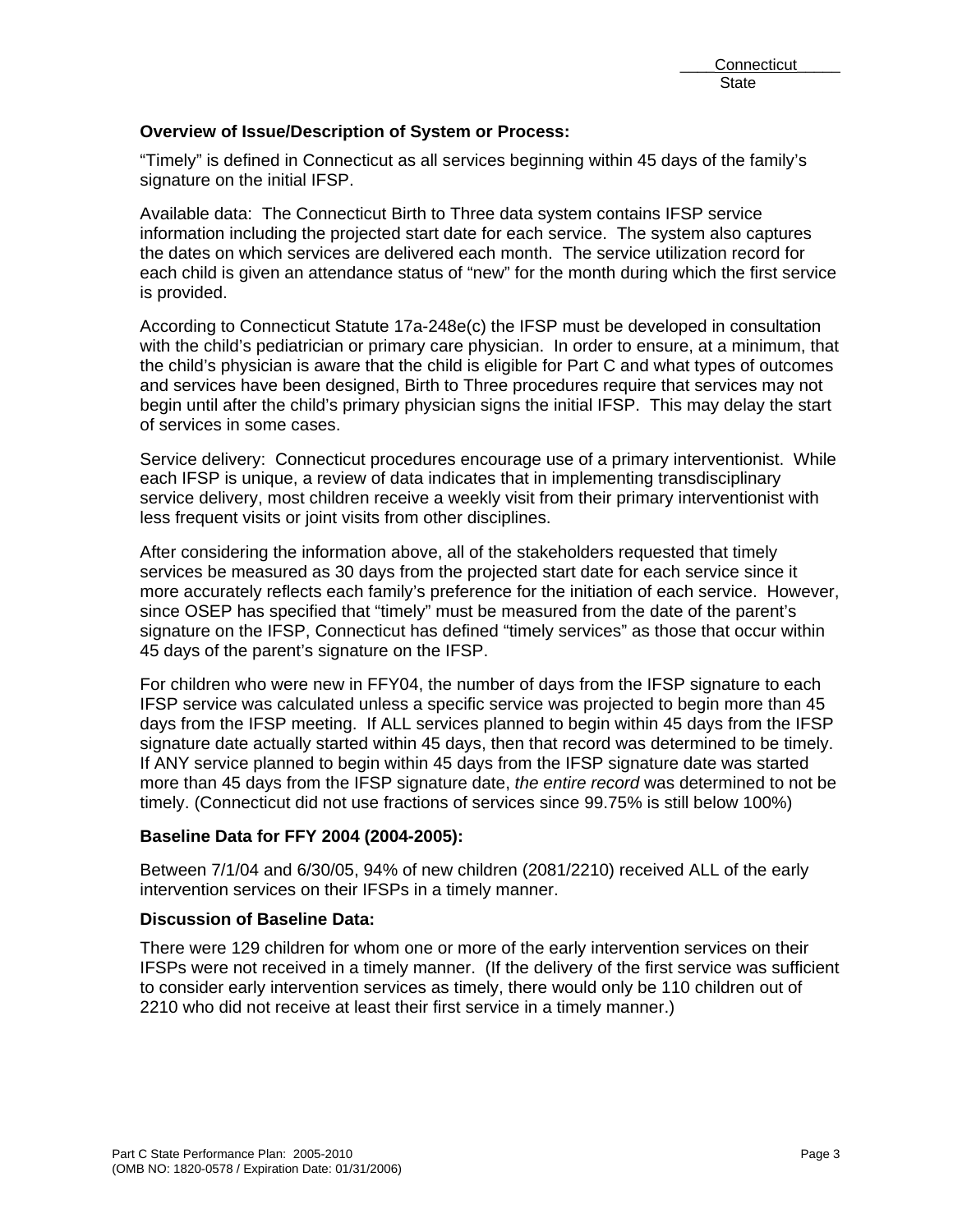**Overview of Issue/Description of System or Process:**

"Timely" is defined in Connecticut as all services beginning within 45 days of the family's signature on the initial IFSP.

Available data: The Connecticut Birth to Three data system contains IFSP service information including the projected start date for each service. The system also captures the dates on which services are delivered each month. The service utilization record for each child is given an attendance status of "new" for the month during which the first service is provided.

According to Connecticut Statute 17a-248e(c) the IFSP must be developed in consultation with the child's pediatrician or primary care physician. In order to ensure, at a minimum, that the child's physician is aware that the child is eligible for Part C and what types of outcomes and services have been designed, Birth to Three procedures require that services may not begin until after the child's primary physician signs the initial IFSP. This may delay the start of services in some cases.

Service delivery: Connecticut procedures encourage use of a primary interventionist. While each IFSP is unique, a review of data indicates that in implementing transdisciplinary service delivery, most children receive a weekly visit from their primary interventionist with less frequent visits or joint visits from other disciplines.

After considering the information above, all of the stakeholders requested that timely services be measured as 30 days from the projected start date for each service since it more accurately reflects each family's preference for the initiation of each service. However, since OSEP has specified that "timely" must be measured from the date of the parent's signature on the IFSP, Connecticut has defined "timely services" as those that occur within 45 days of the parent's signature on the IFSP.

For children who were new in FFY04, the number of days from the IFSP signature to each IFSP service was calculated unless a specific service was projected to begin more than 45 days from the IFSP meeting. If ALL services planned to begin within 45 days from the IFSP signature date actually started within 45 days, then that record was determined to be timely. If ANY service planned to begin within 45 days from the IFSP signature date was started more than 45 days from the IFSP signature date, *the entire record* was determined to not be timely. (Connecticut did not use fractions of services since 99.75% is still below 100%)

**Baseline Data for FFY 2004 (2004-2005):**

Between 7/1/04 and 6/30/05, 94% of new children (2081/2210) received ALL of the early intervention services on their IFSPs in a timely manner.

**Discussion of Baseline Data:**

There were 129 children for whom one or more of the early intervention services on their IFSPs were not received in a timely manner. (If the delivery of the first service was sufficient to consider early intervention services as timely, there would only be 110 children out of 2210 who did not receive at least their first service in a timely manner.)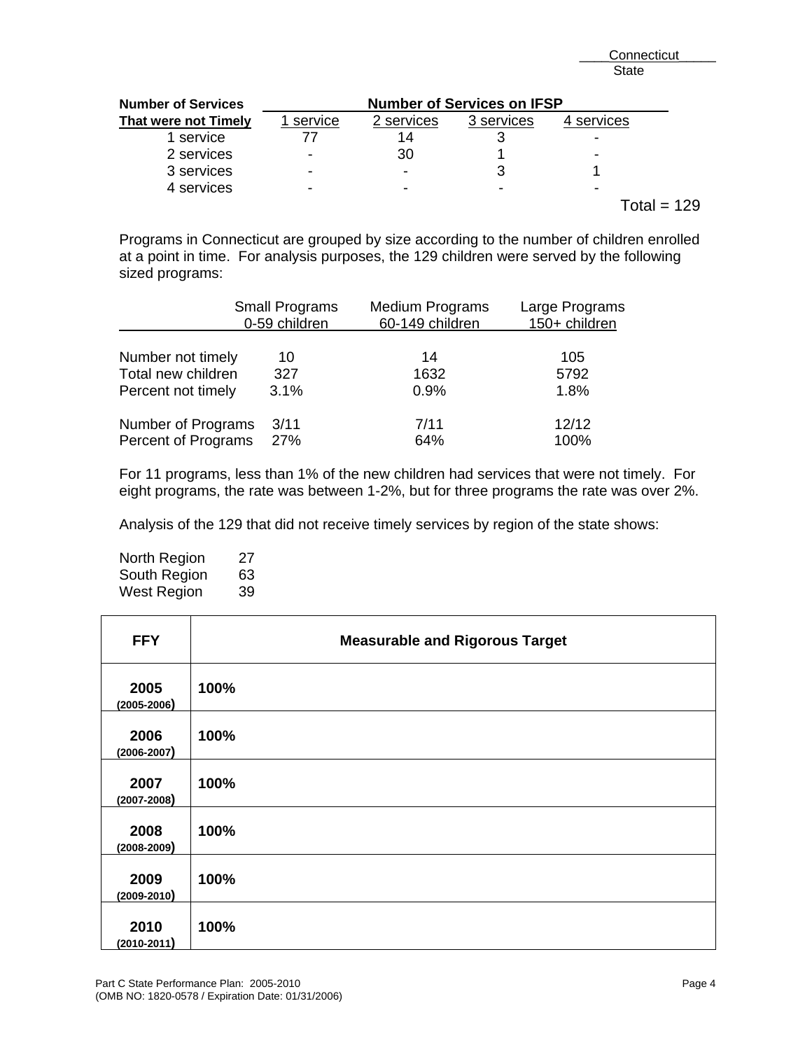| Number of Services That were not Timely | Number of Services on IFSP | | | |
|---|---|---|---|---|
| | 1 service | 2 services | 3 services | 4 services |
| 1 service | 77 | 14 | 3 | - |
| 2 services | - | 30 | 1 | - |
| 3 services | - | - | 3 | 1 |
| 4 services | - | - | - | - |

Total = 129

Programs in Connecticut are grouped by size according to the number of children enrolled at a point in time. For analysis purposes, the 129 children were served by the following sized programs:

| | Small Programs 0-59 children | Medium Programs 60-149 children | Large Programs 150+ children |
|---|---|---|---|
| Number not timely | 10 | 14 | 105 |
| Total new children | 327 | 1632 | 5792 |
| Percent not timely | 3.1% | 0.9% | 1.8% |
| Number of Programs | 3/11 | 7/11 | 12/12 |
| Percent of Programs | 27% | 64% | 100% |

For 11 programs, less than 1% of the new children had services that were not timely. For eight programs, the rate was between 1-2%, but for three programs the rate was over 2%.

Analysis of the 129 that did not receive timely services by region of the state shows:

| | |
|---|---|
| North Region | 27 |
| South Region | 63 |
| West Region | 39 |

| FFY | Measurable and Rigorous Target |
|---|---|
| **2005 (2005-2006)** | **100%** |
| **2006 (2006-2007)** | **100%** |
| **2007 (2007-2008)** | **100%** |
| **2008 (2008-2009)** | **100%** |
| **2009 (2009-2010)** | **100%** |
| **2010 (2010-2011)** | **100%** |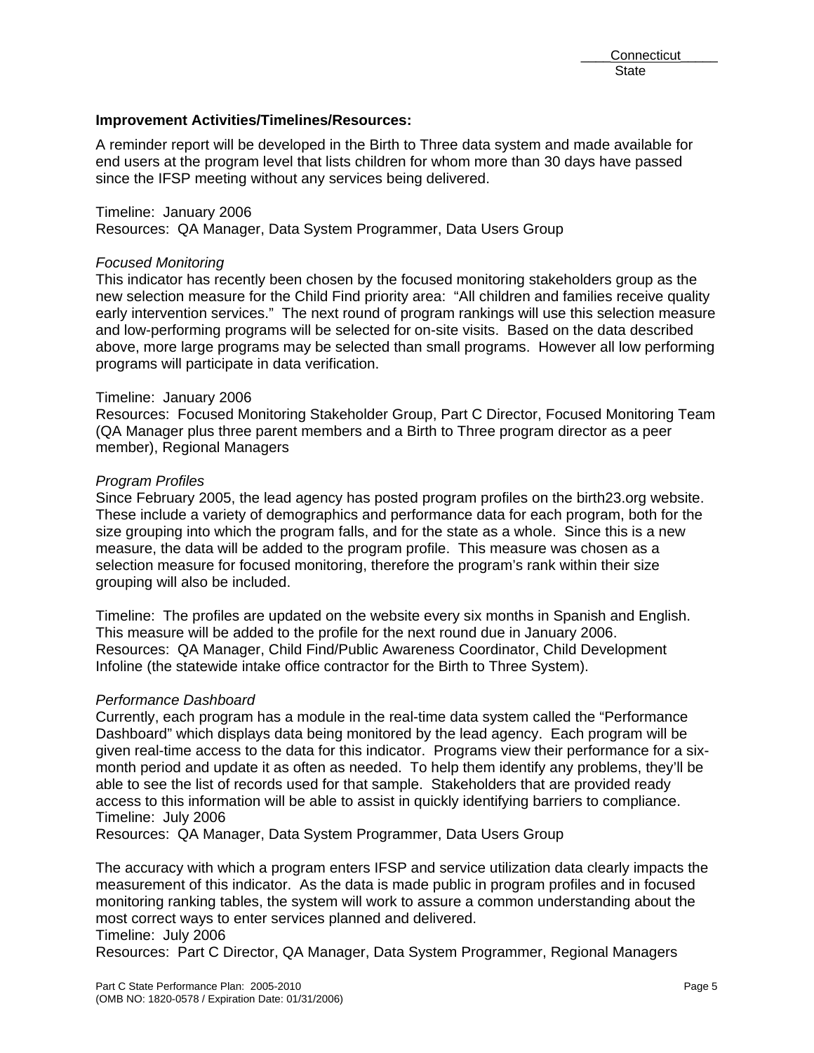**Improvement Activities/Timelines/Resources:**

A reminder report will be developed in the Birth to Three data system and made available for end users at the program level that lists children for whom more than 30 days have passed since the IFSP meeting without any services being delivered.

Timeline: January 2006
Resources: QA Manager, Data System Programmer, Data Users Group

*Focused Monitoring*
This indicator has recently been chosen by the focused monitoring stakeholders group as the new selection measure for the Child Find priority area: "All children and families receive quality early intervention services." The next round of program rankings will use this selection measure and low-performing programs will be selected for on-site visits. Based on the data described above, more large programs may be selected than small programs. However all low performing programs will participate in data verification.

Timeline: January 2006
Resources: Focused Monitoring Stakeholder Group, Part C Director, Focused Monitoring Team (QA Manager plus three parent members and a Birth to Three program director as a peer member), Regional Managers

*Program Profiles*
Since February 2005, the lead agency has posted program profiles on the birth23.org website. These include a variety of demographics and performance data for each program, both for the size grouping into which the program falls, and for the state as a whole. Since this is a new measure, the data will be added to the program profile. This measure was chosen as a selection measure for focused monitoring, therefore the program's rank within their size grouping will also be included.

Timeline: The profiles are updated on the website every six months in Spanish and English. This measure will be added to the profile for the next round due in January 2006.
Resources: QA Manager, Child Find/Public Awareness Coordinator, Child Development Infoline (the statewide intake office contractor for the Birth to Three System).

*Performance Dashboard*
Currently, each program has a module in the real-time data system called the "Performance Dashboard" which displays data being monitored by the lead agency. Each program will be given real-time access to the data for this indicator. Programs view their performance for a six-month period and update it as often as needed. To help them identify any problems, they'll be able to see the list of records used for that sample. Stakeholders that are provided ready access to this information will be able to assist in quickly identifying barriers to compliance.
Timeline: July 2006
Resources: QA Manager, Data System Programmer, Data Users Group

The accuracy with which a program enters IFSP and service utilization data clearly impacts the measurement of this indicator. As the data is made public in program profiles and in focused monitoring ranking tables, the system will work to assure a common understanding about the most correct ways to enter services planned and delivered.
Timeline: July 2006
Resources: Part C Director, QA Manager, Data System Programmer, Regional Managers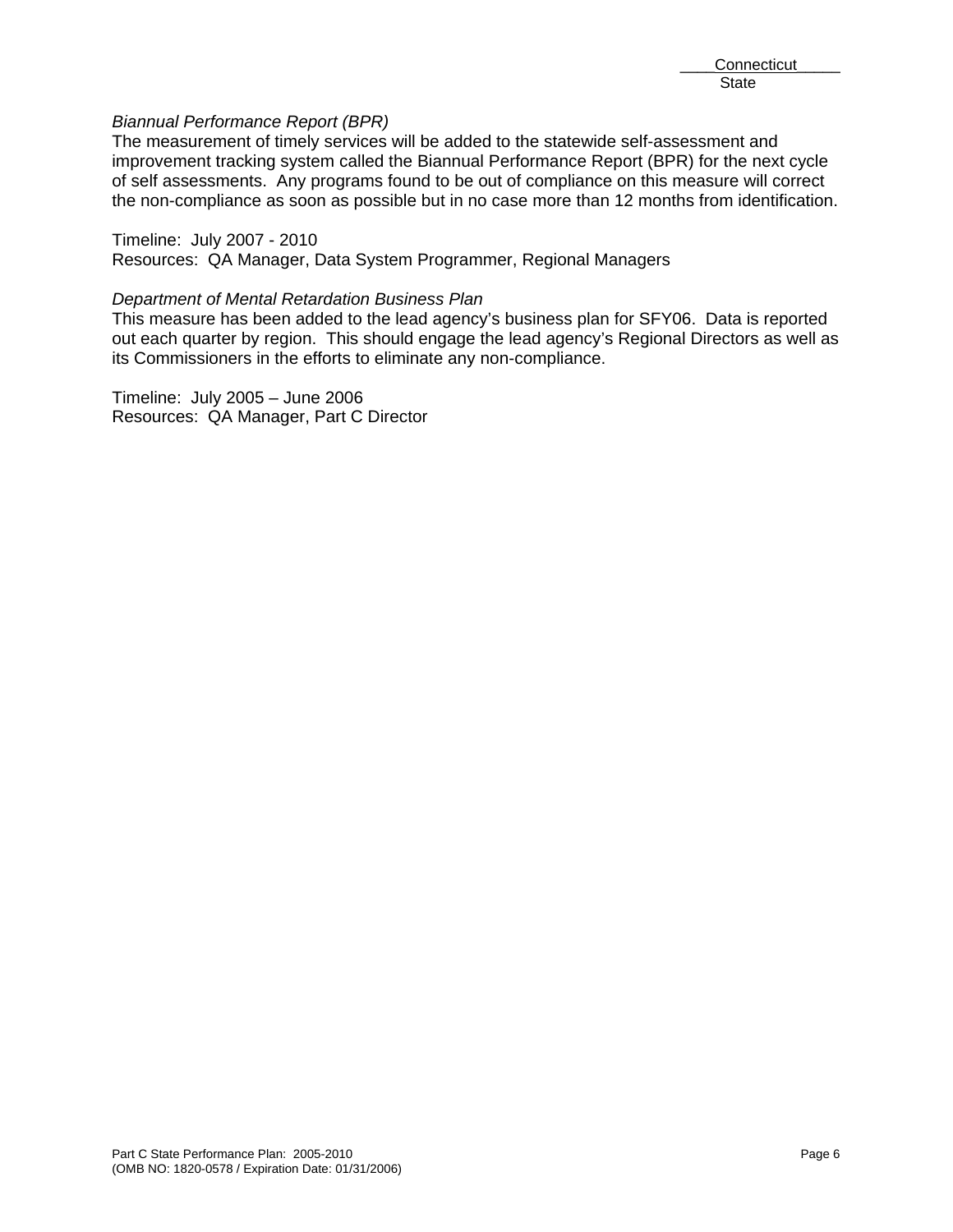*Biannual Performance Report (BPR)*

The measurement of timely services will be added to the statewide self-assessment and improvement tracking system called the Biannual Performance Report (BPR) for the next cycle of self assessments. Any programs found to be out of compliance on this measure will correct the non-compliance as soon as possible but in no case more than 12 months from identification.

Timeline: July 2007 - 2010
Resources: QA Manager, Data System Programmer, Regional Managers

*Department of Mental Retardation Business Plan*

This measure has been added to the lead agency's business plan for SFY06. Data is reported out each quarter by region. This should engage the lead agency's Regional Directors as well as its Commissioners in the efforts to eliminate any non-compliance.

Timeline: July 2005 – June 2006
Resources: QA Manager, Part C Director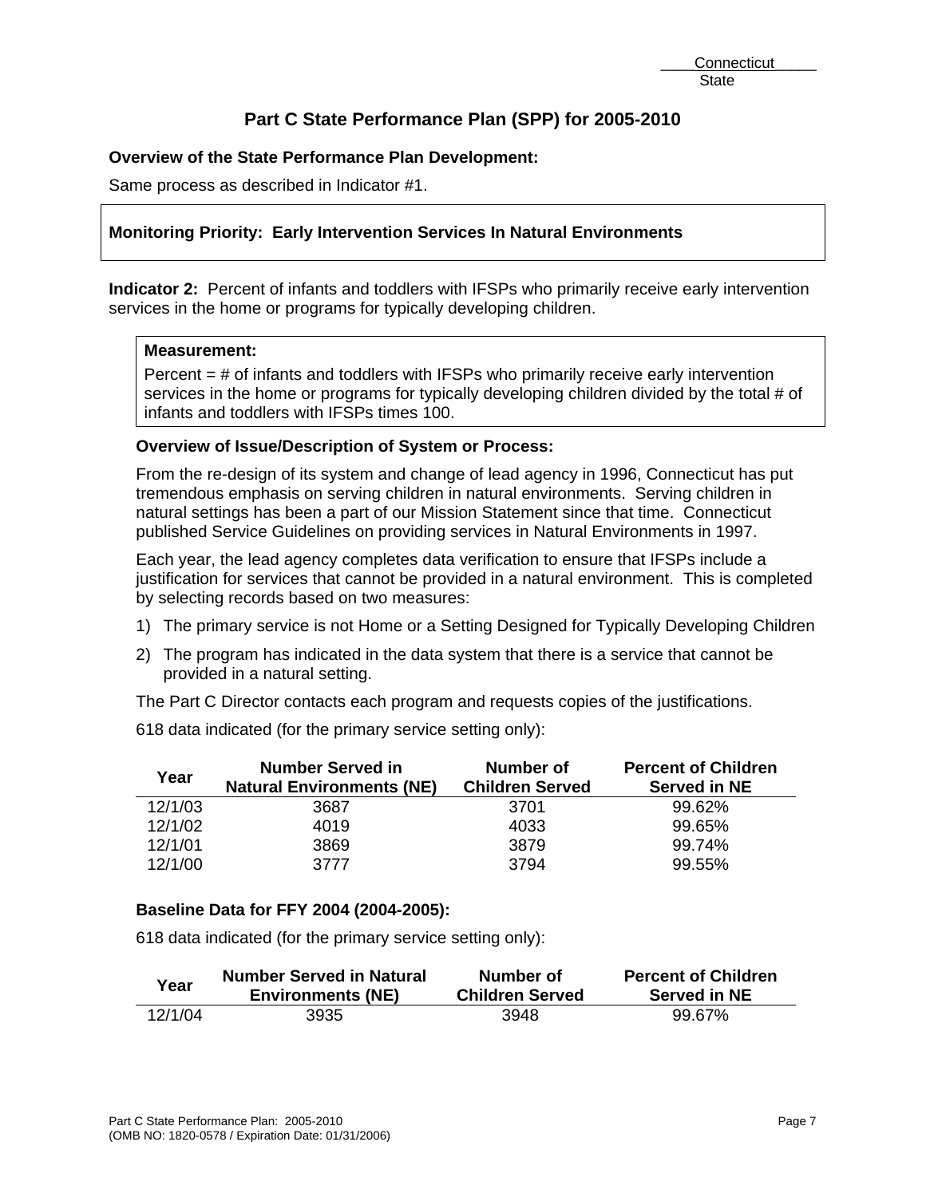Connecticut
State

# Part C State Performance Plan (SPP) for 2005-2010

**Overview of the State Performance Plan Development:**

Same process as described in Indicator #1.

**Monitoring Priority: Early Intervention Services In Natural Environments**

**Indicator 2:** Percent of infants and toddlers with IFSPs who primarily receive early intervention services in the home or programs for typically developing children.

**Measurement:**

Percent = # of infants and toddlers with IFSPs who primarily receive early intervention services in the home or programs for typically developing children divided by the total # of infants and toddlers with IFSPs times 100.

**Overview of Issue/Description of System or Process:**

From the re-design of its system and change of lead agency in 1996, Connecticut has put tremendous emphasis on serving children in natural environments. Serving children in natural settings has been a part of our Mission Statement since that time. Connecticut published Service Guidelines on providing services in Natural Environments in 1997.

Each year, the lead agency completes data verification to ensure that IFSPs include a justification for services that cannot be provided in a natural environment. This is completed by selecting records based on two measures:

1) The primary service is not Home or a Setting Designed for Typically Developing Children
2) The program has indicated in the data system that there is a service that cannot be provided in a natural setting.

The Part C Director contacts each program and requests copies of the justifications.

618 data indicated (for the primary service setting only):

| Year | Number Served in Natural Environments (NE) | Number of Children Served | Percent of Children Served in NE |
|---|---|---|---|
| 12/1/03 | 3687 | 3701 | 99.62% |
| 12/1/02 | 4019 | 4033 | 99.65% |
| 12/1/01 | 3869 | 3879 | 99.74% |
| 12/1/00 | 3777 | 3794 | 99.55% |

**Baseline Data for FFY 2004 (2004-2005):**

618 data indicated (for the primary service setting only):

| Year | Number Served in Natural Environments (NE) | Number of Children Served | Percent of Children Served in NE |
|---|---|---|---|
| 12/1/04 | 3935 | 3948 | 99.67% |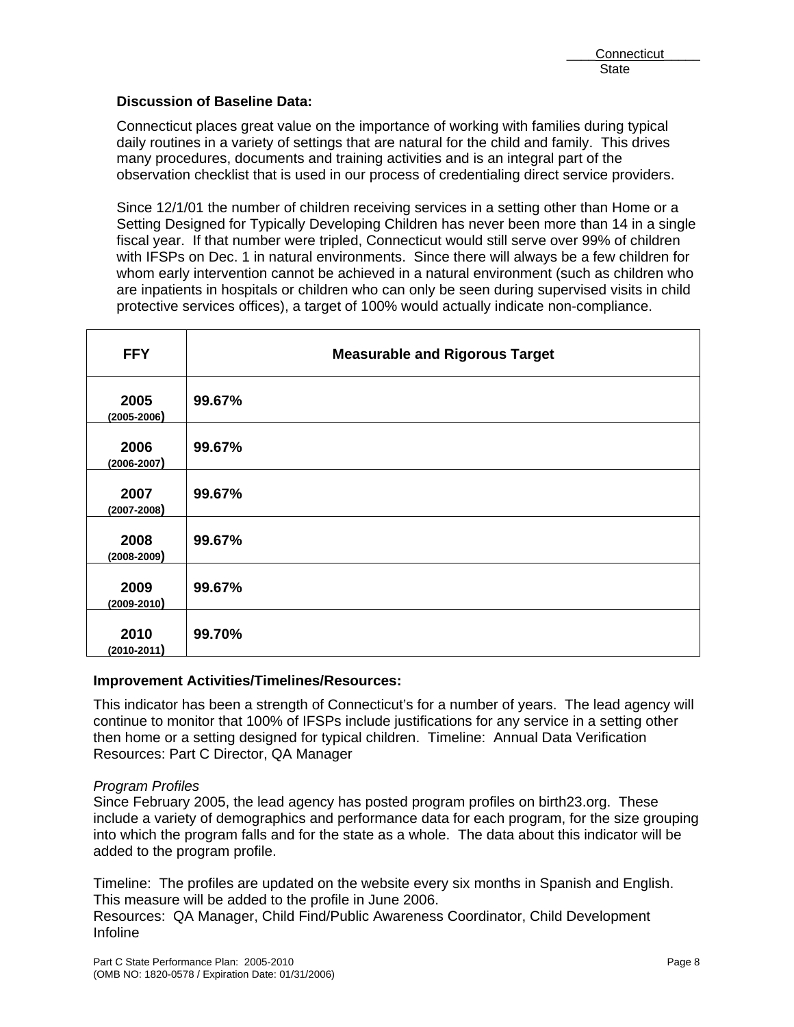**Discussion of Baseline Data:**

Connecticut places great value on the importance of working with families during typical daily routines in a variety of settings that are natural for the child and family. This drives many procedures, documents and training activities and is an integral part of the observation checklist that is used in our process of credentialing direct service providers.

Since 12/1/01 the number of children receiving services in a setting other than Home or a Setting Designed for Typically Developing Children has never been more than 14 in a single fiscal year. If that number were tripled, Connecticut would still serve over 99% of children with IFSPs on Dec. 1 in natural environments. Since there will always be a few children for whom early intervention cannot be achieved in a natural environment (such as children who are inpatients in hospitals or children who can only be seen during supervised visits in child protective services offices), a target of 100% would actually indicate non-compliance.

| FFY | Measurable and Rigorous Target |
|---|---|
| **2005** (2005-2006) | **99.67%** |
| **2006** (2006-2007) | **99.67%** |
| **2007** (2007-2008) | **99.67%** |
| **2008** (2008-2009) | **99.67%** |
| **2009** (2009-2010) | **99.67%** |
| **2010** (2010-2011) | **99.70%** |

**Improvement Activities/Timelines/Resources:**

This indicator has been a strength of Connecticut's for a number of years. The lead agency will continue to monitor that 100% of IFSPs include justifications for any service in a setting other then home or a setting designed for typical children. Timeline: Annual Data Verification Resources: Part C Director, QA Manager

*Program Profiles*
Since February 2005, the lead agency has posted program profiles on birth23.org. These include a variety of demographics and performance data for each program, for the size grouping into which the program falls and for the state as a whole. The data about this indicator will be added to the program profile.

Timeline: The profiles are updated on the website every six months in Spanish and English. This measure will be added to the profile in June 2006.
Resources: QA Manager, Child Find/Public Awareness Coordinator, Child Development Infoline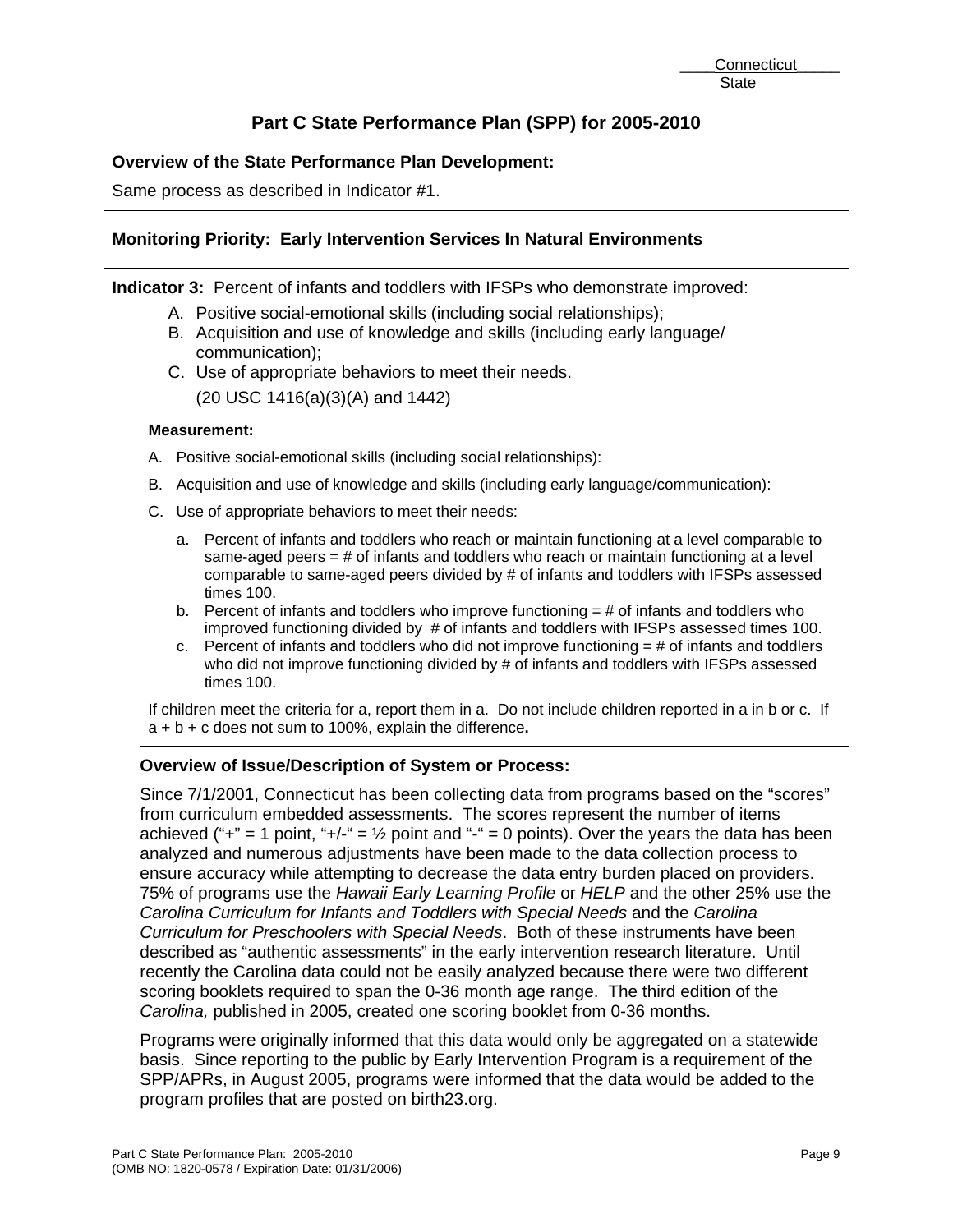Connecticut
State

# Part C State Performance Plan (SPP) for 2005-2010

**Overview of the State Performance Plan Development:**

Same process as described in Indicator #1.

**Monitoring Priority: Early Intervention Services In Natural Environments**

**Indicator 3:** Percent of infants and toddlers with IFSPs who demonstrate improved:

A. Positive social-emotional skills (including social relationships);
B. Acquisition and use of knowledge and skills (including early language/ communication);
C. Use of appropriate behaviors to meet their needs.

(20 USC 1416(a)(3)(A) and 1442)

**Measurement:**

A. Positive social-emotional skills (including social relationships):

B. Acquisition and use of knowledge and skills (including early language/communication):

C. Use of appropriate behaviors to meet their needs:

a. Percent of infants and toddlers who reach or maintain functioning at a level comparable to same-aged peers = # of infants and toddlers who reach or maintain functioning at a level comparable to same-aged peers divided by # of infants and toddlers with IFSPs assessed times 100.
b. Percent of infants and toddlers who improve functioning = # of infants and toddlers who improved functioning divided by # of infants and toddlers with IFSPs assessed times 100.
c. Percent of infants and toddlers who did not improve functioning = # of infants and toddlers who did not improve functioning divided by # of infants and toddlers with IFSPs assessed times 100.

If children meet the criteria for a, report them in a. Do not include children reported in a in b or c. If a + b + c does not sum to 100%, explain the difference**.**

**Overview of Issue/Description of System or Process:**

Since 7/1/2001, Connecticut has been collecting data from programs based on the "scores" from curriculum embedded assessments. The scores represent the number of items achieved ("+" = 1 point, "+/-" = ½ point and "-" = 0 points). Over the years the data has been analyzed and numerous adjustments have been made to the data collection process to ensure accuracy while attempting to decrease the data entry burden placed on providers. 75% of programs use the *Hawaii Early Learning Profile* or *HELP* and the other 25% use the *Carolina Curriculum for Infants and Toddlers with Special Needs* and the *Carolina Curriculum for Preschoolers with Special Needs*. Both of these instruments have been described as "authentic assessments" in the early intervention research literature. Until recently the Carolina data could not be easily analyzed because there were two different scoring booklets required to span the 0-36 month age range. The third edition of the *Carolina,* published in 2005, created one scoring booklet from 0-36 months.

Programs were originally informed that this data would only be aggregated on a statewide basis. Since reporting to the public by Early Intervention Program is a requirement of the SPP/APRs, in August 2005, programs were informed that the data would be added to the program profiles that are posted on birth23.org.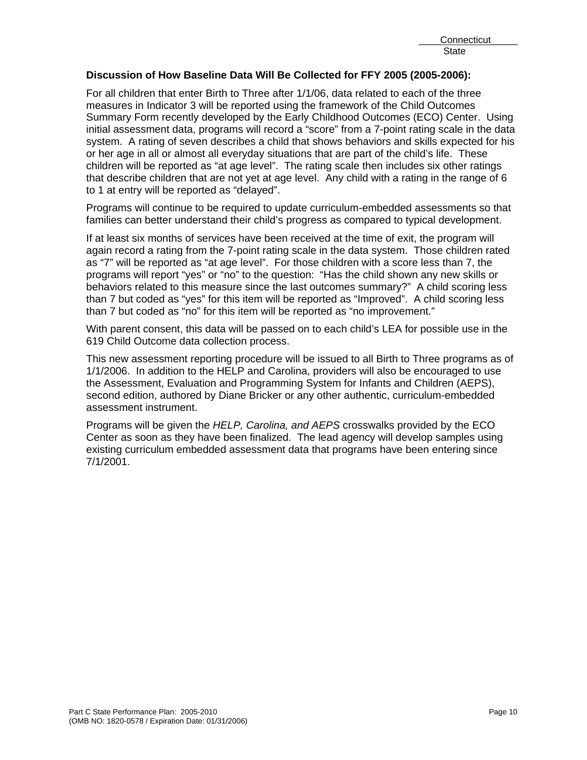**Discussion of How Baseline Data Will Be Collected for FFY 2005 (2005-2006):**

For all children that enter Birth to Three after 1/1/06, data related to each of the three measures in Indicator 3 will be reported using the framework of the Child Outcomes Summary Form recently developed by the Early Childhood Outcomes (ECO) Center. Using initial assessment data, programs will record a "score" from a 7-point rating scale in the data system. A rating of seven describes a child that shows behaviors and skills expected for his or her age in all or almost all everyday situations that are part of the child's life. These children will be reported as "at age level". The rating scale then includes six other ratings that describe children that are not yet at age level. Any child with a rating in the range of 6 to 1 at entry will be reported as "delayed".

Programs will continue to be required to update curriculum-embedded assessments so that families can better understand their child's progress as compared to typical development.

If at least six months of services have been received at the time of exit, the program will again record a rating from the 7-point rating scale in the data system. Those children rated as "7" will be reported as "at age level". For those children with a score less than 7, the programs will report "yes" or "no" to the question: "Has the child shown any new skills or behaviors related to this measure since the last outcomes summary?" A child scoring less than 7 but coded as "yes" for this item will be reported as "Improved". A child scoring less than 7 but coded as "no" for this item will be reported as "no improvement."

With parent consent, this data will be passed on to each child's LEA for possible use in the 619 Child Outcome data collection process.

This new assessment reporting procedure will be issued to all Birth to Three programs as of 1/1/2006. In addition to the HELP and Carolina, providers will also be encouraged to use the Assessment, Evaluation and Programming System for Infants and Children (AEPS), second edition, authored by Diane Bricker or any other authentic, curriculum-embedded assessment instrument.

Programs will be given the *HELP, Carolina, and AEPS* crosswalks provided by the ECO Center as soon as they have been finalized. The lead agency will develop samples using existing curriculum embedded assessment data that programs have been entering since 7/1/2001.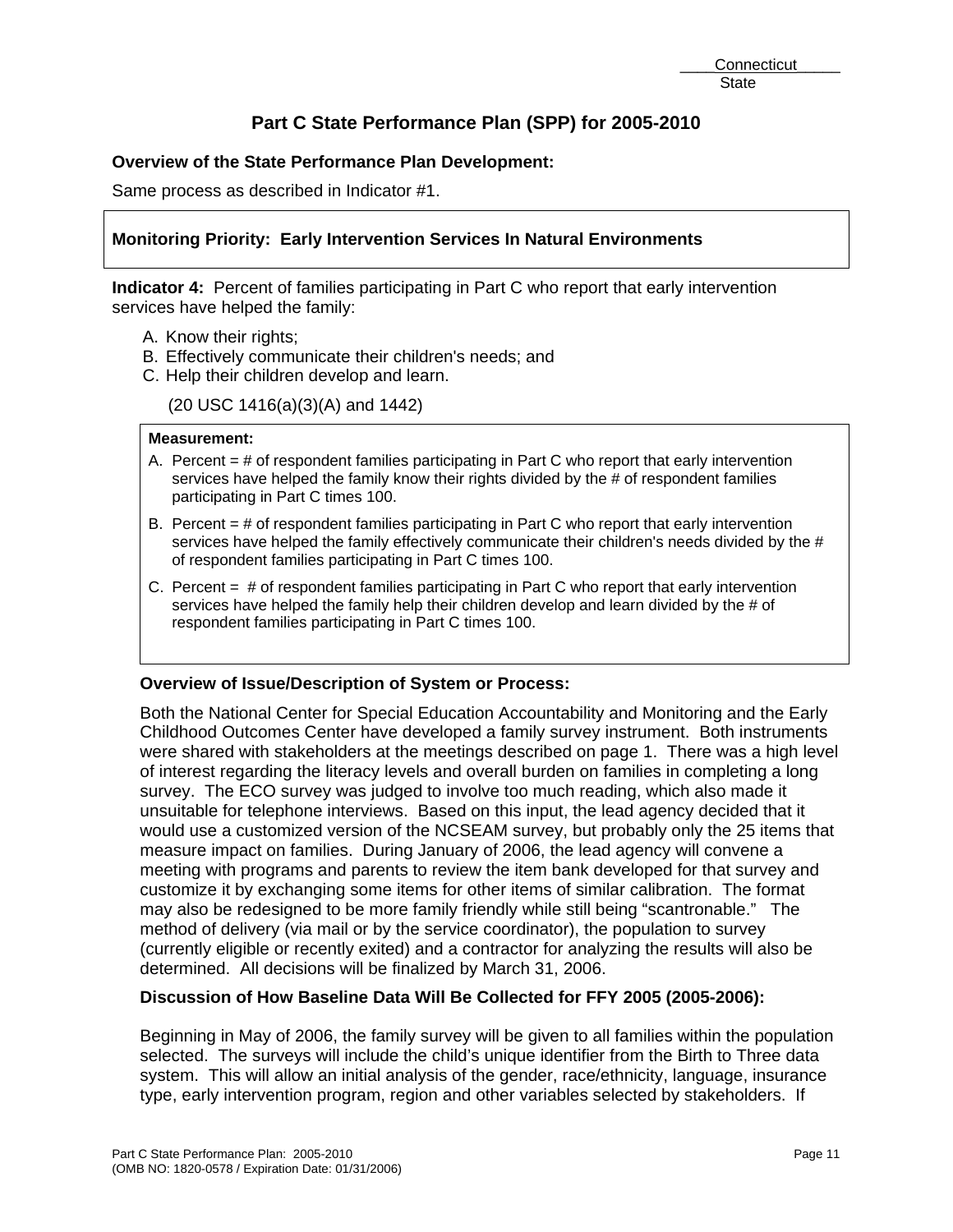Connecticut
State

# Part C State Performance Plan (SPP) for 2005-2010

**Overview of the State Performance Plan Development:**

Same process as described in Indicator #1.

**Monitoring Priority: Early Intervention Services In Natural Environments**

**Indicator 4:** Percent of families participating in Part C who report that early intervention services have helped the family:

A. Know their rights;
B. Effectively communicate their children's needs; and
C. Help their children develop and learn.

(20 USC 1416(a)(3)(A) and 1442)

**Measurement:**

A. Percent = # of respondent families participating in Part C who report that early intervention services have helped the family know their rights divided by the # of respondent families participating in Part C times 100.

B. Percent = # of respondent families participating in Part C who report that early intervention services have helped the family effectively communicate their children's needs divided by the # of respondent families participating in Part C times 100.

C. Percent = # of respondent families participating in Part C who report that early intervention services have helped the family help their children develop and learn divided by the # of respondent families participating in Part C times 100.

**Overview of Issue/Description of System or Process:**

Both the National Center for Special Education Accountability and Monitoring and the Early Childhood Outcomes Center have developed a family survey instrument. Both instruments were shared with stakeholders at the meetings described on page 1. There was a high level of interest regarding the literacy levels and overall burden on families in completing a long survey. The ECO survey was judged to involve too much reading, which also made it unsuitable for telephone interviews. Based on this input, the lead agency decided that it would use a customized version of the NCSEAM survey, but probably only the 25 items that measure impact on families. During January of 2006, the lead agency will convene a meeting with programs and parents to review the item bank developed for that survey and customize it by exchanging some items for other items of similar calibration. The format may also be redesigned to be more family friendly while still being "scantronable." The method of delivery (via mail or by the service coordinator), the population to survey (currently eligible or recently exited) and a contractor for analyzing the results will also be determined. All decisions will be finalized by March 31, 2006.

**Discussion of How Baseline Data Will Be Collected for FFY 2005 (2005-2006):**

Beginning in May of 2006, the family survey will be given to all families within the population selected. The surveys will include the child's unique identifier from the Birth to Three data system. This will allow an initial analysis of the gender, race/ethnicity, language, insurance type, early intervention program, region and other variables selected by stakeholders. If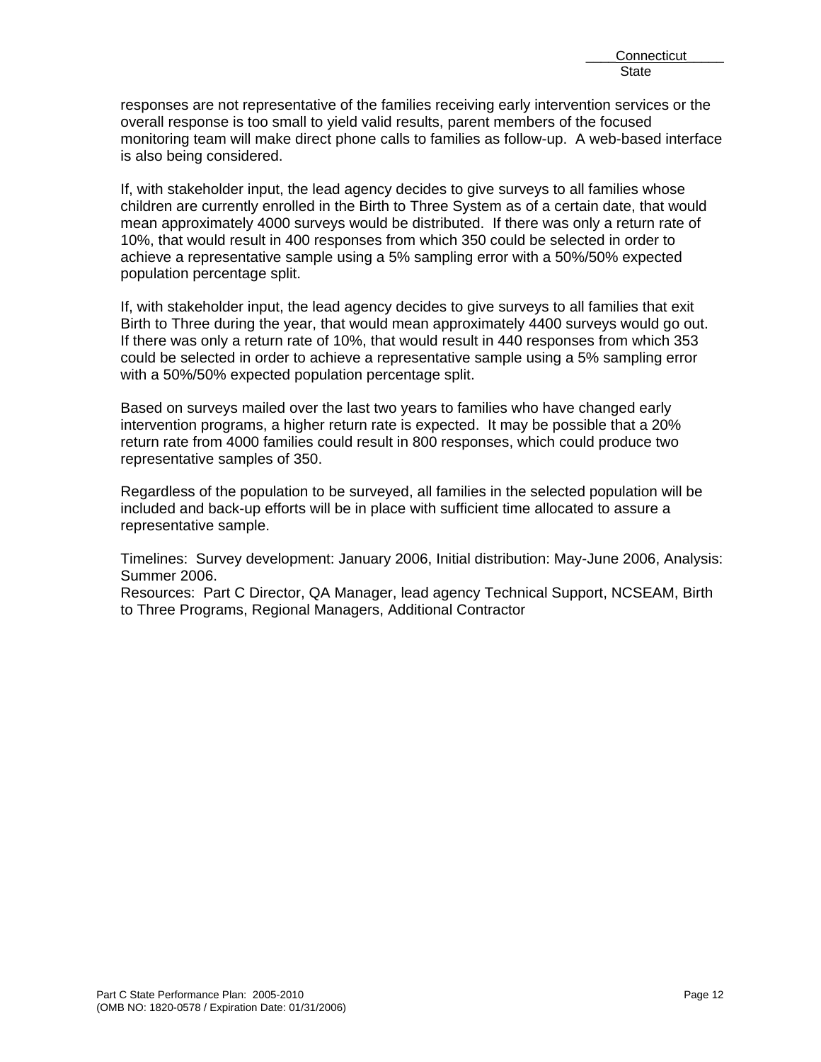responses are not representative of the families receiving early intervention services or the overall response is too small to yield valid results, parent members of the focused monitoring team will make direct phone calls to families as follow-up.  A web-based interface is also being considered.

If, with stakeholder input, the lead agency decides to give surveys to all families whose children are currently enrolled in the Birth to Three System as of a certain date, that would mean approximately 4000 surveys would be distributed.  If there was only a return rate of 10%, that would result in 400 responses from which 350 could be selected in order to achieve a representative sample using a 5% sampling error with a 50%/50% expected population percentage split.

If, with stakeholder input, the lead agency decides to give surveys to all families that exit Birth to Three during the year, that would mean approximately 4400 surveys would go out.  If there was only a return rate of 10%, that would result in 440 responses from which 353 could be selected in order to achieve a representative sample using a 5% sampling error with a 50%/50% expected population percentage split.

Based on surveys mailed over the last two years to families who have changed early intervention programs, a higher return rate is expected.  It may be possible that a 20% return rate from 4000 families could result in 800 responses, which could produce two representative samples of 350.

Regardless of the population to be surveyed, all families in the selected population will be included and back-up efforts will be in place with sufficient time allocated to assure a representative sample.

Timelines:  Survey development: January 2006, Initial distribution: May-June 2006, Analysis: Summer 2006.
Resources:  Part C Director, QA Manager, lead agency Technical Support, NCSEAM, Birth to Three Programs, Regional Managers, Additional Contractor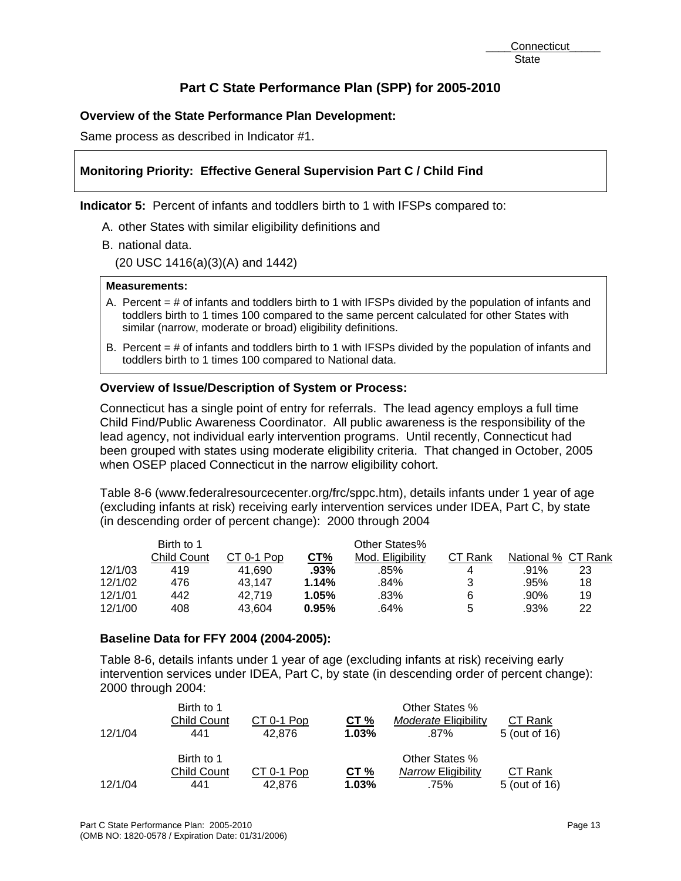Connecticut
State

# Part C State Performance Plan (SPP) for 2005-2010

**Overview of the State Performance Plan Development:**

Same process as described in Indicator #1.

**Monitoring Priority: Effective General Supervision Part C / Child Find**

**Indicator 5:** Percent of infants and toddlers birth to 1 with IFSPs compared to:

A. other States with similar eligibility definitions and

B. national data.

(20 USC 1416(a)(3)(A) and 1442)

**Measurements:**

A. Percent = # of infants and toddlers birth to 1 with IFSPs divided by the population of infants and toddlers birth to 1 times 100 compared to the same percent calculated for other States with similar (narrow, moderate or broad) eligibility definitions.

B. Percent = # of infants and toddlers birth to 1 with IFSPs divided by the population of infants and toddlers birth to 1 times 100 compared to National data.

**Overview of Issue/Description of System or Process:**

Connecticut has a single point of entry for referrals. The lead agency employs a full time Child Find/Public Awareness Coordinator. All public awareness is the responsibility of the lead agency, not individual early intervention programs. Until recently, Connecticut had been grouped with states using moderate eligibility criteria. That changed in October, 2005 when OSEP placed Connecticut in the narrow eligibility cohort.

Table 8-6 (www.federalresourcecenter.org/frc/sppc.htm), details infants under 1 year of age (excluding infants at risk) receiving early intervention services under IDEA, Part C, by state (in descending order of percent change): 2000 through 2004

| | Birth to 1 Child Count | CT 0-1 Pop | CT% | Other States% Mod. Eligibility | CT Rank | National % | CT Rank |
|---|---|---|---|---|---|---|---|
| 12/1/03 | 419 | 41,690 | **.93%** | .85% | 4 | .91% | 23 |
| 12/1/02 | 476 | 43,147 | **1.14%** | .84% | 3 | .95% | 18 |
| 12/1/01 | 442 | 42,719 | **1.05%** | .83% | 6 | .90% | 19 |
| 12/1/00 | 408 | 43,604 | **0.95%** | .64% | 5 | .93% | 22 |

**Baseline Data for FFY 2004 (2004-2005):**

Table 8-6, details infants under 1 year of age (excluding infants at risk) receiving early intervention services under IDEA, Part C, by state (in descending order of percent change): 2000 through 2004:

| | Birth to 1 Child Count | CT 0-1 Pop | CT % | Other States % *Moderate* Eligibility | CT Rank |
|---|---|---|---|---|---|
| 12/1/04 | 441 | 42,876 | **1.03%** | .87% | 5 (out of 16) |

| | Birth to 1 Child Count | CT 0-1 Pop | CT % | Other States % *Narrow* Eligibility | CT Rank |
|---|---|---|---|---|---|
| 12/1/04 | 441 | 42,876 | **1.03%** | .75% | 5 (out of 16) |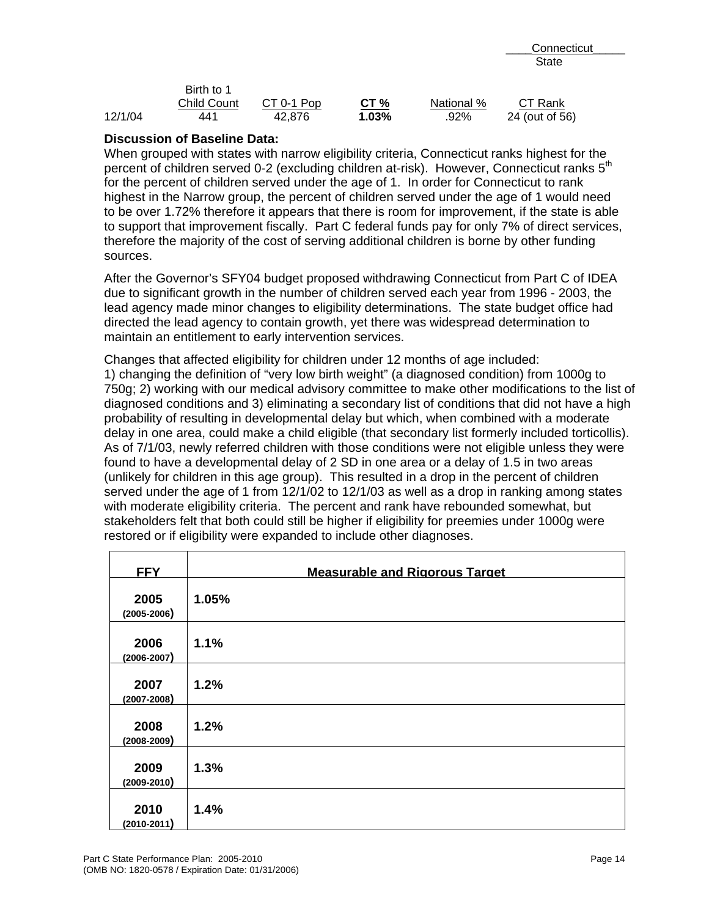Connecticut
State

| | Birth to 1 Child Count | CT 0-1 Pop | CT % | National % | CT Rank |
|---|---|---|---|---|---|
| 12/1/04 | 441 | 42,876 | **1.03%** | .92% | 24 (out of 56) |

**Discussion of Baseline Data:**

When grouped with states with narrow eligibility criteria, Connecticut ranks highest for the percent of children served 0-2 (excluding children at-risk). However, Connecticut ranks 5th for the percent of children served under the age of 1. In order for Connecticut to rank highest in the Narrow group, the percent of children served under the age of 1 would need to be over 1.72% therefore it appears that there is room for improvement, if the state is able to support that improvement fiscally. Part C federal funds pay for only 7% of direct services, therefore the majority of the cost of serving additional children is borne by other funding sources.

After the Governor's SFY04 budget proposed withdrawing Connecticut from Part C of IDEA due to significant growth in the number of children served each year from 1996 - 2003, the lead agency made minor changes to eligibility determinations. The state budget office had directed the lead agency to contain growth, yet there was widespread determination to maintain an entitlement to early intervention services.

Changes that affected eligibility for children under 12 months of age included:
1) changing the definition of "very low birth weight" (a diagnosed condition) from 1000g to 750g; 2) working with our medical advisory committee to make other modifications to the list of diagnosed conditions and 3) eliminating a secondary list of conditions that did not have a high probability of resulting in developmental delay but which, when combined with a moderate delay in one area, could make a child eligible (that secondary list formerly included torticollis). As of 7/1/03, newly referred children with those conditions were not eligible unless they were found to have a developmental delay of 2 SD in one area or a delay of 1.5 in two areas (unlikely for children in this age group). This resulted in a drop in the percent of children served under the age of 1 from 12/1/02 to 12/1/03 as well as a drop in ranking among states with moderate eligibility criteria. The percent and rank have rebounded somewhat, but stakeholders felt that both could still be higher if eligibility for preemies under 1000g were restored or if eligibility were expanded to include other diagnoses.

| FFY | Measurable and Rigorous Target |
|---|---|
| **2005** **(2005-2006)** | **1.05%** |
| **2006** **(2006-2007)** | **1.1%** |
| **2007** **(2007-2008)** | **1.2%** |
| **2008** **(2008-2009)** | **1.2%** |
| **2009** **(2009-2010)** | **1.3%** |
| **2010** **(2010-2011)** | **1.4%** |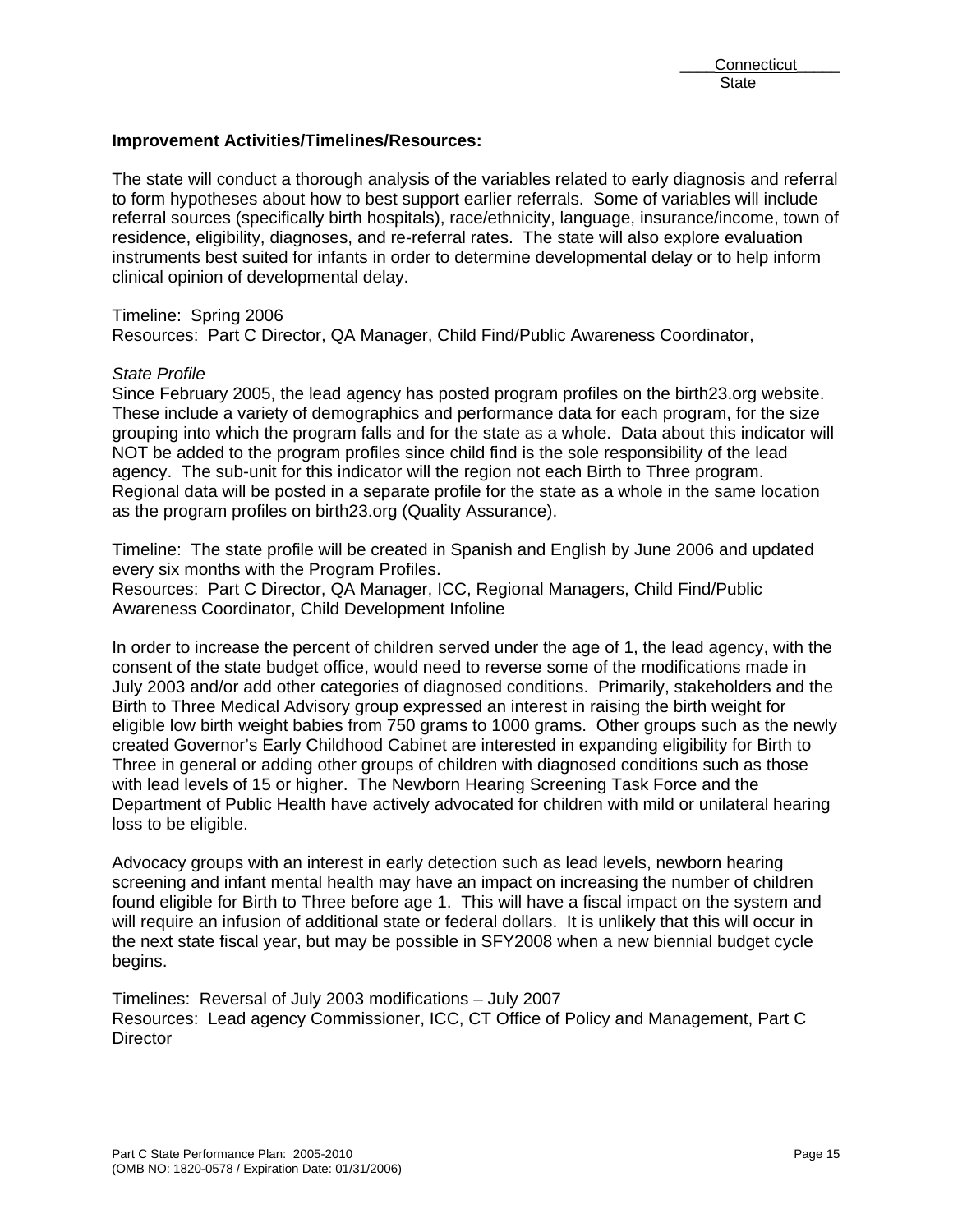**Improvement Activities/Timelines/Resources:**

The state will conduct a thorough analysis of the variables related to early diagnosis and referral to form hypotheses about how to best support earlier referrals. Some of variables will include referral sources (specifically birth hospitals), race/ethnicity, language, insurance/income, town of residence, eligibility, diagnoses, and re-referral rates. The state will also explore evaluation instruments best suited for infants in order to determine developmental delay or to help inform clinical opinion of developmental delay.

Timeline: Spring 2006
Resources: Part C Director, QA Manager, Child Find/Public Awareness Coordinator,

*State Profile*
Since February 2005, the lead agency has posted program profiles on the birth23.org website. These include a variety of demographics and performance data for each program, for the size grouping into which the program falls and for the state as a whole. Data about this indicator will NOT be added to the program profiles since child find is the sole responsibility of the lead agency. The sub-unit for this indicator will the region not each Birth to Three program. Regional data will be posted in a separate profile for the state as a whole in the same location as the program profiles on birth23.org (Quality Assurance).

Timeline: The state profile will be created in Spanish and English by June 2006 and updated every six months with the Program Profiles.
Resources: Part C Director, QA Manager, ICC, Regional Managers, Child Find/Public Awareness Coordinator, Child Development Infoline

In order to increase the percent of children served under the age of 1, the lead agency, with the consent of the state budget office, would need to reverse some of the modifications made in July 2003 and/or add other categories of diagnosed conditions. Primarily, stakeholders and the Birth to Three Medical Advisory group expressed an interest in raising the birth weight for eligible low birth weight babies from 750 grams to 1000 grams. Other groups such as the newly created Governor's Early Childhood Cabinet are interested in expanding eligibility for Birth to Three in general or adding other groups of children with diagnosed conditions such as those with lead levels of 15 or higher. The Newborn Hearing Screening Task Force and the Department of Public Health have actively advocated for children with mild or unilateral hearing loss to be eligible.

Advocacy groups with an interest in early detection such as lead levels, newborn hearing screening and infant mental health may have an impact on increasing the number of children found eligible for Birth to Three before age 1. This will have a fiscal impact on the system and will require an infusion of additional state or federal dollars. It is unlikely that this will occur in the next state fiscal year, but may be possible in SFY2008 when a new biennial budget cycle begins.

Timelines: Reversal of July 2003 modifications – July 2007
Resources: Lead agency Commissioner, ICC, CT Office of Policy and Management, Part C Director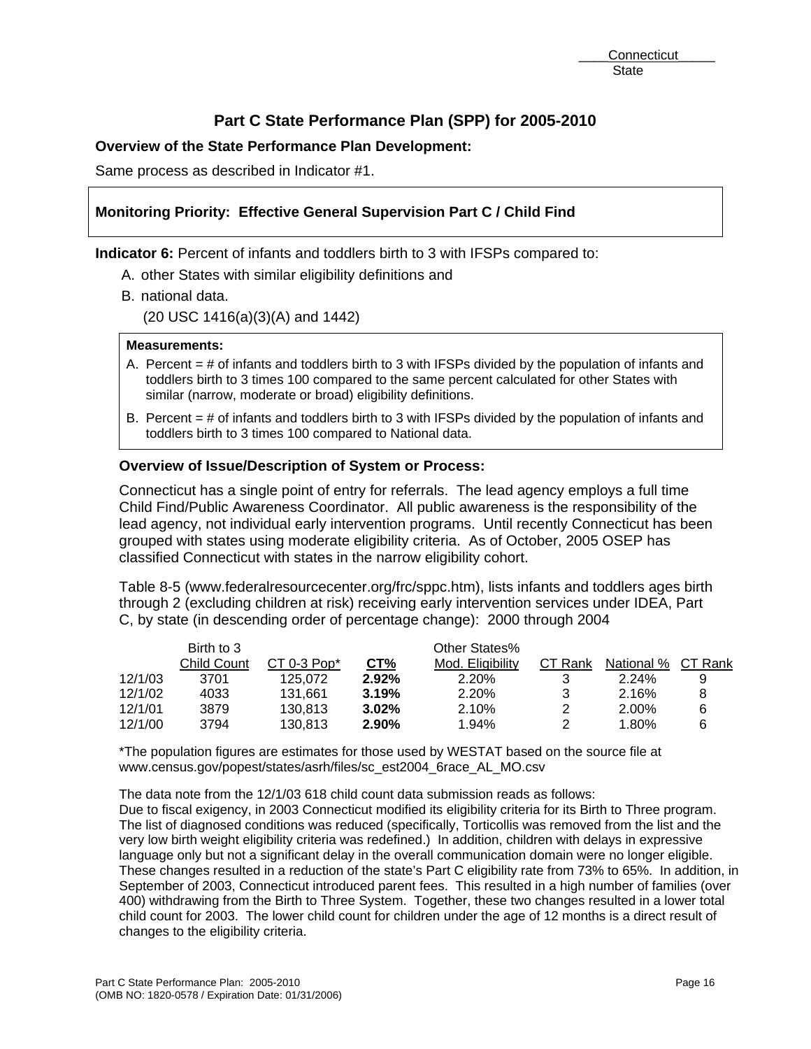Connecticut
State

# Part C State Performance Plan (SPP) for 2005-2010

**Overview of the State Performance Plan Development:**

Same process as described in Indicator #1.

**Monitoring Priority: Effective General Supervision Part C / Child Find**

**Indicator 6:** Percent of infants and toddlers birth to 3 with IFSPs compared to:

A. other States with similar eligibility definitions and

B. national data.

(20 USC 1416(a)(3)(A) and 1442)

**Measurements:**

A. Percent = # of infants and toddlers birth to 3 with IFSPs divided by the population of infants and toddlers birth to 3 times 100 compared to the same percent calculated for other States with similar (narrow, moderate or broad) eligibility definitions.

B. Percent = # of infants and toddlers birth to 3 with IFSPs divided by the population of infants and toddlers birth to 3 times 100 compared to National data.

**Overview of Issue/Description of System or Process:**

Connecticut has a single point of entry for referrals. The lead agency employs a full time Child Find/Public Awareness Coordinator. All public awareness is the responsibility of the lead agency, not individual early intervention programs. Until recently Connecticut has been grouped with states using moderate eligibility criteria. As of October, 2005 OSEP has classified Connecticut with states in the narrow eligibility cohort.

Table 8-5 (www.federalresourcecenter.org/frc/sppc.htm), lists infants and toddlers ages birth through 2 (excluding children at risk) receiving early intervention services under IDEA, Part C, by state (in descending order of percentage change): 2000 through 2004

| | Birth to 3 Child Count | CT 0-3 Pop* | CT% | Other States% Mod. Eligibility | CT Rank | National % | CT Rank |
|---|---|---|---|---|---|---|---|
| 12/1/03 | 3701 | 125,072 | **2.92%** | 2.20% | 3 | 2.24% | 9 |
| 12/1/02 | 4033 | 131,661 | **3.19%** | 2.20% | 3 | 2.16% | 8 |
| 12/1/01 | 3879 | 130,813 | **3.02%** | 2.10% | 2 | 2.00% | 6 |
| 12/1/00 | 3794 | 130,813 | **2.90%** | 1.94% | 2 | 1.80% | 6 |

*The population figures are estimates for those used by WESTAT based on the source file at www.census.gov/popest/states/asrh/files/sc_est2004_6race_AL_MO.csv

The data note from the 12/1/03 618 child count data submission reads as follows:
Due to fiscal exigency, in 2003 Connecticut modified its eligibility criteria for its Birth to Three program. The list of diagnosed conditions was reduced (specifically, Torticollis was removed from the list and the very low birth weight eligibility criteria was redefined.) In addition, children with delays in expressive language only but not a significant delay in the overall communication domain were no longer eligible. These changes resulted in a reduction of the state's Part C eligibility rate from 73% to 65%. In addition, in September of 2003, Connecticut introduced parent fees. This resulted in a high number of families (over 400) withdrawing from the Birth to Three System. Together, these two changes resulted in a lower total child count for 2003. The lower child count for children under the age of 12 months is a direct result of changes to the eligibility criteria.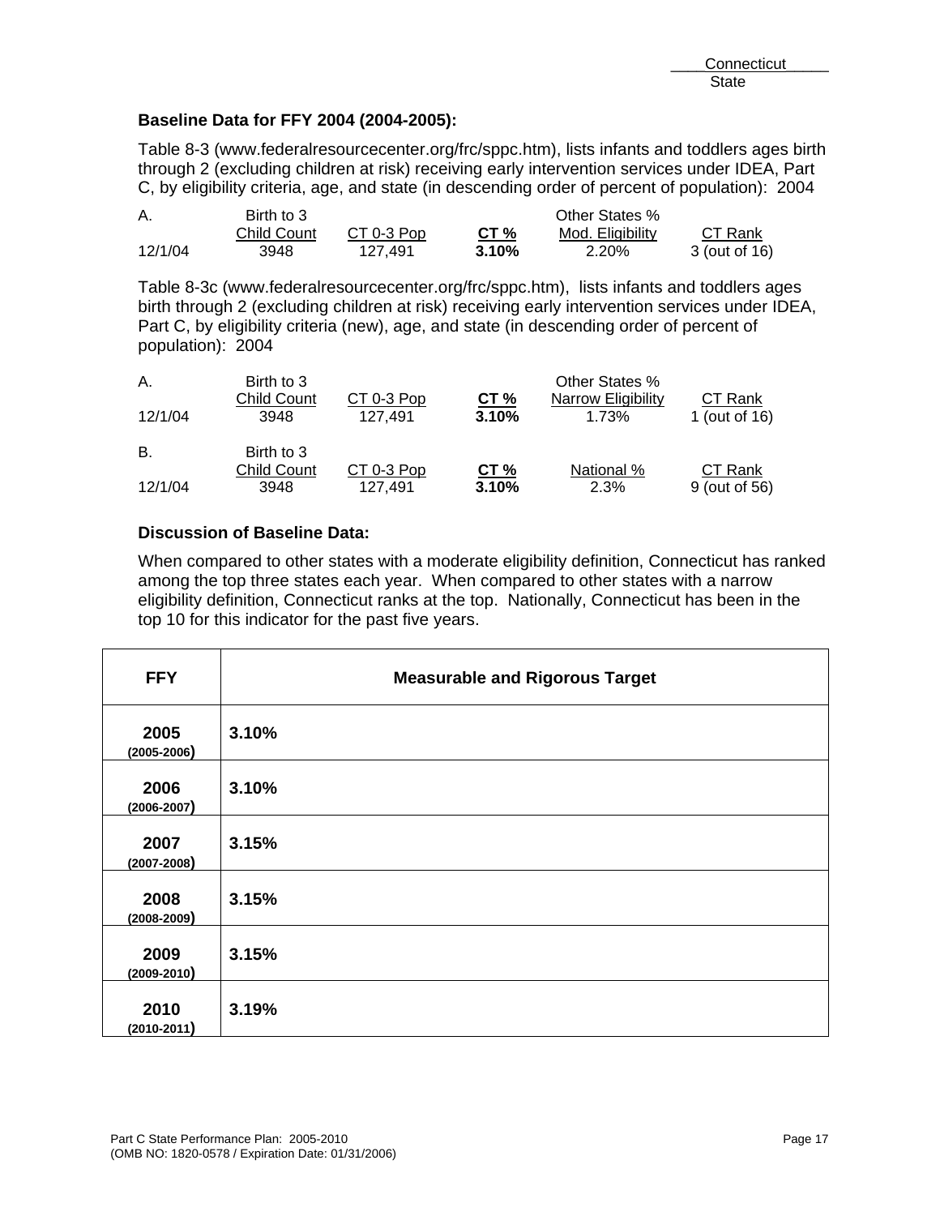Connecticut
State

**Baseline Data for FFY 2004 (2004-2005):**

Table 8-3 (www.federalresourcecenter.org/frc/sppc.htm), lists infants and toddlers ages birth through 2 (excluding children at risk) receiving early intervention services under IDEA, Part C, by eligibility criteria, age, and state (in descending order of percent of population): 2004

| A. | Birth to 3 Child Count | CT 0-3 Pop | CT % | Other States % Mod. Eligibility | CT Rank |
|---|---|---|---|---|---|
| 12/1/04 | 3948 | 127,491 | **3.10%** | 2.20% | 3 (out of 16) |

Table 8-3c (www.federalresourcecenter.org/frc/sppc.htm), lists infants and toddlers ages birth through 2 (excluding children at risk) receiving early intervention services under IDEA, Part C, by eligibility criteria (new), age, and state (in descending order of percent of population): 2004

| A. | Birth to 3 Child Count | CT 0-3 Pop | CT % | Other States % Narrow Eligibility | CT Rank |
|---|---|---|---|---|---|
| 12/1/04 | 3948 | 127,491 | **3.10%** | 1.73% | 1 (out of 16) |

| B. | Birth to 3 Child Count | CT 0-3 Pop | CT % | National % | CT Rank |
|---|---|---|---|---|---|
| 12/1/04 | 3948 | 127,491 | **3.10%** | 2.3% | 9 (out of 56) |

**Discussion of Baseline Data:**

When compared to other states with a moderate eligibility definition, Connecticut has ranked among the top three states each year. When compared to other states with a narrow eligibility definition, Connecticut ranks at the top. Nationally, Connecticut has been in the top 10 for this indicator for the past five years.

| FFY | Measurable and Rigorous Target |
|---|---|
| **2005 (2005-2006)** | **3.10%** |
| **2006 (2006-2007)** | **3.10%** |
| **2007 (2007-2008)** | **3.15%** |
| **2008 (2008-2009)** | **3.15%** |
| **2009 (2009-2010)** | **3.15%** |
| **2010 (2010-2011)** | **3.19%** |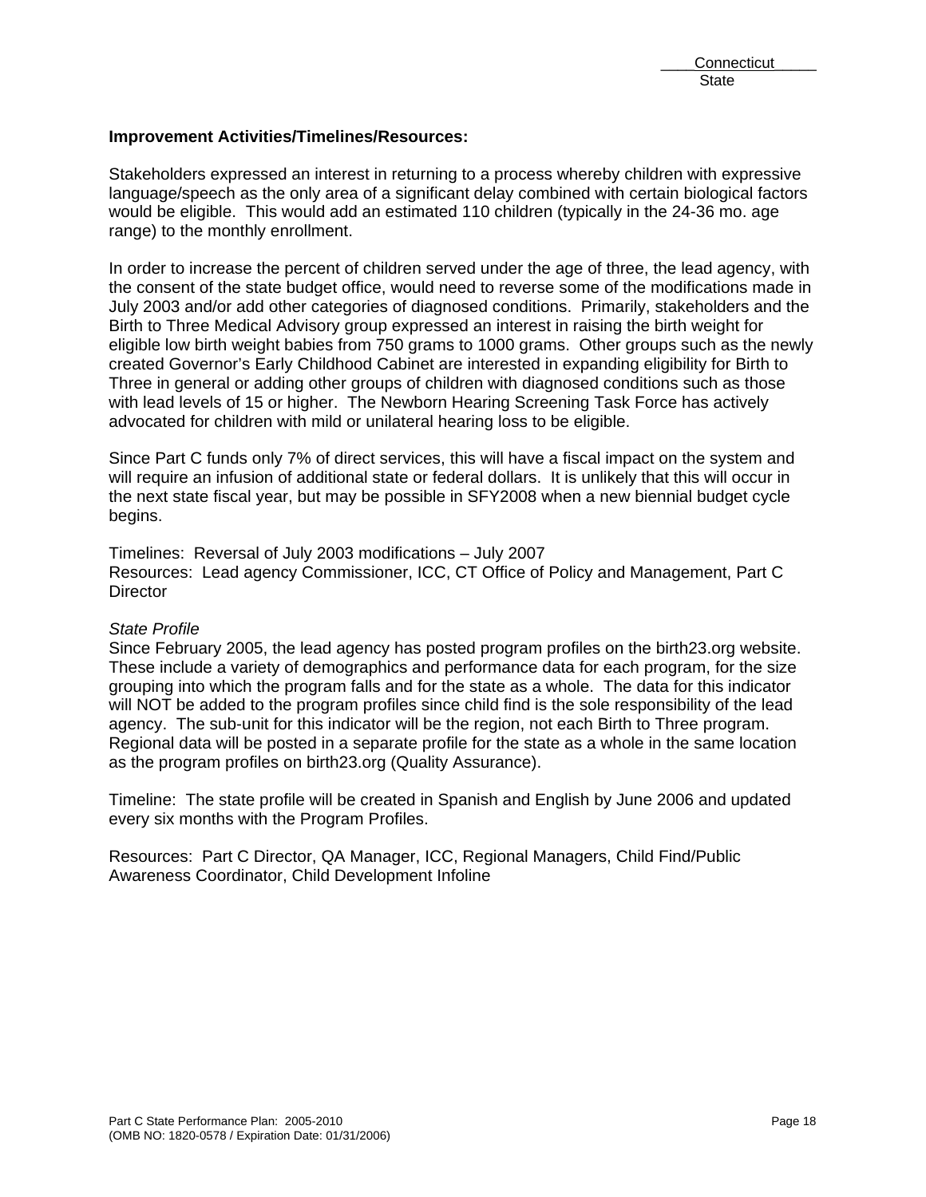**Improvement Activities/Timelines/Resources:**

Stakeholders expressed an interest in returning to a process whereby children with expressive language/speech as the only area of a significant delay combined with certain biological factors would be eligible. This would add an estimated 110 children (typically in the 24-36 mo. age range) to the monthly enrollment.

In order to increase the percent of children served under the age of three, the lead agency, with the consent of the state budget office, would need to reverse some of the modifications made in July 2003 and/or add other categories of diagnosed conditions. Primarily, stakeholders and the Birth to Three Medical Advisory group expressed an interest in raising the birth weight for eligible low birth weight babies from 750 grams to 1000 grams. Other groups such as the newly created Governor's Early Childhood Cabinet are interested in expanding eligibility for Birth to Three in general or adding other groups of children with diagnosed conditions such as those with lead levels of 15 or higher. The Newborn Hearing Screening Task Force has actively advocated for children with mild or unilateral hearing loss to be eligible.

Since Part C funds only 7% of direct services, this will have a fiscal impact on the system and will require an infusion of additional state or federal dollars. It is unlikely that this will occur in the next state fiscal year, but may be possible in SFY2008 when a new biennial budget cycle begins.

Timelines: Reversal of July 2003 modifications – July 2007
Resources: Lead agency Commissioner, ICC, CT Office of Policy and Management, Part C Director

*State Profile*
Since February 2005, the lead agency has posted program profiles on the birth23.org website. These include a variety of demographics and performance data for each program, for the size grouping into which the program falls and for the state as a whole. The data for this indicator will NOT be added to the program profiles since child find is the sole responsibility of the lead agency. The sub-unit for this indicator will be the region, not each Birth to Three program. Regional data will be posted in a separate profile for the state as a whole in the same location as the program profiles on birth23.org (Quality Assurance).

Timeline: The state profile will be created in Spanish and English by June 2006 and updated every six months with the Program Profiles.

Resources: Part C Director, QA Manager, ICC, Regional Managers, Child Find/Public Awareness Coordinator, Child Development Infoline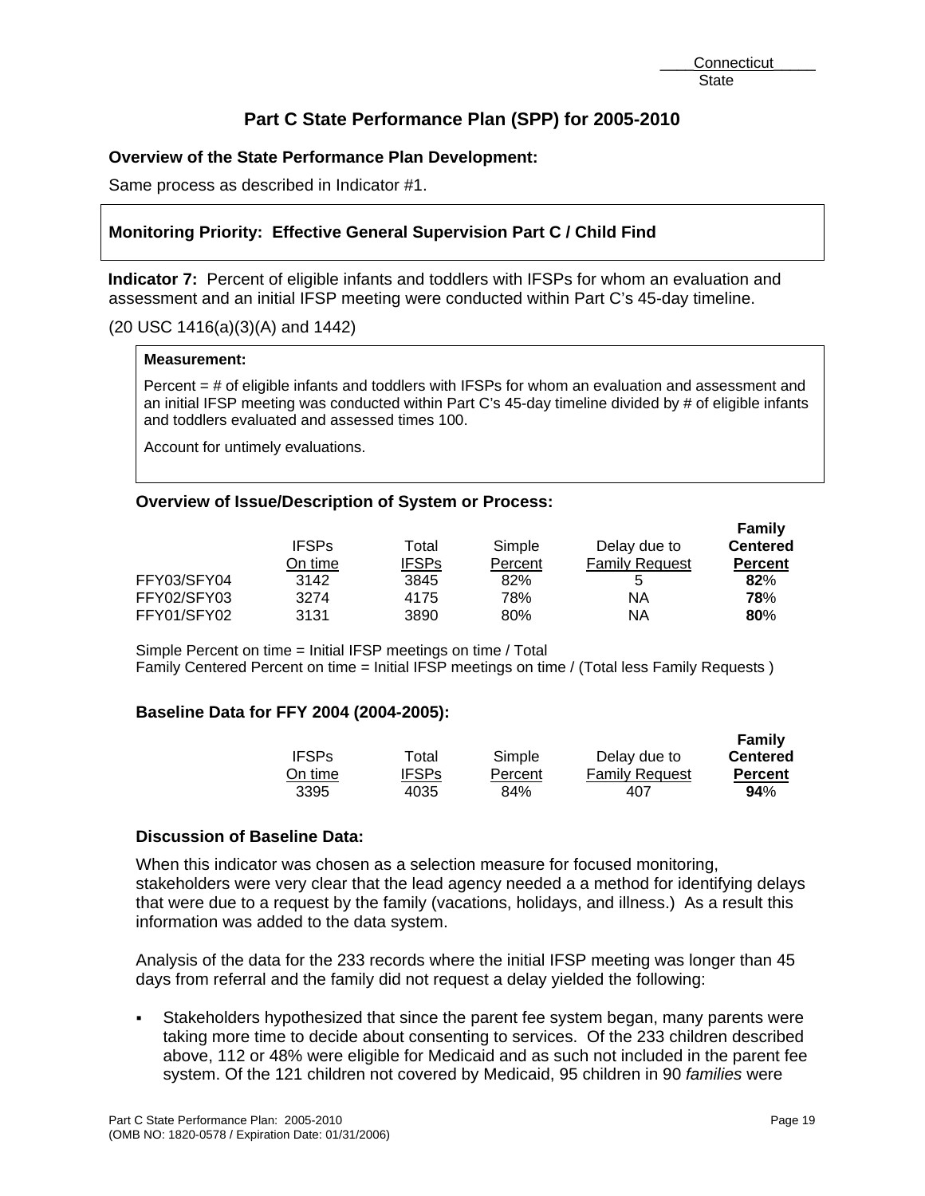# Part C State Performance Plan (SPP) for 2005-2010

**Overview of the State Performance Plan Development:**

Same process as described in Indicator #1.

**Monitoring Priority: Effective General Supervision Part C / Child Find**

**Indicator 7:** Percent of eligible infants and toddlers with IFSPs for whom an evaluation and assessment and an initial IFSP meeting were conducted within Part C's 45-day timeline.

(20 USC 1416(a)(3)(A) and 1442)

**Measurement:**

Percent = # of eligible infants and toddlers with IFSPs for whom an evaluation and assessment and an initial IFSP meeting was conducted within Part C's 45-day timeline divided by # of eligible infants and toddlers evaluated and assessed times 100.

Account for untimely evaluations.

**Overview of Issue/Description of System or Process:**

| | IFSPs On time | Total IFSPs | Simple Percent | Delay due to Family Request | Family Centered Percent |
|---|---|---|---|---|---|
| FFY03/SFY04 | 3142 | 3845 | 82% | 5 | **82**% |
| FFY02/SFY03 | 3274 | 4175 | 78% | NA | **78**% |
| FFY01/SFY02 | 3131 | 3890 | 80% | NA | **80**% |

Simple Percent on time = Initial IFSP meetings on time / Total
Family Centered Percent on time = Initial IFSP meetings on time / (Total less Family Requests )

**Baseline Data for FFY 2004 (2004-2005):**

| IFSPs On time | Total IFSPs | Simple Percent | Delay due to Family Request | Family Centered Percent |
|---|---|---|---|---|
| 3395 | 4035 | 84% | 407 | **94**% |

**Discussion of Baseline Data:**

When this indicator was chosen as a selection measure for focused monitoring, stakeholders were very clear that the lead agency needed a a method for identifying delays that were due to a request by the family (vacations, holidays, and illness.) As a result this information was added to the data system.

Analysis of the data for the 233 records where the initial IFSP meeting was longer than 45 days from referral and the family did not request a delay yielded the following:

- Stakeholders hypothesized that since the parent fee system began, many parents were taking more time to decide about consenting to services. Of the 233 children described above, 112 or 48% were eligible for Medicaid and as such not included in the parent fee system. Of the 121 children not covered by Medicaid, 95 children in 90 *families* were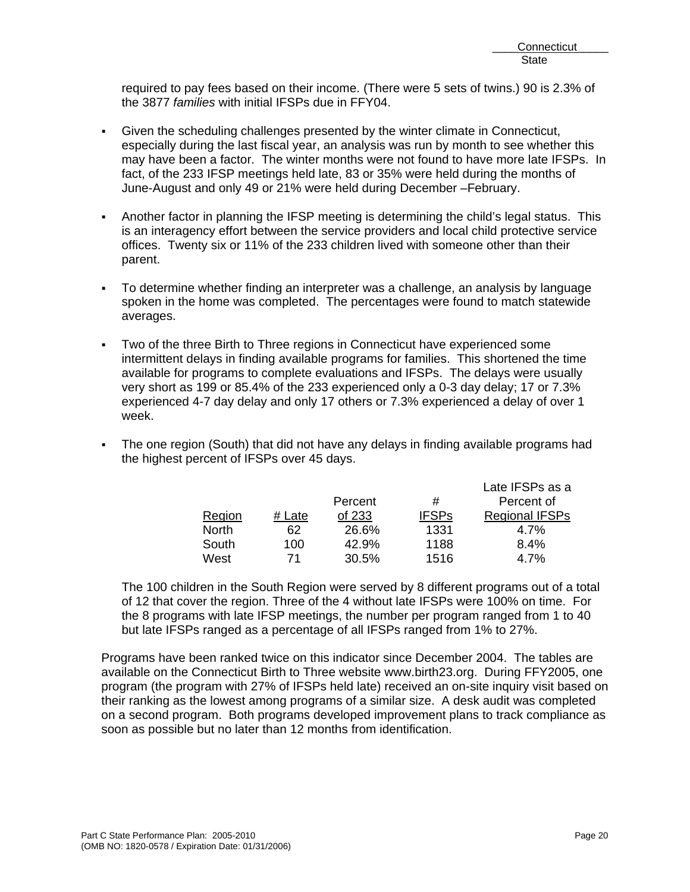required to pay fees based on their income. (There were 5 sets of twins.) 90 is 2.3% of the 3877 *families* with initial IFSPs due in FFY04.

- Given the scheduling challenges presented by the winter climate in Connecticut, especially during the last fiscal year, an analysis was run by month to see whether this may have been a factor. The winter months were not found to have more late IFSPs. In fact, of the 233 IFSP meetings held late, 83 or 35% were held during the months of June-August and only 49 or 21% were held during December –February.

- Another factor in planning the IFSP meeting is determining the child's legal status. This is an interagency effort between the service providers and local child protective service offices. Twenty six or 11% of the 233 children lived with someone other than their parent.

- To determine whether finding an interpreter was a challenge, an analysis by language spoken in the home was completed. The percentages were found to match statewide averages.

- Two of the three Birth to Three regions in Connecticut have experienced some intermittent delays in finding available programs for families. This shortened the time available for programs to complete evaluations and IFSPs. The delays were usually very short as 199 or 85.4% of the 233 experienced only a 0-3 day delay; 17 or 7.3% experienced 4-7 day delay and only 17 others or 7.3% experienced a delay of over 1 week.

- The one region (South) that did not have any delays in finding available programs had the highest percent of IFSPs over 45 days.

| Region | # Late | Percent of 233 | # IFSPs | Late IFSPs as a Percent of Regional IFSPs |
|---|---|---|---|---|
| North | 62 | 26.6% | 1331 | 4.7% |
| South | 100 | 42.9% | 1188 | 8.4% |
| West | 71 | 30.5% | 1516 | 4.7% |

The 100 children in the South Region were served by 8 different programs out of a total of 12 that cover the region. Three of the 4 without late IFSPs were 100% on time. For the 8 programs with late IFSP meetings, the number per program ranged from 1 to 40 but late IFSPs ranged as a percentage of all IFSPs ranged from 1% to 27%.

Programs have been ranked twice on this indicator since December 2004. The tables are available on the Connecticut Birth to Three website www.birth23.org. During FFY2005, one program (the program with 27% of IFSPs held late) received an on-site inquiry visit based on their ranking as the lowest among programs of a similar size. A desk audit was completed on a second program. Both programs developed improvement plans to track compliance as soon as possible but no later than 12 months from identification.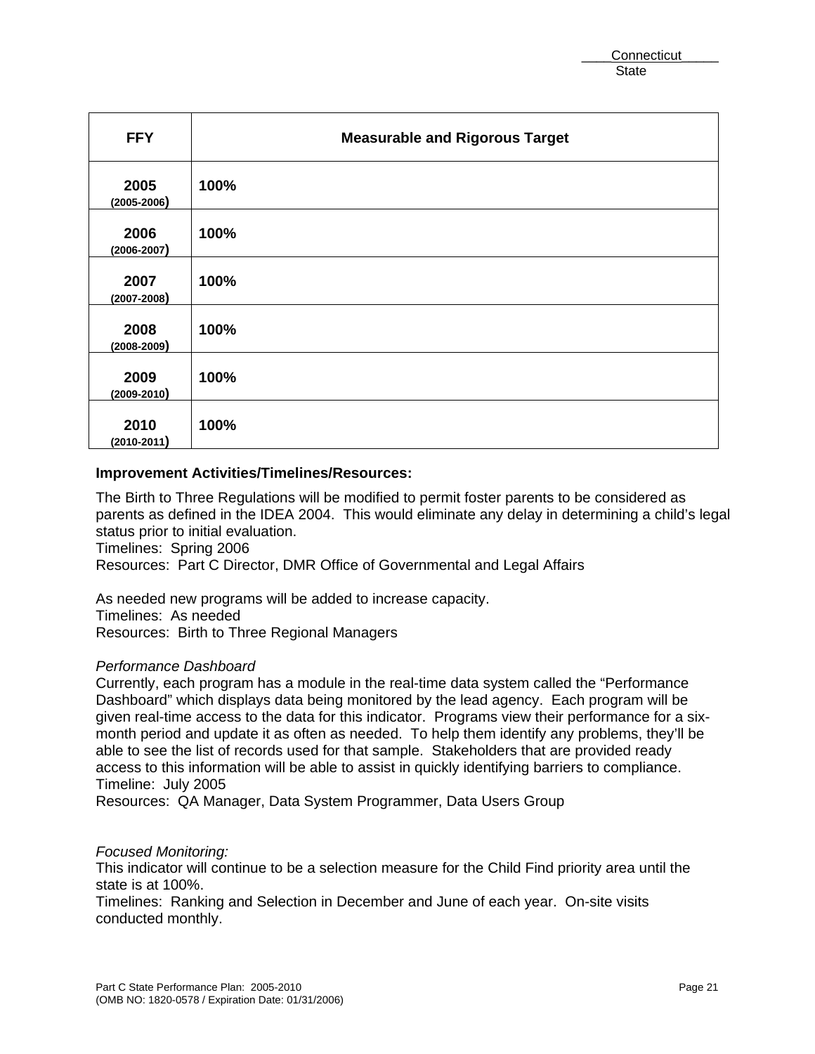| FFY | Measurable and Rigorous Target |
|---|---|
| **2005** (2005-2006) | **100%** |
| **2006** (2006-2007) | **100%** |
| **2007** (2007-2008) | **100%** |
| **2008** (2008-2009) | **100%** |
| **2009** (2009-2010) | **100%** |
| **2010** (2010-2011) | **100%** |

**Improvement Activities/Timelines/Resources:**

The Birth to Three Regulations will be modified to permit foster parents to be considered as parents as defined in the IDEA 2004. This would eliminate any delay in determining a child's legal status prior to initial evaluation.
Timelines: Spring 2006
Resources: Part C Director, DMR Office of Governmental and Legal Affairs

As needed new programs will be added to increase capacity.
Timelines: As needed
Resources: Birth to Three Regional Managers

*Performance Dashboard*
Currently, each program has a module in the real-time data system called the "Performance Dashboard" which displays data being monitored by the lead agency. Each program will be given real-time access to the data for this indicator. Programs view their performance for a six-month period and update it as often as needed. To help them identify any problems, they'll be able to see the list of records used for that sample. Stakeholders that are provided ready access to this information will be able to assist in quickly identifying barriers to compliance.
Timeline: July 2005
Resources: QA Manager, Data System Programmer, Data Users Group

*Focused Monitoring:*
This indicator will continue to be a selection measure for the Child Find priority area until the state is at 100%.
Timelines: Ranking and Selection in December and June of each year. On-site visits conducted monthly.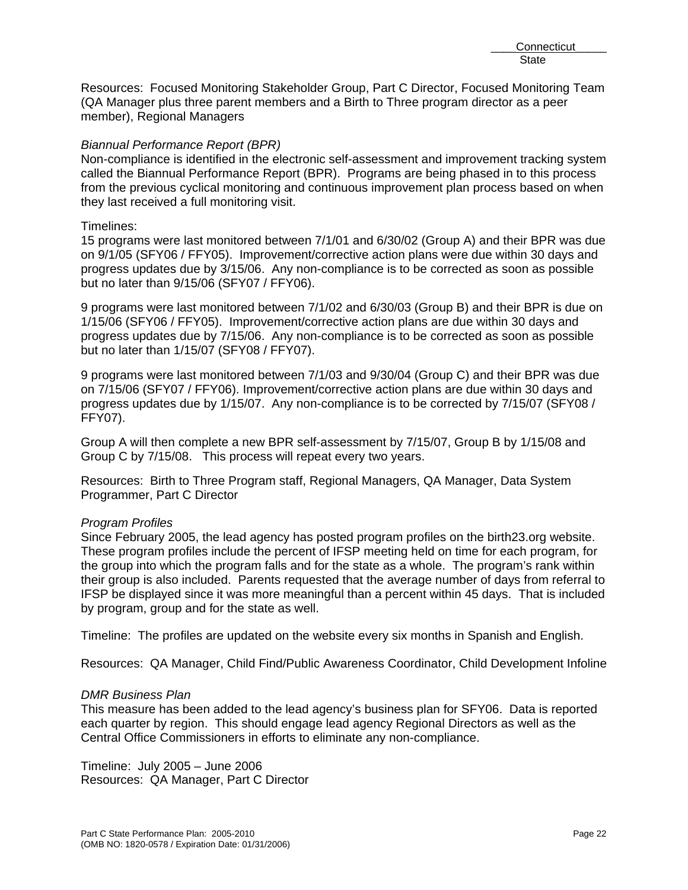Resources: Focused Monitoring Stakeholder Group, Part C Director, Focused Monitoring Team (QA Manager plus three parent members and a Birth to Three program director as a peer member), Regional Managers

*Biannual Performance Report (BPR)*
Non-compliance is identified in the electronic self-assessment and improvement tracking system called the Biannual Performance Report (BPR). Programs are being phased in to this process from the previous cyclical monitoring and continuous improvement plan process based on when they last received a full monitoring visit.

Timelines:
15 programs were last monitored between 7/1/01 and 6/30/02 (Group A) and their BPR was due on 9/1/05 (SFY06 / FFY05). Improvement/corrective action plans were due within 30 days and progress updates due by 3/15/06. Any non-compliance is to be corrected as soon as possible but no later than 9/15/06 (SFY07 / FFY06).

9 programs were last monitored between 7/1/02 and 6/30/03 (Group B) and their BPR is due on 1/15/06 (SFY06 / FFY05). Improvement/corrective action plans are due within 30 days and progress updates due by 7/15/06. Any non-compliance is to be corrected as soon as possible but no later than 1/15/07 (SFY08 / FFY07).

9 programs were last monitored between 7/1/03 and 9/30/04 (Group C) and their BPR was due on 7/15/06 (SFY07 / FFY06). Improvement/corrective action plans are due within 30 days and progress updates due by 1/15/07. Any non-compliance is to be corrected by 7/15/07 (SFY08 / FFY07).

Group A will then complete a new BPR self-assessment by 7/15/07, Group B by 1/15/08 and Group C by 7/15/08. This process will repeat every two years.

Resources: Birth to Three Program staff, Regional Managers, QA Manager, Data System Programmer, Part C Director

*Program Profiles*
Since February 2005, the lead agency has posted program profiles on the birth23.org website. These program profiles include the percent of IFSP meeting held on time for each program, for the group into which the program falls and for the state as a whole. The program's rank within their group is also included. Parents requested that the average number of days from referral to IFSP be displayed since it was more meaningful than a percent within 45 days. That is included by program, group and for the state as well.

Timeline: The profiles are updated on the website every six months in Spanish and English.

Resources: QA Manager, Child Find/Public Awareness Coordinator, Child Development Infoline

*DMR Business Plan*
This measure has been added to the lead agency's business plan for SFY06. Data is reported each quarter by region. This should engage lead agency Regional Directors as well as the Central Office Commissioners in efforts to eliminate any non-compliance.

Timeline: July 2005 – June 2006
Resources: QA Manager, Part C Director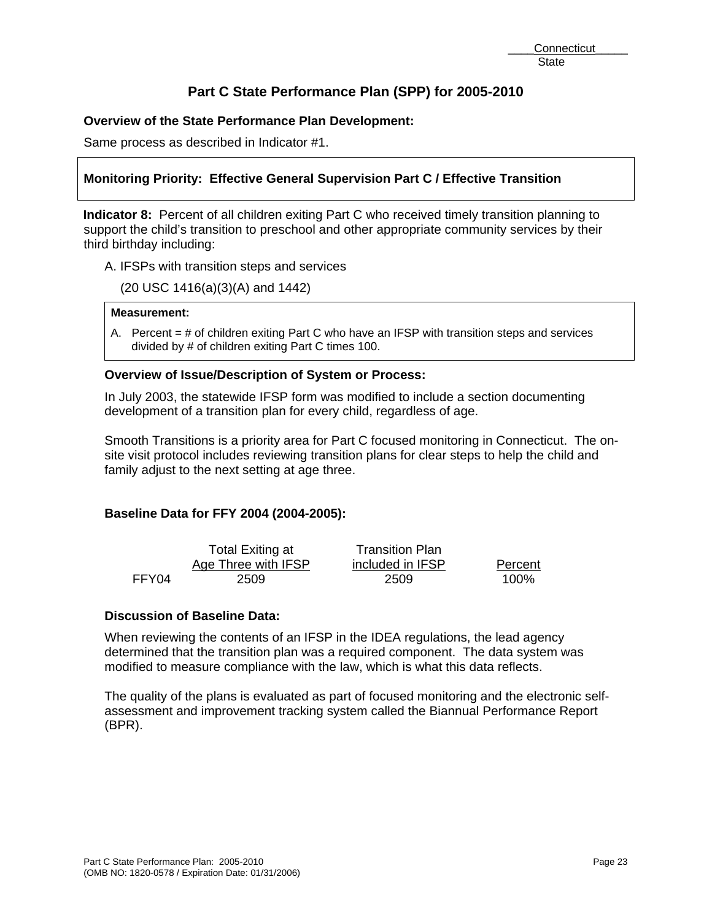Connecticut
State

# Part C State Performance Plan (SPP) for 2005-2010

**Overview of the State Performance Plan Development:**

Same process as described in Indicator #1.

**Monitoring Priority: Effective General Supervision Part C / Effective Transition**

**Indicator 8:** Percent of all children exiting Part C who received timely transition planning to support the child's transition to preschool and other appropriate community services by their third birthday including:

A. IFSPs with transition steps and services

(20 USC 1416(a)(3)(A) and 1442)

**Measurement:**

A. Percent = # of children exiting Part C who have an IFSP with transition steps and services divided by # of children exiting Part C times 100.

**Overview of Issue/Description of System or Process:**

In July 2003, the statewide IFSP form was modified to include a section documenting development of a transition plan for every child, regardless of age.

Smooth Transitions is a priority area for Part C focused monitoring in Connecticut. The on-site visit protocol includes reviewing transition plans for clear steps to help the child and family adjust to the next setting at age three.

**Baseline Data for FFY 2004 (2004-2005):**

| | Total Exiting at Age Three with IFSP | Transition Plan included in IFSP | Percent |
|---|---|---|---|
| FFY04 | 2509 | 2509 | 100% |

**Discussion of Baseline Data:**

When reviewing the contents of an IFSP in the IDEA regulations, the lead agency determined that the transition plan was a required component. The data system was modified to measure compliance with the law, which is what this data reflects.

The quality of the plans is evaluated as part of focused monitoring and the electronic self-assessment and improvement tracking system called the Biannual Performance Report (BPR).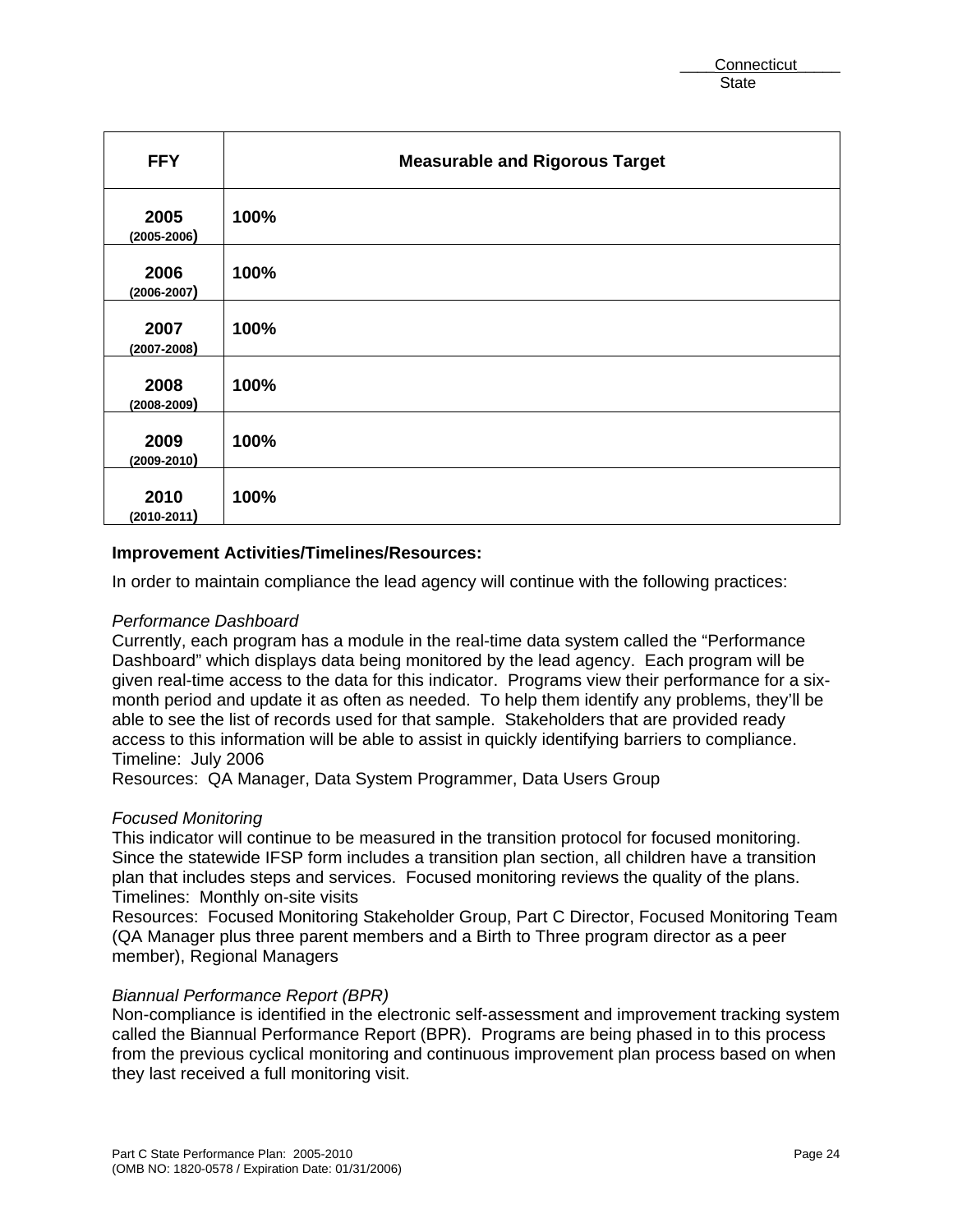| FFY | Measurable and Rigorous Target |
|---|---|
| **2005** (2005-2006) | **100%** |
| **2006** (2006-2007) | **100%** |
| **2007** (2007-2008) | **100%** |
| **2008** (2008-2009) | **100%** |
| **2009** (2009-2010) | **100%** |
| **2010** (2010-2011) | **100%** |

**Improvement Activities/Timelines/Resources:**

In order to maintain compliance the lead agency will continue with the following practices:

*Performance Dashboard*
Currently, each program has a module in the real-time data system called the "Performance Dashboard" which displays data being monitored by the lead agency. Each program will be given real-time access to the data for this indicator. Programs view their performance for a six-month period and update it as often as needed. To help them identify any problems, they'll be able to see the list of records used for that sample. Stakeholders that are provided ready access to this information will be able to assist in quickly identifying barriers to compliance.
Timeline: July 2006
Resources: QA Manager, Data System Programmer, Data Users Group

*Focused Monitoring*
This indicator will continue to be measured in the transition protocol for focused monitoring. Since the statewide IFSP form includes a transition plan section, all children have a transition plan that includes steps and services. Focused monitoring reviews the quality of the plans.
Timelines: Monthly on-site visits
Resources: Focused Monitoring Stakeholder Group, Part C Director, Focused Monitoring Team (QA Manager plus three parent members and a Birth to Three program director as a peer member), Regional Managers

*Biannual Performance Report (BPR)*
Non-compliance is identified in the electronic self-assessment and improvement tracking system called the Biannual Performance Report (BPR). Programs are being phased in to this process from the previous cyclical monitoring and continuous improvement plan process based on when they last received a full monitoring visit.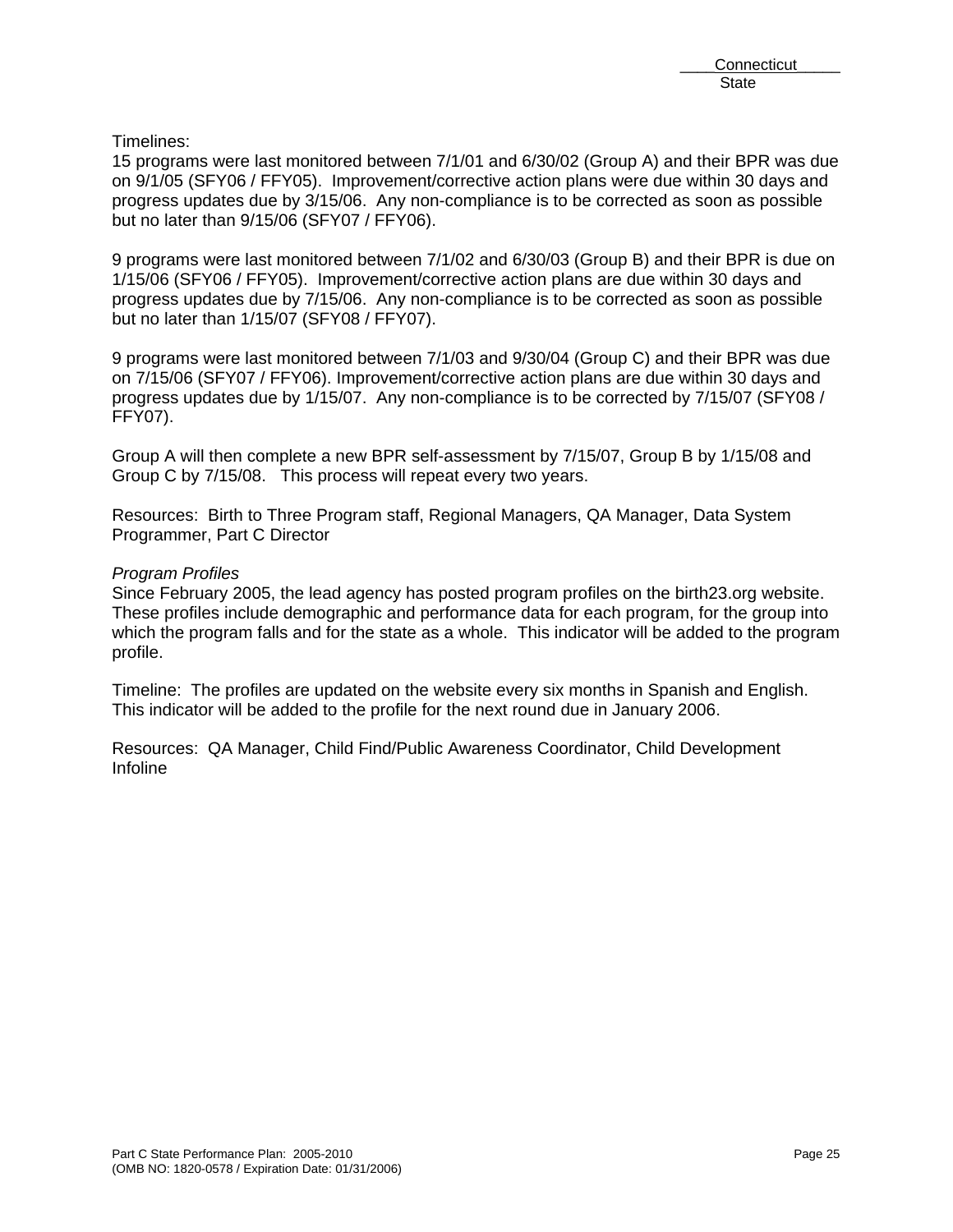Timelines:
15 programs were last monitored between 7/1/01 and 6/30/02 (Group A) and their BPR was due on 9/1/05 (SFY06 / FFY05). Improvement/corrective action plans were due within 30 days and progress updates due by 3/15/06. Any non-compliance is to be corrected as soon as possible but no later than 9/15/06 (SFY07 / FFY06).

9 programs were last monitored between 7/1/02 and 6/30/03 (Group B) and their BPR is due on 1/15/06 (SFY06 / FFY05). Improvement/corrective action plans are due within 30 days and progress updates due by 7/15/06. Any non-compliance is to be corrected as soon as possible but no later than 1/15/07 (SFY08 / FFY07).

9 programs were last monitored between 7/1/03 and 9/30/04 (Group C) and their BPR was due on 7/15/06 (SFY07 / FFY06). Improvement/corrective action plans are due within 30 days and progress updates due by 1/15/07. Any non-compliance is to be corrected by 7/15/07 (SFY08 / FFY07).

Group A will then complete a new BPR self-assessment by 7/15/07, Group B by 1/15/08 and Group C by 7/15/08. This process will repeat every two years.

Resources: Birth to Three Program staff, Regional Managers, QA Manager, Data System Programmer, Part C Director

*Program Profiles*
Since February 2005, the lead agency has posted program profiles on the birth23.org website. These profiles include demographic and performance data for each program, for the group into which the program falls and for the state as a whole. This indicator will be added to the program profile.

Timeline: The profiles are updated on the website every six months in Spanish and English. This indicator will be added to the profile for the next round due in January 2006.

Resources: QA Manager, Child Find/Public Awareness Coordinator, Child Development Infoline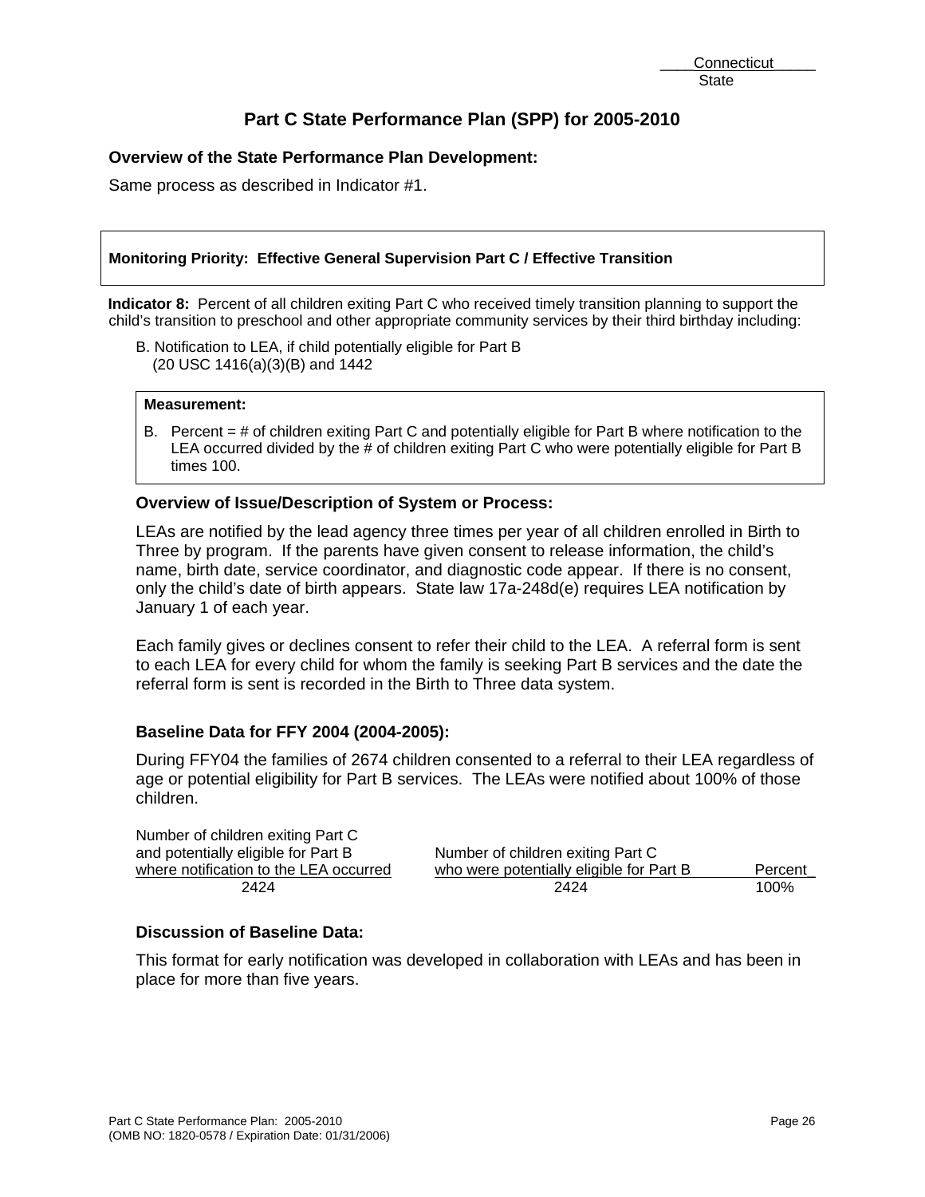Connecticut
State

# Part C State Performance Plan (SPP) for 2005-2010

## Overview of the State Performance Plan Development:

Same process as described in Indicator #1.

**Monitoring Priority: Effective General Supervision Part C / Effective Transition**

**Indicator 8:** Percent of all children exiting Part C who received timely transition planning to support the child's transition to preschool and other appropriate community services by their third birthday including:

B. Notification to LEA, if child potentially eligible for Part B (20 USC 1416(a)(3)(B) and 1442

**Measurement:**

B. Percent = # of children exiting Part C and potentially eligible for Part B where notification to the LEA occurred divided by the # of children exiting Part C who were potentially eligible for Part B times 100.

### Overview of Issue/Description of System or Process:

LEAs are notified by the lead agency three times per year of all children enrolled in Birth to Three by program. If the parents have given consent to release information, the child's name, birth date, service coordinator, and diagnostic code appear. If there is no consent, only the child's date of birth appears. State law 17a-248d(e) requires LEA notification by January 1 of each year.

Each family gives or declines consent to refer their child to the LEA. A referral form is sent to each LEA for every child for whom the family is seeking Part B services and the date the referral form is sent is recorded in the Birth to Three data system.

### Baseline Data for FFY 2004 (2004-2005):

During FFY04 the families of 2674 children consented to a referral to their LEA regardless of age or potential eligibility for Part B services. The LEAs were notified about 100% of those children.

| Number of children exiting Part C and potentially eligible for Part B where notification to the LEA occurred | Number of children exiting Part C who were potentially eligible for Part B | Percent |
|---|---|---|
| 2424 | 2424 | 100% |

### Discussion of Baseline Data:

This format for early notification was developed in collaboration with LEAs and has been in place for more than five years.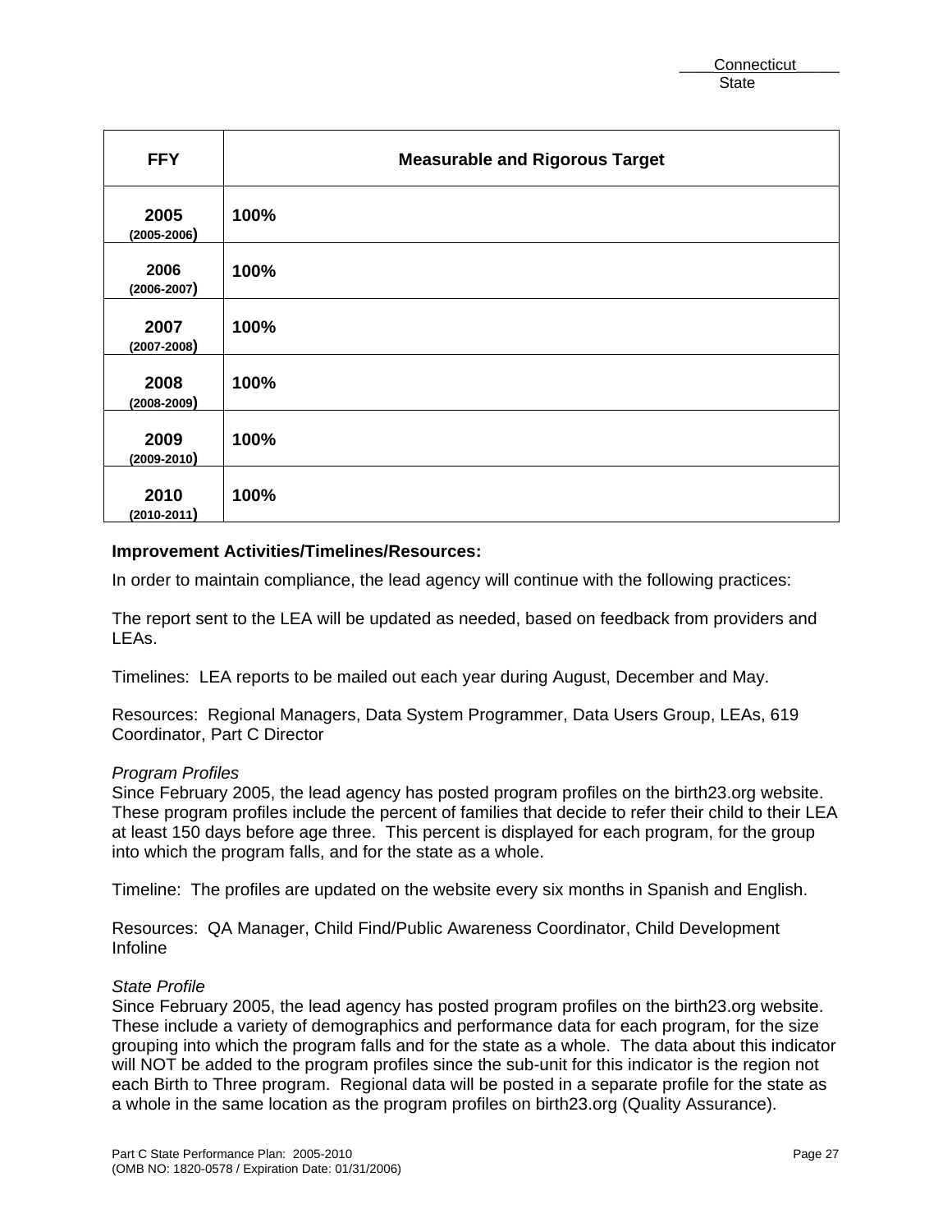| FFY | Measurable and Rigorous Target |
|---|---|
| **2005** (2005-2006) | **100%** |
| **2006** (2006-2007) | **100%** |
| **2007** (2007-2008) | **100%** |
| **2008** (2008-2009) | **100%** |
| **2009** (2009-2010) | **100%** |
| **2010** (2010-2011) | **100%** |

**Improvement Activities/Timelines/Resources:**

In order to maintain compliance, the lead agency will continue with the following practices:

The report sent to the LEA will be updated as needed, based on feedback from providers and LEAs.

Timelines: LEA reports to be mailed out each year during August, December and May.

Resources: Regional Managers, Data System Programmer, Data Users Group, LEAs, 619 Coordinator, Part C Director

*Program Profiles*
Since February 2005, the lead agency has posted program profiles on the birth23.org website. These program profiles include the percent of families that decide to refer their child to their LEA at least 150 days before age three. This percent is displayed for each program, for the group into which the program falls, and for the state as a whole.

Timeline: The profiles are updated on the website every six months in Spanish and English.

Resources: QA Manager, Child Find/Public Awareness Coordinator, Child Development Infoline

*State Profile*
Since February 2005, the lead agency has posted program profiles on the birth23.org website. These include a variety of demographics and performance data for each program, for the size grouping into which the program falls and for the state as a whole. The data about this indicator will NOT be added to the program profiles since the sub-unit for this indicator is the region not each Birth to Three program. Regional data will be posted in a separate profile for the state as a whole in the same location as the program profiles on birth23.org (Quality Assurance).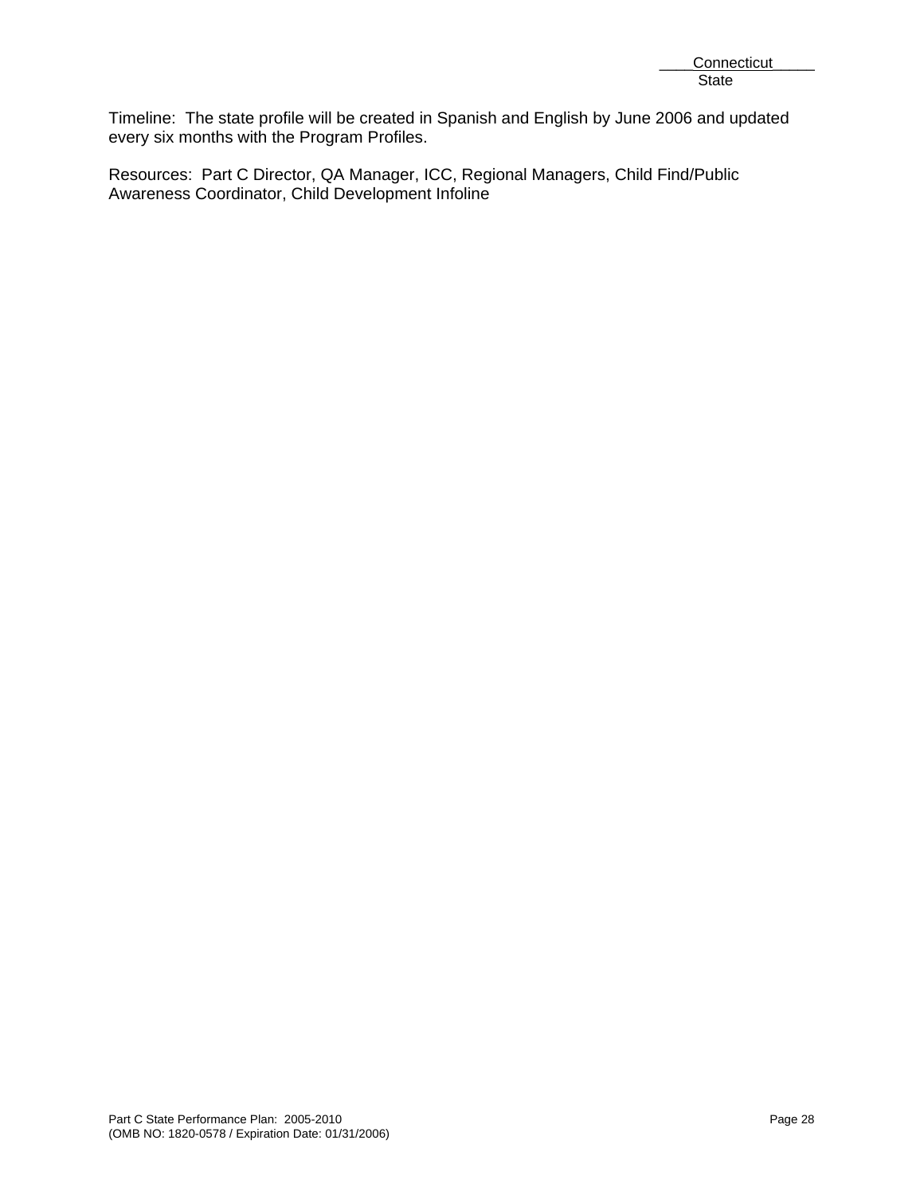Timeline: The state profile will be created in Spanish and English by June 2006 and updated every six months with the Program Profiles.

Resources: Part C Director, QA Manager, ICC, Regional Managers, Child Find/Public Awareness Coordinator, Child Development Infoline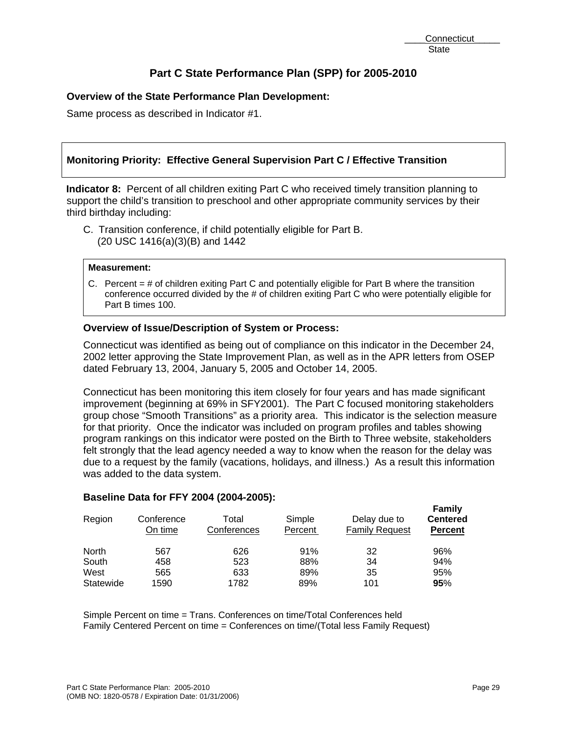Connecticut
State

# Part C State Performance Plan (SPP) for 2005-2010

**Overview of the State Performance Plan Development:**

Same process as described in Indicator #1.

**Monitoring Priority: Effective General Supervision Part C / Effective Transition**

**Indicator 8:** Percent of all children exiting Part C who received timely transition planning to support the child's transition to preschool and other appropriate community services by their third birthday including:

C. Transition conference, if child potentially eligible for Part B. (20 USC 1416(a)(3)(B) and 1442

**Measurement:**

C. Percent = # of children exiting Part C and potentially eligible for Part B where the transition conference occurred divided by the # of children exiting Part C who were potentially eligible for Part B times 100.

**Overview of Issue/Description of System or Process:**

Connecticut was identified as being out of compliance on this indicator in the December 24, 2002 letter approving the State Improvement Plan, as well as in the APR letters from OSEP dated February 13, 2004, January 5, 2005 and October 14, 2005.

Connecticut has been monitoring this item closely for four years and has made significant improvement (beginning at 69% in SFY2001). The Part C focused monitoring stakeholders group chose "Smooth Transitions" as a priority area. This indicator is the selection measure for that priority. Once the indicator was included on program profiles and tables showing program rankings on this indicator were posted on the Birth to Three website, stakeholders felt strongly that the lead agency needed a way to know when the reason for the delay was due to a request by the family (vacations, holidays, and illness.) As a result this information was added to the data system.

**Baseline Data for FFY 2004 (2004-2005):**

| Region | Conference On time | Total Conferences | Simple Percent | Delay due to Family Request | **Family Centered Percent** |
|---|---|---|---|---|---|
| North | 567 | 626 | 91% | 32 | 96% |
| South | 458 | 523 | 88% | 34 | 94% |
| West | 565 | 633 | 89% | 35 | 95% |
| Statewide | 1590 | 1782 | 89% | 101 | **95**% |

Simple Percent on time = Trans. Conferences on time/Total Conferences held
Family Centered Percent on time = Conferences on time/(Total less Family Request)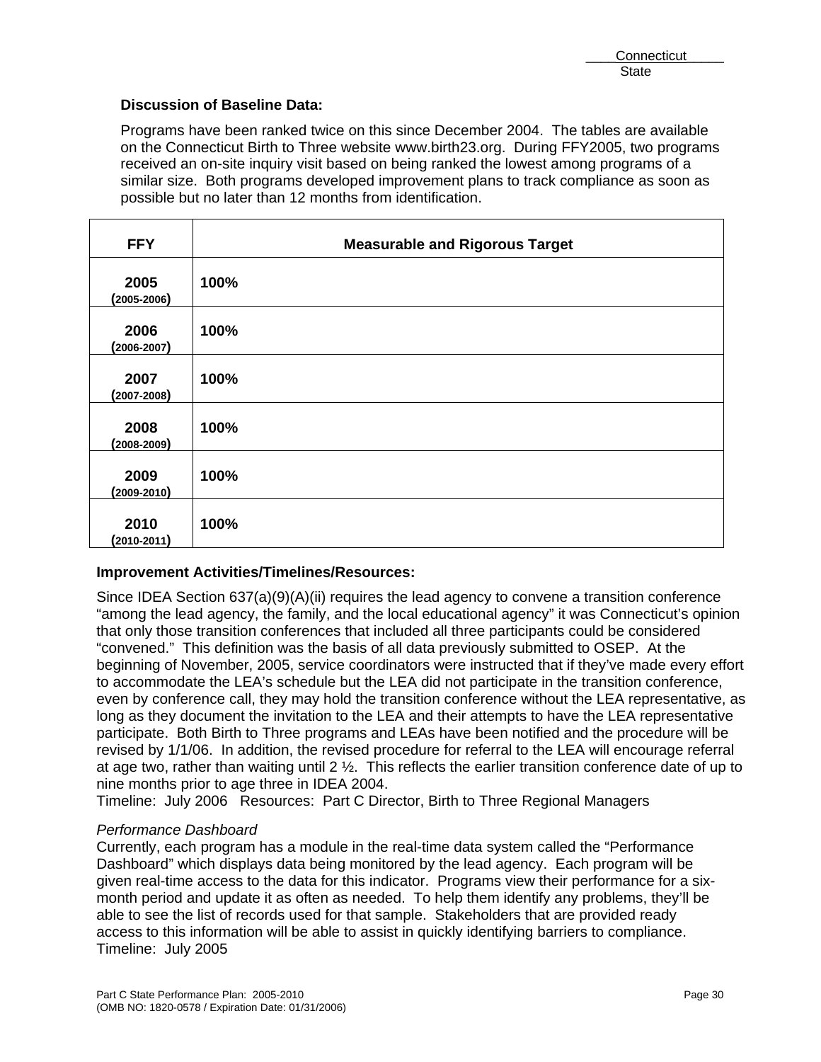**Discussion of Baseline Data:**

Programs have been ranked twice on this since December 2004. The tables are available on the Connecticut Birth to Three website www.birth23.org. During FFY2005, two programs received an on-site inquiry visit based on being ranked the lowest among programs of a similar size. Both programs developed improvement plans to track compliance as soon as possible but no later than 12 months from identification.

| FFY | Measurable and Rigorous Target |
|---|---|
| **2005 (2005-2006)** | **100%** |
| **2006 (2006-2007)** | **100%** |
| **2007 (2007-2008)** | **100%** |
| **2008 (2008-2009)** | **100%** |
| **2009 (2009-2010)** | **100%** |
| **2010 (2010-2011)** | **100%** |

**Improvement Activities/Timelines/Resources:**

Since IDEA Section 637(a)(9)(A)(ii) requires the lead agency to convene a transition conference "among the lead agency, the family, and the local educational agency" it was Connecticut's opinion that only those transition conferences that included all three participants could be considered "convened." This definition was the basis of all data previously submitted to OSEP. At the beginning of November, 2005, service coordinators were instructed that if they've made every effort to accommodate the LEA's schedule but the LEA did not participate in the transition conference, even by conference call, they may hold the transition conference without the LEA representative, as long as they document the invitation to the LEA and their attempts to have the LEA representative participate. Both Birth to Three programs and LEAs have been notified and the procedure will be revised by 1/1/06. In addition, the revised procedure for referral to the LEA will encourage referral at age two, rather than waiting until 2 ½. This reflects the earlier transition conference date of up to nine months prior to age three in IDEA 2004.
Timeline: July 2006 Resources: Part C Director, Birth to Three Regional Managers

*Performance Dashboard*
Currently, each program has a module in the real-time data system called the "Performance Dashboard" which displays data being monitored by the lead agency. Each program will be given real-time access to the data for this indicator. Programs view their performance for a six-month period and update it as often as needed. To help them identify any problems, they'll be able to see the list of records used for that sample. Stakeholders that are provided ready access to this information will be able to assist in quickly identifying barriers to compliance.
Timeline: July 2005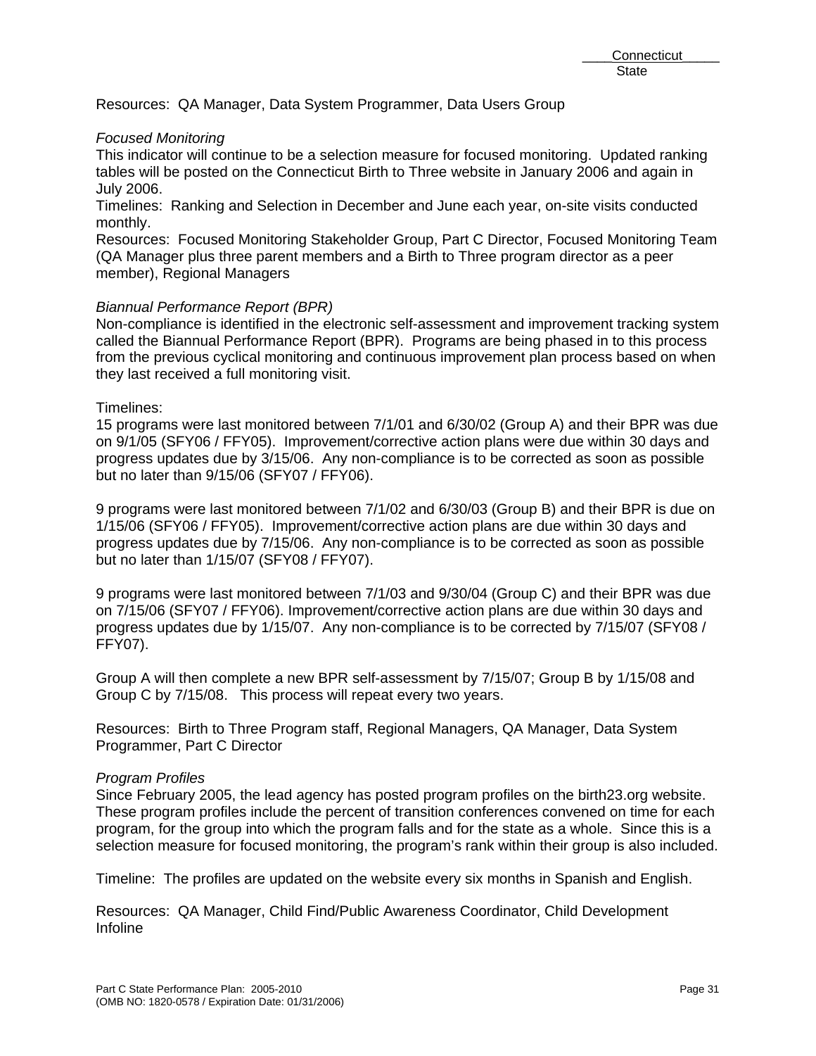Resources: QA Manager, Data System Programmer, Data Users Group

*Focused Monitoring*
This indicator will continue to be a selection measure for focused monitoring. Updated ranking tables will be posted on the Connecticut Birth to Three website in January 2006 and again in July 2006.
Timelines: Ranking and Selection in December and June each year, on-site visits conducted monthly.
Resources: Focused Monitoring Stakeholder Group, Part C Director, Focused Monitoring Team (QA Manager plus three parent members and a Birth to Three program director as a peer member), Regional Managers

*Biannual Performance Report (BPR)*
Non-compliance is identified in the electronic self-assessment and improvement tracking system called the Biannual Performance Report (BPR). Programs are being phased in to this process from the previous cyclical monitoring and continuous improvement plan process based on when they last received a full monitoring visit.

Timelines:
15 programs were last monitored between 7/1/01 and 6/30/02 (Group A) and their BPR was due on 9/1/05 (SFY06 / FFY05). Improvement/corrective action plans were due within 30 days and progress updates due by 3/15/06. Any non-compliance is to be corrected as soon as possible but no later than 9/15/06 (SFY07 / FFY06).

9 programs were last monitored between 7/1/02 and 6/30/03 (Group B) and their BPR is due on 1/15/06 (SFY06 / FFY05). Improvement/corrective action plans are due within 30 days and progress updates due by 7/15/06. Any non-compliance is to be corrected as soon as possible but no later than 1/15/07 (SFY08 / FFY07).

9 programs were last monitored between 7/1/03 and 9/30/04 (Group C) and their BPR was due on 7/15/06 (SFY07 / FFY06). Improvement/corrective action plans are due within 30 days and progress updates due by 1/15/07. Any non-compliance is to be corrected by 7/15/07 (SFY08 / FFY07).

Group A will then complete a new BPR self-assessment by 7/15/07; Group B by 1/15/08 and Group C by 7/15/08. This process will repeat every two years.

Resources: Birth to Three Program staff, Regional Managers, QA Manager, Data System Programmer, Part C Director

*Program Profiles*
Since February 2005, the lead agency has posted program profiles on the birth23.org website. These program profiles include the percent of transition conferences convened on time for each program, for the group into which the program falls and for the state as a whole. Since this is a selection measure for focused monitoring, the program's rank within their group is also included.

Timeline: The profiles are updated on the website every six months in Spanish and English.

Resources: QA Manager, Child Find/Public Awareness Coordinator, Child Development Infoline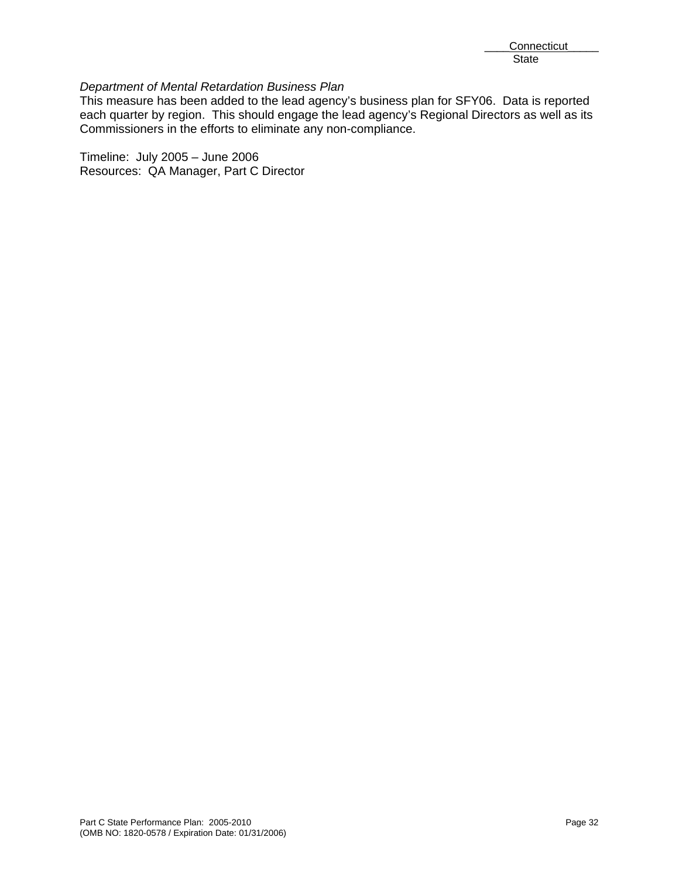*Department of Mental Retardation Business Plan*
This measure has been added to the lead agency's business plan for SFY06. Data is reported each quarter by region. This should engage the lead agency's Regional Directors as well as its Commissioners in the efforts to eliminate any non-compliance.

Timeline: July 2005 – June 2006
Resources: QA Manager, Part C Director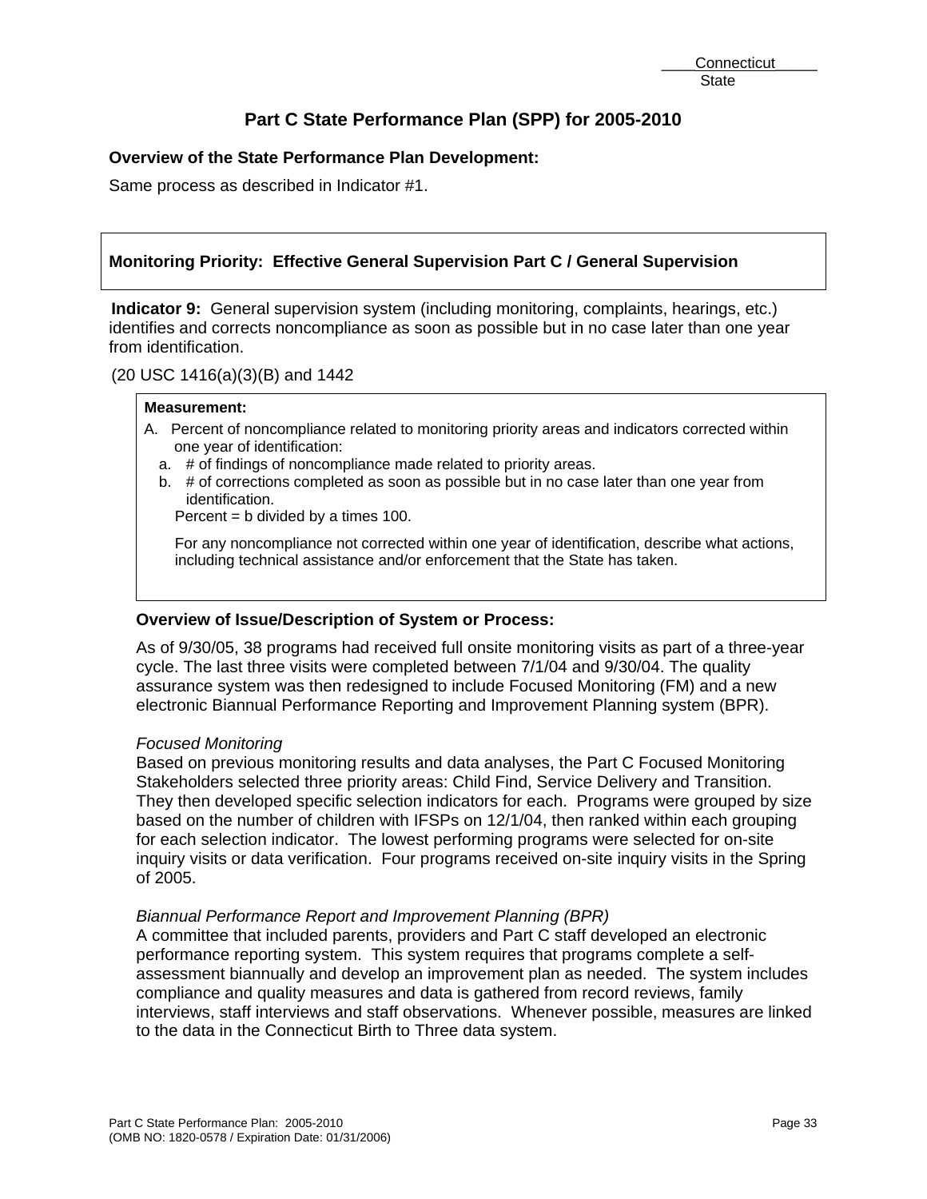Connecticut
State

# Part C State Performance Plan (SPP) for 2005-2010

**Overview of the State Performance Plan Development:**

Same process as described in Indicator #1.

**Monitoring Priority: Effective General Supervision Part C / General Supervision**

**Indicator 9:** General supervision system (including monitoring, complaints, hearings, etc.) identifies and corrects noncompliance as soon as possible but in no case later than one year from identification.

(20 USC 1416(a)(3)(B) and 1442

**Measurement:**

A. Percent of noncompliance related to monitoring priority areas and indicators corrected within one year of identification:
   a. # of findings of noncompliance made related to priority areas.
   b. # of corrections completed as soon as possible but in no case later than one year from identification.
   
   Percent = b divided by a times 100.

   For any noncompliance not corrected within one year of identification, describe what actions, including technical assistance and/or enforcement that the State has taken.

**Overview of Issue/Description of System or Process:**

As of 9/30/05, 38 programs had received full onsite monitoring visits as part of a three-year cycle. The last three visits were completed between 7/1/04 and 9/30/04. The quality assurance system was then redesigned to include Focused Monitoring (FM) and a new electronic Biannual Performance Reporting and Improvement Planning system (BPR).

*Focused Monitoring*
Based on previous monitoring results and data analyses, the Part C Focused Monitoring Stakeholders selected three priority areas: Child Find, Service Delivery and Transition. They then developed specific selection indicators for each. Programs were grouped by size based on the number of children with IFSPs on 12/1/04, then ranked within each grouping for each selection indicator. The lowest performing programs were selected for on-site inquiry visits or data verification. Four programs received on-site inquiry visits in the Spring of 2005.

*Biannual Performance Report and Improvement Planning (BPR)*
A committee that included parents, providers and Part C staff developed an electronic performance reporting system. This system requires that programs complete a self-assessment biannually and develop an improvement plan as needed. The system includes compliance and quality measures and data is gathered from record reviews, family interviews, staff interviews and staff observations. Whenever possible, measures are linked to the data in the Connecticut Birth to Three data system.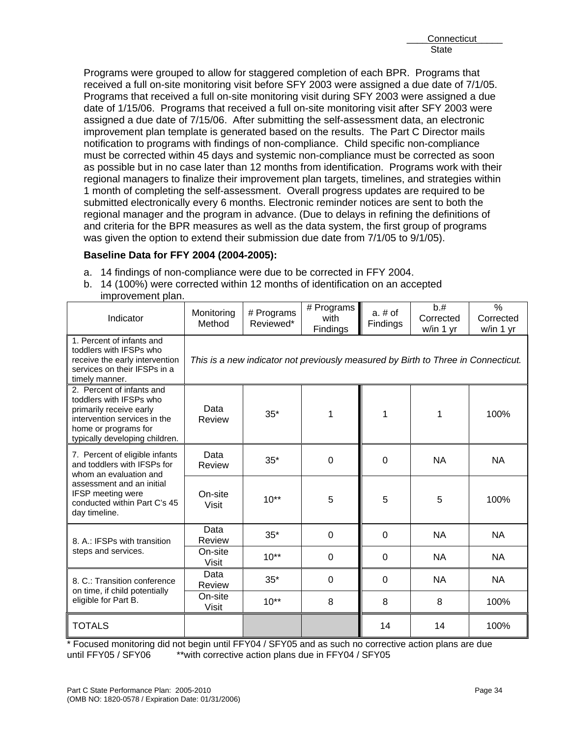Programs were grouped to allow for staggered completion of each BPR. Programs that received a full on-site monitoring visit before SFY 2003 were assigned a due date of 7/1/05. Programs that received a full on-site monitoring visit during SFY 2003 were assigned a due date of 1/15/06. Programs that received a full on-site monitoring visit after SFY 2003 were assigned a due date of 7/15/06. After submitting the self-assessment data, an electronic improvement plan template is generated based on the results. The Part C Director mails notification to programs with findings of non-compliance. Child specific non-compliance must be corrected within 45 days and systemic non-compliance must be corrected as soon as possible but in no case later than 12 months from identification. Programs work with their regional managers to finalize their improvement plan targets, timelines, and strategies within 1 month of completing the self-assessment. Overall progress updates are required to be submitted electronically every 6 months. Electronic reminder notices are sent to both the regional manager and the program in advance. (Due to delays in refining the definitions of and criteria for the BPR measures as well as the data system, the first group of programs was given the option to extend their submission due date from 7/1/05 to 9/1/05).

**Baseline Data for FFY 2004 (2004-2005):**

a. 14 findings of non-compliance were due to be corrected in FFY 2004.
b. 14 (100%) were corrected within 12 months of identification on an accepted improvement plan.

| Indicator | Monitoring Method | # Programs Reviewed* | # Programs with Findings | a. # of Findings | b.# Corrected w/in 1 yr | % Corrected w/in 1 yr |
|---|---|---|---|---|---|---|
| 1. Percent of infants and toddlers with IFSPs who receive the early intervention services on their IFSPs in a timely manner. | *This is a new indicator not previously measured by Birth to Three in Connecticut.* | | | | | |
| 2. Percent of infants and toddlers with IFSPs who primarily receive early intervention services in the home or programs for typically developing children. | Data Review | 35* | 1 | 1 | 1 | 100% |
| 7. Percent of eligible infants and toddlers with IFSPs for whom an evaluation and assessment and an initial IFSP meeting were conducted within Part C's 45 day timeline. | Data Review | 35* | 0 | 0 | NA | NA |
| | On-site Visit | 10** | 5 | 5 | 5 | 100% |
| 8. A.: IFSPs with transition steps and services. | Data Review | 35* | 0 | 0 | NA | NA |
| | On-site Visit | 10** | 0 | 0 | NA | NA |
| 8. C.: Transition conference on time, if child potentially eligible for Part B. | Data Review | 35* | 0 | 0 | NA | NA |
| | On-site Visit | 10** | 8 | 8 | 8 | 100% |
| TOTALS | | | | 14 | 14 | 100% |

* Focused monitoring did not begin until FFY04 / SFY05 and as such no corrective action plans are due until FFY05 / SFY06 **with corrective action plans due in FFY04 / SFY05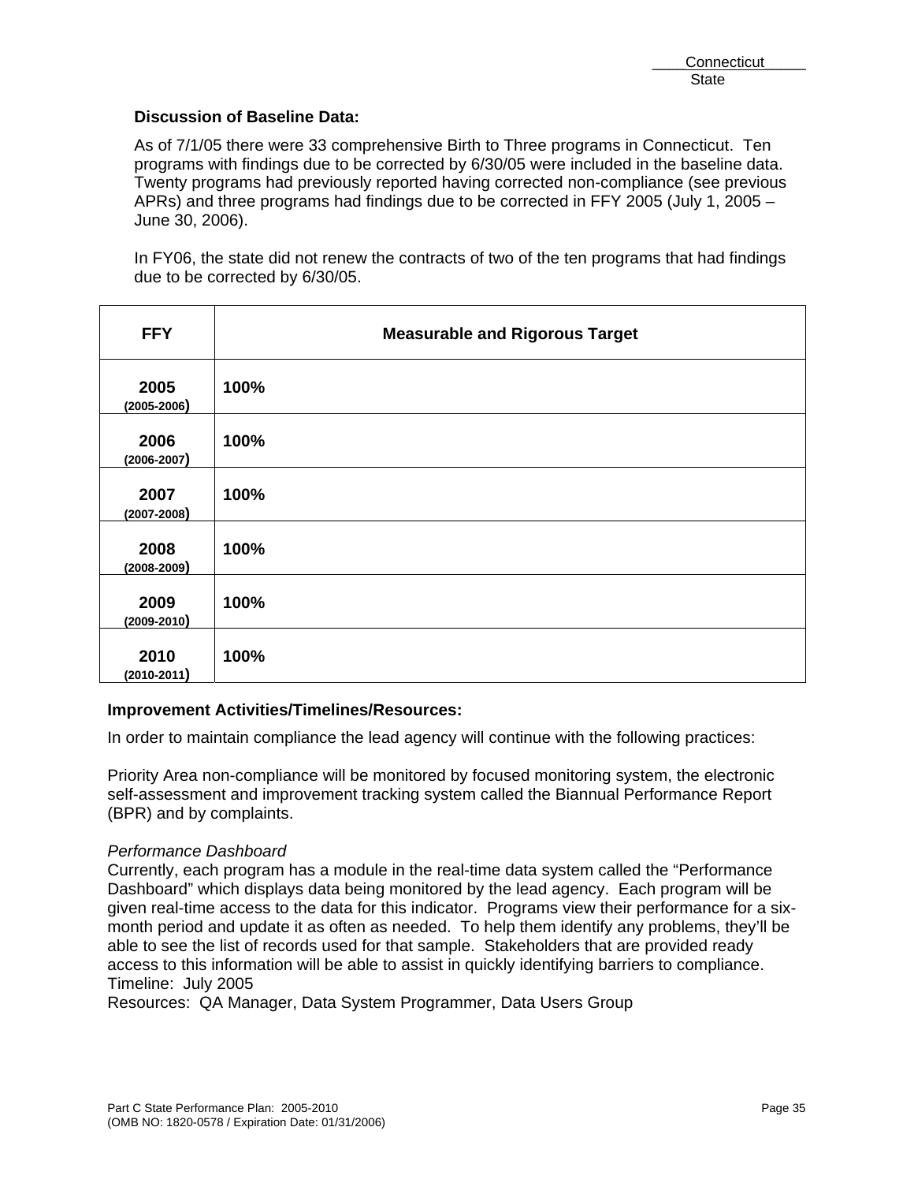Connecticut
State

**Discussion of Baseline Data:**

As of 7/1/05 there were 33 comprehensive Birth to Three programs in Connecticut. Ten programs with findings due to be corrected by 6/30/05 were included in the baseline data. Twenty programs had previously reported having corrected non-compliance (see previous APRs) and three programs had findings due to be corrected in FFY 2005 (July 1, 2005 – June 30, 2006).

In FY06, the state did not renew the contracts of two of the ten programs that had findings due to be corrected by 6/30/05.

| FFY | Measurable and Rigorous Target |
|---|---|
| **2005** (2005-2006) | **100%** |
| **2006** (2006-2007) | **100%** |
| **2007** (2007-2008) | **100%** |
| **2008** (2008-2009) | **100%** |
| **2009** (2009-2010) | **100%** |
| **2010** (2010-2011) | **100%** |

**Improvement Activities/Timelines/Resources:**

In order to maintain compliance the lead agency will continue with the following practices:

Priority Area non-compliance will be monitored by focused monitoring system, the electronic self-assessment and improvement tracking system called the Biannual Performance Report (BPR) and by complaints.

*Performance Dashboard*
Currently, each program has a module in the real-time data system called the "Performance Dashboard" which displays data being monitored by the lead agency. Each program will be given real-time access to the data for this indicator. Programs view their performance for a six-month period and update it as often as needed. To help them identify any problems, they'll be able to see the list of records used for that sample. Stakeholders that are provided ready access to this information will be able to assist in quickly identifying barriers to compliance.
Timeline: July 2005
Resources: QA Manager, Data System Programmer, Data Users Group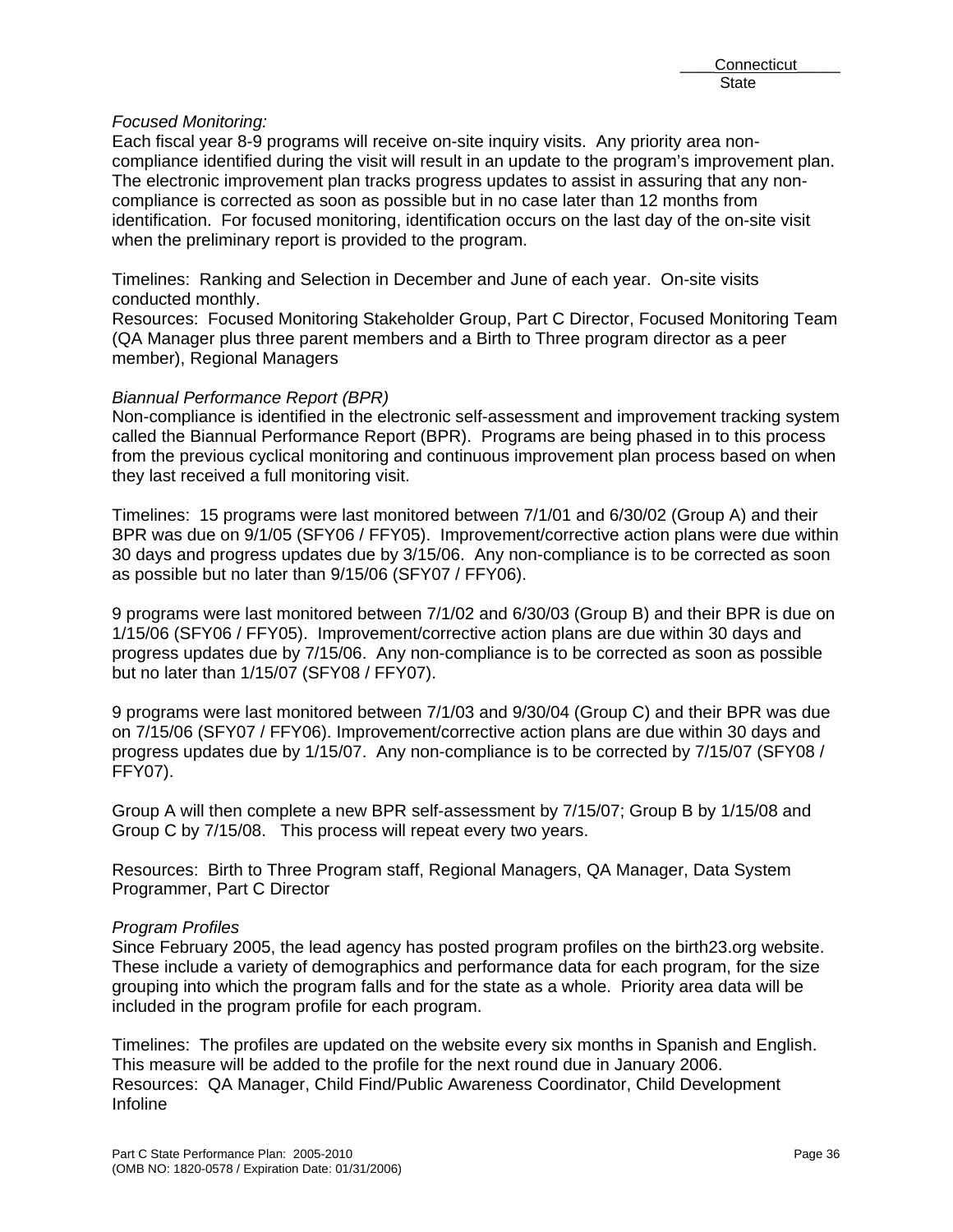*Focused Monitoring:*
Each fiscal year 8-9 programs will receive on-site inquiry visits. Any priority area non-compliance identified during the visit will result in an update to the program's improvement plan. The electronic improvement plan tracks progress updates to assist in assuring that any non-compliance is corrected as soon as possible but in no case later than 12 months from identification. For focused monitoring, identification occurs on the last day of the on-site visit when the preliminary report is provided to the program.

Timelines: Ranking and Selection in December and June of each year. On-site visits conducted monthly.
Resources: Focused Monitoring Stakeholder Group, Part C Director, Focused Monitoring Team (QA Manager plus three parent members and a Birth to Three program director as a peer member), Regional Managers

*Biannual Performance Report (BPR)*
Non-compliance is identified in the electronic self-assessment and improvement tracking system called the Biannual Performance Report (BPR). Programs are being phased in to this process from the previous cyclical monitoring and continuous improvement plan process based on when they last received a full monitoring visit.

Timelines: 15 programs were last monitored between 7/1/01 and 6/30/02 (Group A) and their BPR was due on 9/1/05 (SFY06 / FFY05). Improvement/corrective action plans were due within 30 days and progress updates due by 3/15/06. Any non-compliance is to be corrected as soon as possible but no later than 9/15/06 (SFY07 / FFY06).

9 programs were last monitored between 7/1/02 and 6/30/03 (Group B) and their BPR is due on 1/15/06 (SFY06 / FFY05). Improvement/corrective action plans are due within 30 days and progress updates due by 7/15/06. Any non-compliance is to be corrected as soon as possible but no later than 1/15/07 (SFY08 / FFY07).

9 programs were last monitored between 7/1/03 and 9/30/04 (Group C) and their BPR was due on 7/15/06 (SFY07 / FFY06). Improvement/corrective action plans are due within 30 days and progress updates due by 1/15/07. Any non-compliance is to be corrected by 7/15/07 (SFY08 / FFY07).

Group A will then complete a new BPR self-assessment by 7/15/07; Group B by 1/15/08 and Group C by 7/15/08. This process will repeat every two years.

Resources: Birth to Three Program staff, Regional Managers, QA Manager, Data System Programmer, Part C Director

*Program Profiles*
Since February 2005, the lead agency has posted program profiles on the birth23.org website. These include a variety of demographics and performance data for each program, for the size grouping into which the program falls and for the state as a whole. Priority area data will be included in the program profile for each program.

Timelines: The profiles are updated on the website every six months in Spanish and English. This measure will be added to the profile for the next round due in January 2006.
Resources: QA Manager, Child Find/Public Awareness Coordinator, Child Development Infoline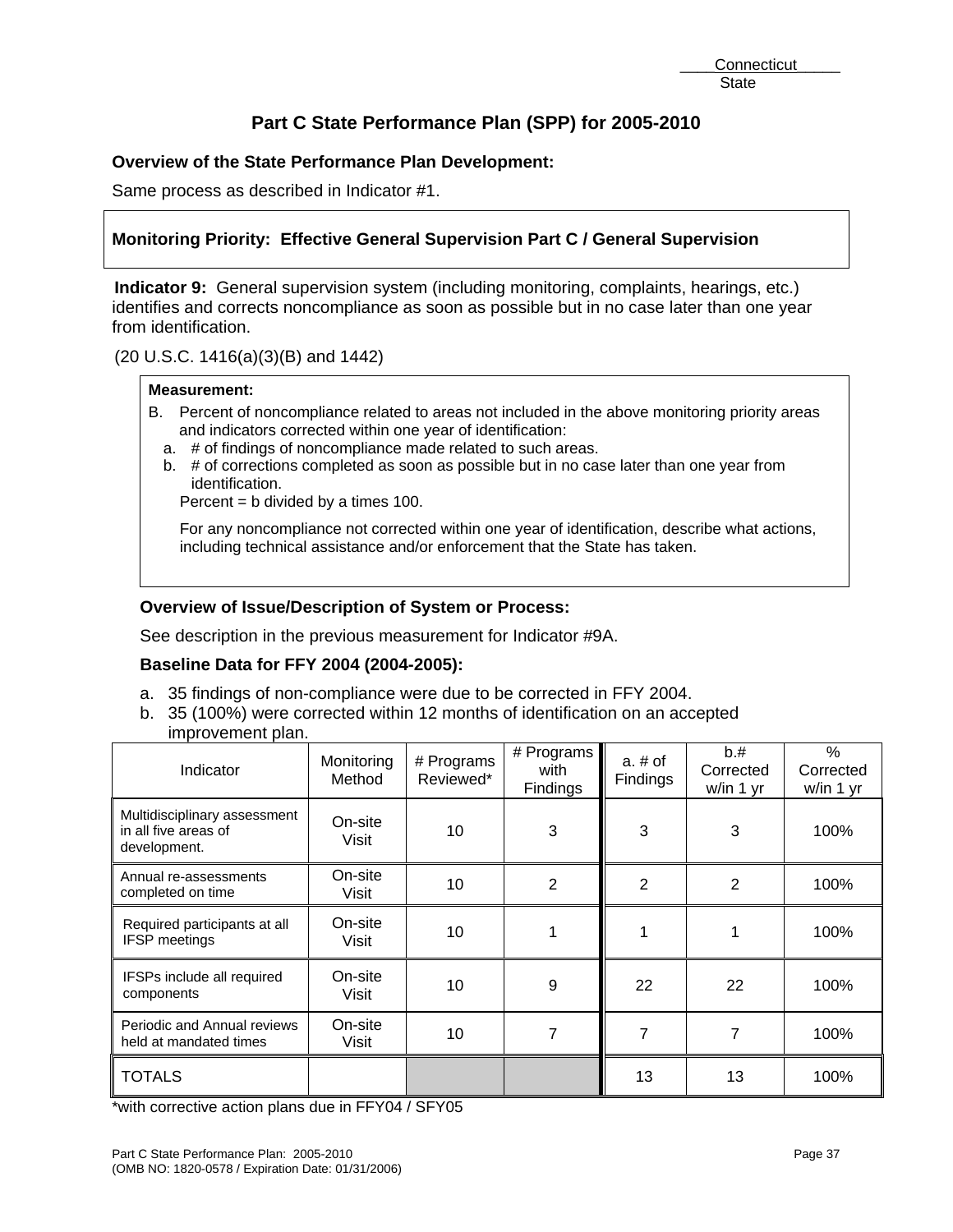Connecticut
State

# Part C State Performance Plan (SPP) for 2005-2010

**Overview of the State Performance Plan Development:**

Same process as described in Indicator #1.

**Monitoring Priority: Effective General Supervision Part C / General Supervision**

**Indicator 9:** General supervision system (including monitoring, complaints, hearings, etc.) identifies and corrects noncompliance as soon as possible but in no case later than one year from identification.

(20 U.S.C. 1416(a)(3)(B) and 1442)

**Measurement:**

B. Percent of noncompliance related to areas not included in the above monitoring priority areas and indicators corrected within one year of identification:
   a. # of findings of noncompliance made related to such areas.
   b. # of corrections completed as soon as possible but in no case later than one year from identification.

   Percent = b divided by a times 100.

   For any noncompliance not corrected within one year of identification, describe what actions, including technical assistance and/or enforcement that the State has taken.

**Overview of Issue/Description of System or Process:**

See description in the previous measurement for Indicator #9A.

**Baseline Data for FFY 2004 (2004-2005):**

a. 35 findings of non-compliance were due to be corrected in FFY 2004.
b. 35 (100%) were corrected within 12 months of identification on an accepted improvement plan.

| Indicator | Monitoring Method | # Programs Reviewed* | # Programs with Findings | a. # of Findings | b.# Corrected w/in 1 yr | % Corrected w/in 1 yr |
|---|---|---|---|---|---|---|
| Multidisciplinary assessment in all five areas of development. | On-site Visit | 10 | 3 | 3 | 3 | 100% |
| Annual re-assessments completed on time | On-site Visit | 10 | 2 | 2 | 2 | 100% |
| Required participants at all IFSP meetings | On-site Visit | 10 | 1 | 1 | 1 | 100% |
| IFSPs include all required components | On-site Visit | 10 | 9 | 22 | 22 | 100% |
| Periodic and Annual reviews held at mandated times | On-site Visit | 10 | 7 | 7 | 7 | 100% |
| TOTALS | | | | 13 | 13 | 100% |

*with corrective action plans due in FFY04 / SFY05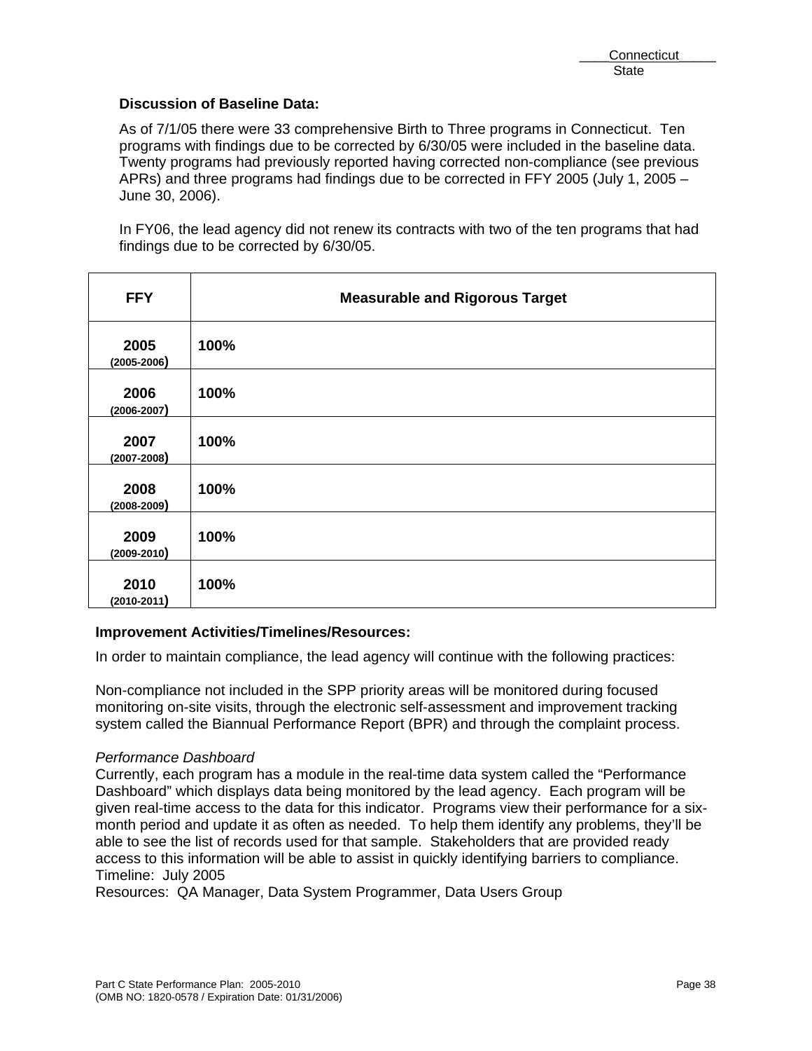**Discussion of Baseline Data:**

As of 7/1/05 there were 33 comprehensive Birth to Three programs in Connecticut. Ten programs with findings due to be corrected by 6/30/05 were included in the baseline data. Twenty programs had previously reported having corrected non-compliance (see previous APRs) and three programs had findings due to be corrected in FFY 2005 (July 1, 2005 – June 30, 2006).

In FY06, the lead agency did not renew its contracts with two of the ten programs that had findings due to be corrected by 6/30/05.

| FFY | Measurable and Rigorous Target |
| --- | --- |
| **2005** (2005-2006) | **100%** |
| **2006** (2006-2007) | **100%** |
| **2007** (2007-2008) | **100%** |
| **2008** (2008-2009) | **100%** |
| **2009** (2009-2010) | **100%** |
| **2010** (2010-2011) | **100%** |

**Improvement Activities/Timelines/Resources:**

In order to maintain compliance, the lead agency will continue with the following practices:

Non-compliance not included in the SPP priority areas will be monitored during focused monitoring on-site visits, through the electronic self-assessment and improvement tracking system called the Biannual Performance Report (BPR) and through the complaint process.

*Performance Dashboard*
Currently, each program has a module in the real-time data system called the "Performance Dashboard" which displays data being monitored by the lead agency. Each program will be given real-time access to the data for this indicator. Programs view their performance for a six-month period and update it as often as needed. To help them identify any problems, they'll be able to see the list of records used for that sample. Stakeholders that are provided ready access to this information will be able to assist in quickly identifying barriers to compliance.
Timeline: July 2005
Resources: QA Manager, Data System Programmer, Data Users Group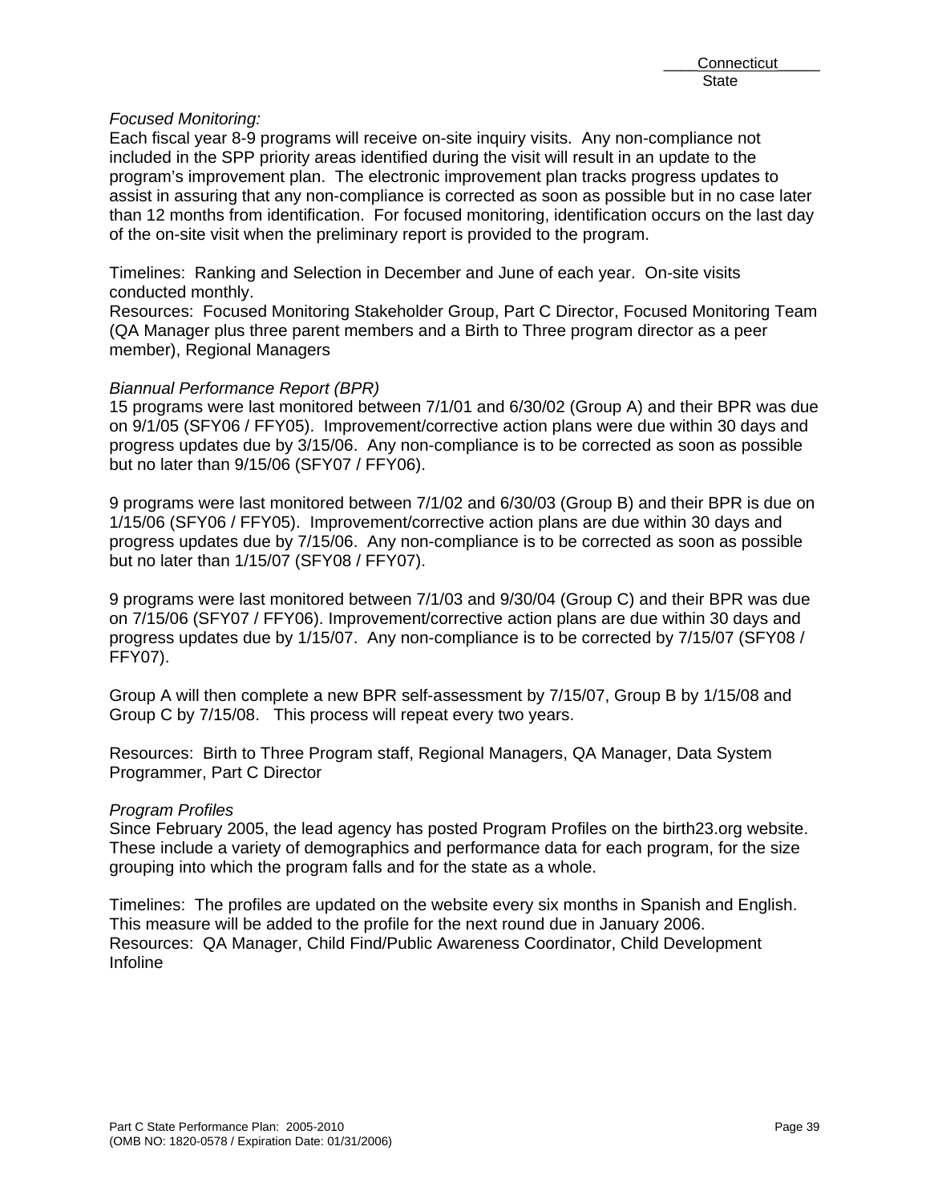*Focused Monitoring:*
Each fiscal year 8-9 programs will receive on-site inquiry visits. Any non-compliance not included in the SPP priority areas identified during the visit will result in an update to the program's improvement plan. The electronic improvement plan tracks progress updates to assist in assuring that any non-compliance is corrected as soon as possible but in no case later than 12 months from identification. For focused monitoring, identification occurs on the last day of the on-site visit when the preliminary report is provided to the program.

Timelines: Ranking and Selection in December and June of each year. On-site visits conducted monthly.
Resources: Focused Monitoring Stakeholder Group, Part C Director, Focused Monitoring Team (QA Manager plus three parent members and a Birth to Three program director as a peer member), Regional Managers

*Biannual Performance Report (BPR)*
15 programs were last monitored between 7/1/01 and 6/30/02 (Group A) and their BPR was due on 9/1/05 (SFY06 / FFY05). Improvement/corrective action plans were due within 30 days and progress updates due by 3/15/06. Any non-compliance is to be corrected as soon as possible but no later than 9/15/06 (SFY07 / FFY06).

9 programs were last monitored between 7/1/02 and 6/30/03 (Group B) and their BPR is due on 1/15/06 (SFY06 / FFY05). Improvement/corrective action plans are due within 30 days and progress updates due by 7/15/06. Any non-compliance is to be corrected as soon as possible but no later than 1/15/07 (SFY08 / FFY07).

9 programs were last monitored between 7/1/03 and 9/30/04 (Group C) and their BPR was due on 7/15/06 (SFY07 / FFY06). Improvement/corrective action plans are due within 30 days and progress updates due by 1/15/07. Any non-compliance is to be corrected by 7/15/07 (SFY08 / FFY07).

Group A will then complete a new BPR self-assessment by 7/15/07, Group B by 1/15/08 and Group C by 7/15/08. This process will repeat every two years.

Resources: Birth to Three Program staff, Regional Managers, QA Manager, Data System Programmer, Part C Director

*Program Profiles*
Since February 2005, the lead agency has posted Program Profiles on the birth23.org website. These include a variety of demographics and performance data for each program, for the size grouping into which the program falls and for the state as a whole.

Timelines: The profiles are updated on the website every six months in Spanish and English. This measure will be added to the profile for the next round due in January 2006.
Resources: QA Manager, Child Find/Public Awareness Coordinator, Child Development Infoline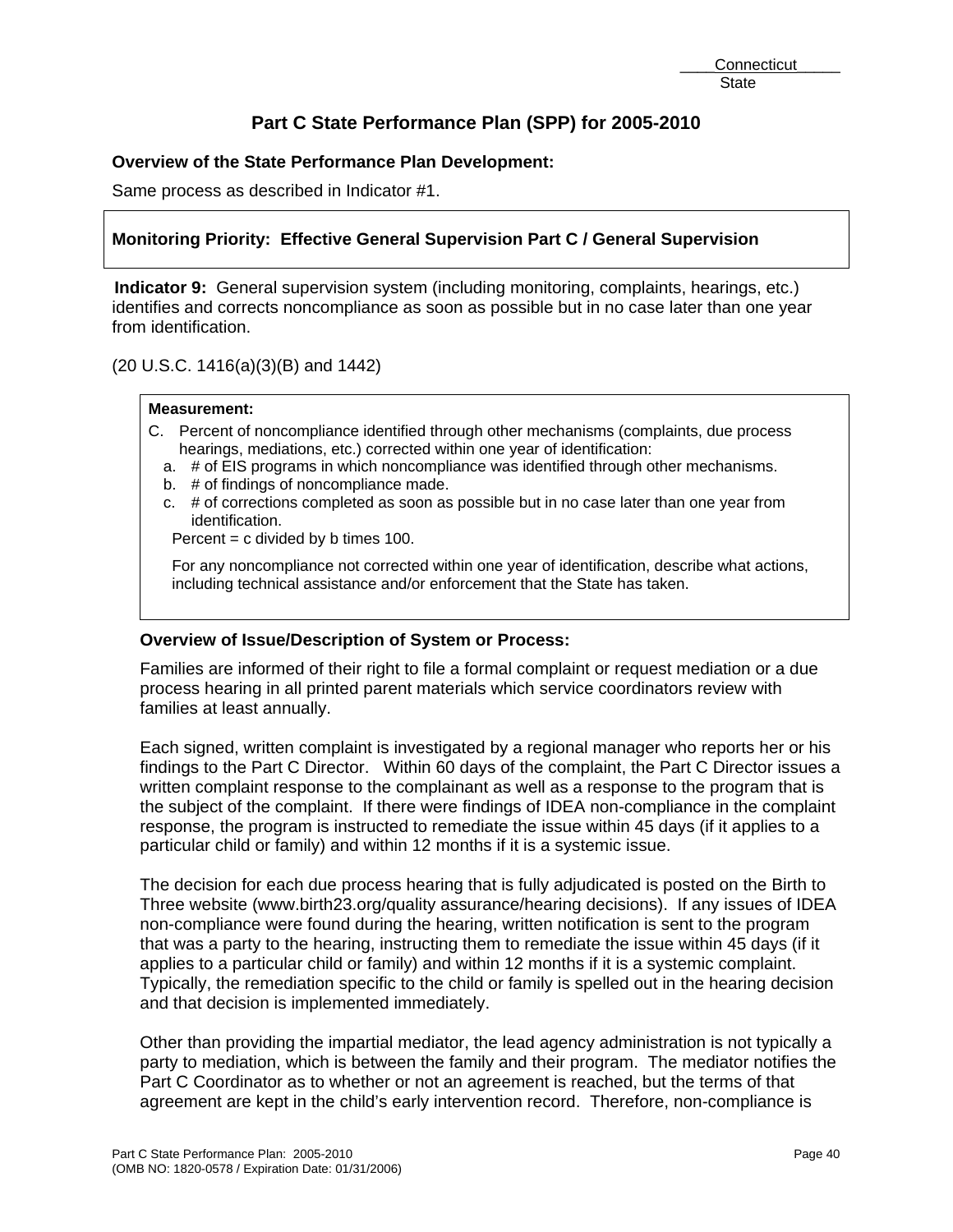Connecticut
State

# Part C State Performance Plan (SPP) for 2005-2010

**Overview of the State Performance Plan Development:**

Same process as described in Indicator #1.

**Monitoring Priority: Effective General Supervision Part C / General Supervision**

**Indicator 9:** General supervision system (including monitoring, complaints, hearings, etc.) identifies and corrects noncompliance as soon as possible but in no case later than one year from identification.

(20 U.S.C. 1416(a)(3)(B) and 1442)

**Measurement:**

C. Percent of noncompliance identified through other mechanisms (complaints, due process hearings, mediations, etc.) corrected within one year of identification:
   a. # of EIS programs in which noncompliance was identified through other mechanisms.
   b. # of findings of noncompliance made.
   c. # of corrections completed as soon as possible but in no case later than one year from identification.

   Percent = c divided by b times 100.

   For any noncompliance not corrected within one year of identification, describe what actions, including technical assistance and/or enforcement that the State has taken.

**Overview of Issue/Description of System or Process:**

Families are informed of their right to file a formal complaint or request mediation or a due process hearing in all printed parent materials which service coordinators review with families at least annually.

Each signed, written complaint is investigated by a regional manager who reports her or his findings to the Part C Director. Within 60 days of the complaint, the Part C Director issues a written complaint response to the complainant as well as a response to the program that is the subject of the complaint. If there were findings of IDEA non-compliance in the complaint response, the program is instructed to remediate the issue within 45 days (if it applies to a particular child or family) and within 12 months if it is a systemic issue.

The decision for each due process hearing that is fully adjudicated is posted on the Birth to Three website (www.birth23.org/quality assurance/hearing decisions). If any issues of IDEA non-compliance were found during the hearing, written notification is sent to the program that was a party to the hearing, instructing them to remediate the issue within 45 days (if it applies to a particular child or family) and within 12 months if it is a systemic complaint. Typically, the remediation specific to the child or family is spelled out in the hearing decision and that decision is implemented immediately.

Other than providing the impartial mediator, the lead agency administration is not typically a party to mediation, which is between the family and their program. The mediator notifies the Part C Coordinator as to whether or not an agreement is reached, but the terms of that agreement are kept in the child's early intervention record. Therefore, non-compliance is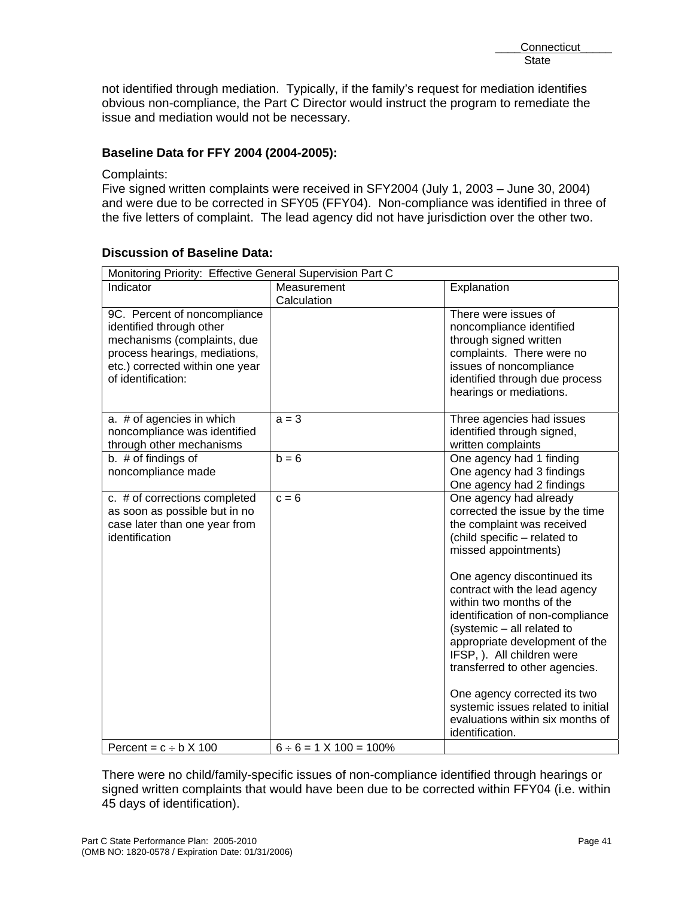not identified through mediation. Typically, if the family's request for mediation identifies obvious non-compliance, the Part C Director would instruct the program to remediate the issue and mediation would not be necessary.

**Baseline Data for FFY 2004 (2004-2005):**

Complaints:
Five signed written complaints were received in SFY2004 (July 1, 2003 – June 30, 2004) and were due to be corrected in SFY05 (FFY04). Non-compliance was identified in three of the five letters of complaint. The lead agency did not have jurisdiction over the other two.

**Discussion of Baseline Data:**

| Monitoring Priority: Effective General Supervision Part C | | |
|---|---|---|
| Indicator | Measurement Calculation | Explanation |
| 9C. Percent of noncompliance identified through other mechanisms (complaints, due process hearings, mediations, etc.) corrected within one year of identification: | | There were issues of noncompliance identified through signed written complaints. There were no issues of noncompliance identified through due process hearings or mediations. |
| a. # of agencies in which noncompliance was identified through other mechanisms | a = 3 | Three agencies had issues identified through signed, written complaints |
| b. # of findings of noncompliance made | b = 6 | One agency had 1 finding<br>One agency had 3 findings<br>One agency had 2 findings |
| c. # of corrections completed as soon as possible but in no case later than one year from identification | c = 6 | One agency had already corrected the issue by the time the complaint was received (child specific – related to missed appointments)<br><br>One agency discontinued its contract with the lead agency within two months of the identification of non-compliance (systemic – all related to appropriate development of the IFSP, ). All children were transferred to other agencies.<br><br>One agency corrected its two systemic issues related to initial evaluations within six months of identification. |
| Percent = $c \div b \times 100$ | $6 \div 6 = 1 \times 100 = 100\%$ | |

There were no child/family-specific issues of non-compliance identified through hearings or signed written complaints that would have been due to be corrected within FFY04 (i.e. within 45 days of identification).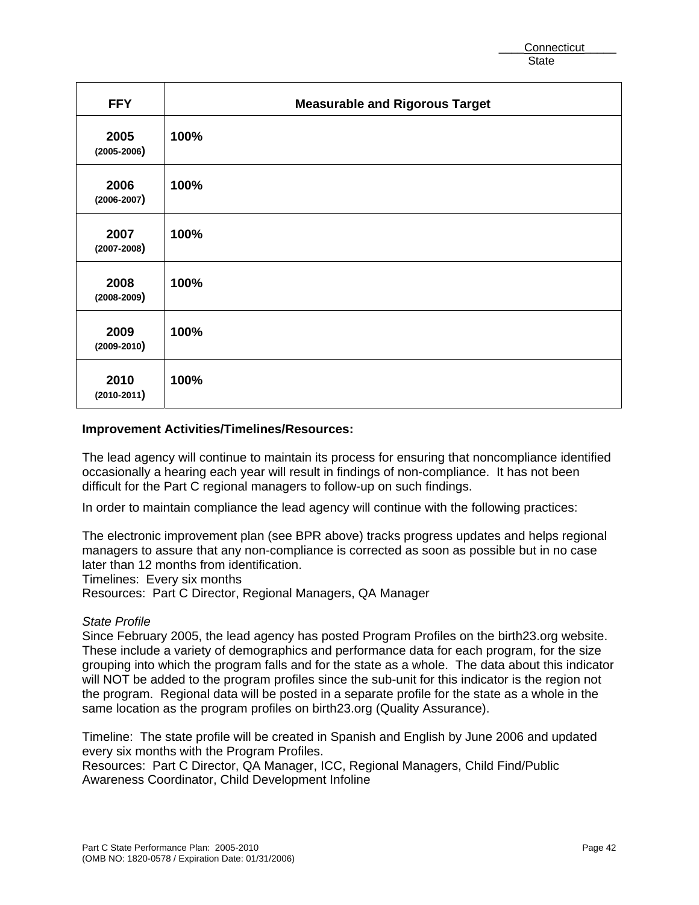Connecticut
State

| FFY | Measurable and Rigorous Target |
|---|---|
| **2005** (2005-2006) | **100%** |
| **2006** (2006-2007) | **100%** |
| **2007** (2007-2008) | **100%** |
| **2008** (2008-2009) | **100%** |
| **2009** (2009-2010) | **100%** |
| **2010** (2010-2011) | **100%** |

**Improvement Activities/Timelines/Resources:**

The lead agency will continue to maintain its process for ensuring that noncompliance identified occasionally a hearing each year will result in findings of non-compliance. It has not been difficult for the Part C regional managers to follow-up on such findings.

In order to maintain compliance the lead agency will continue with the following practices:

The electronic improvement plan (see BPR above) tracks progress updates and helps regional managers to assure that any non-compliance is corrected as soon as possible but in no case later than 12 months from identification.
Timelines: Every six months
Resources: Part C Director, Regional Managers, QA Manager

*State Profile*
Since February 2005, the lead agency has posted Program Profiles on the birth23.org website. These include a variety of demographics and performance data for each program, for the size grouping into which the program falls and for the state as a whole. The data about this indicator will NOT be added to the program profiles since the sub-unit for this indicator is the region not the program. Regional data will be posted in a separate profile for the state as a whole in the same location as the program profiles on birth23.org (Quality Assurance).

Timeline: The state profile will be created in Spanish and English by June 2006 and updated every six months with the Program Profiles.
Resources: Part C Director, QA Manager, ICC, Regional Managers, Child Find/Public Awareness Coordinator, Child Development Infoline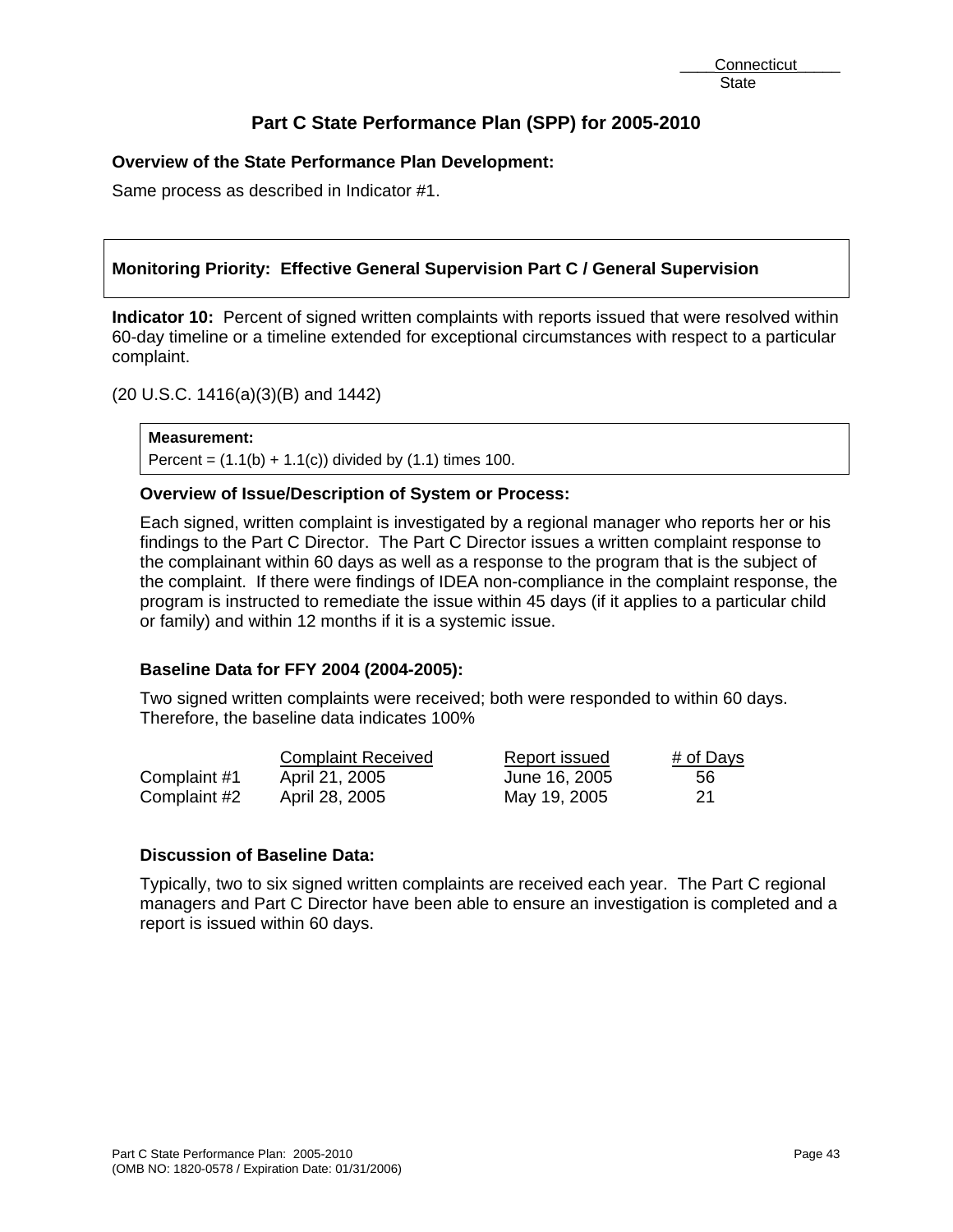Connecticut
State

# Part C State Performance Plan (SPP) for 2005-2010

**Overview of the State Performance Plan Development:**

Same process as described in Indicator #1.

**Monitoring Priority: Effective General Supervision Part C / General Supervision**

**Indicator 10:** Percent of signed written complaints with reports issued that were resolved within 60-day timeline or a timeline extended for exceptional circumstances with respect to a particular complaint.

(20 U.S.C. 1416(a)(3)(B) and 1442)

**Measurement:**
Percent = (1.1(b) + 1.1(c)) divided by (1.1) times 100.

### Overview of Issue/Description of System or Process:

Each signed, written complaint is investigated by a regional manager who reports her or his findings to the Part C Director. The Part C Director issues a written complaint response to the complainant within 60 days as well as a response to the program that is the subject of the complaint. If there were findings of IDEA non-compliance in the complaint response, the program is instructed to remediate the issue within 45 days (if it applies to a particular child or family) and within 12 months if it is a systemic issue.

### Baseline Data for FFY 2004 (2004-2005):

Two signed written complaints were received; both were responded to within 60 days. Therefore, the baseline data indicates 100%

| | Complaint Received | Report issued | # of Days |
|---|---|---|---|
| Complaint #1 | April 21, 2005 | June 16, 2005 | 56 |
| Complaint #2 | April 28, 2005 | May 19, 2005 | 21 |

### Discussion of Baseline Data:

Typically, two to six signed written complaints are received each year. The Part C regional managers and Part C Director have been able to ensure an investigation is completed and a report is issued within 60 days.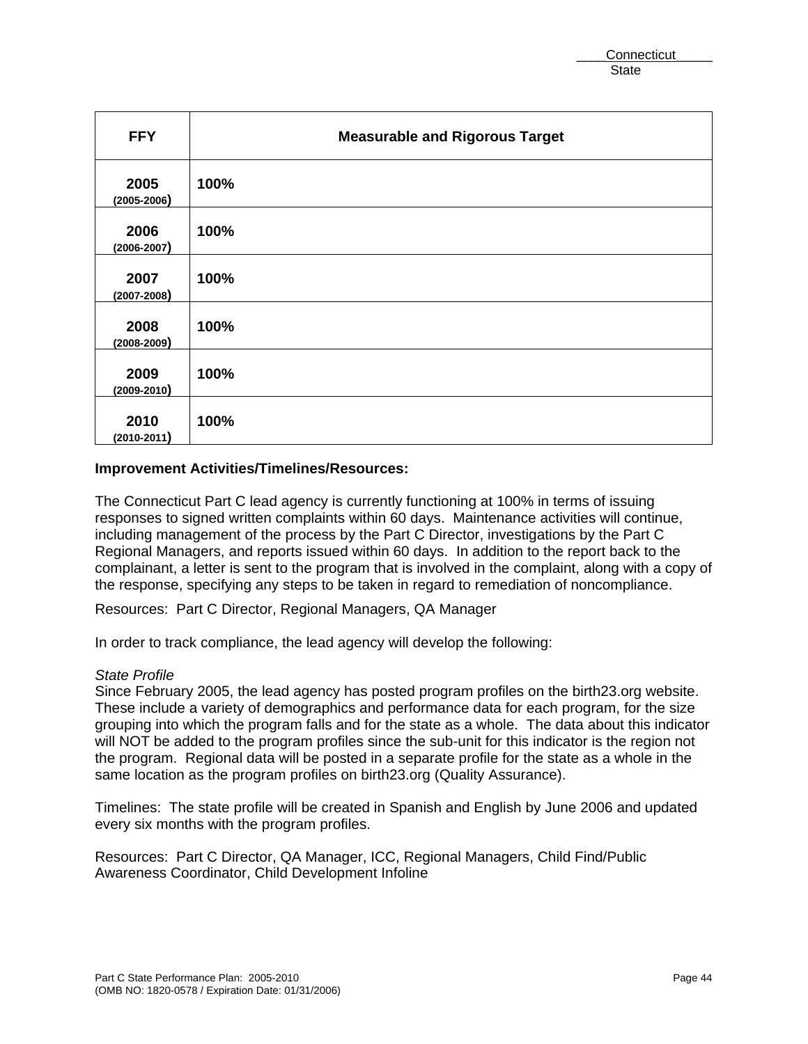| FFY | Measurable and Rigorous Target |
|---|---|
| **2005** (2005-2006) | **100%** |
| **2006** (2006-2007) | **100%** |
| **2007** (2007-2008) | **100%** |
| **2008** (2008-2009) | **100%** |
| **2009** (2009-2010) | **100%** |
| **2010** (2010-2011) | **100%** |

**Improvement Activities/Timelines/Resources:**

The Connecticut Part C lead agency is currently functioning at 100% in terms of issuing responses to signed written complaints within 60 days. Maintenance activities will continue, including management of the process by the Part C Director, investigations by the Part C Regional Managers, and reports issued within 60 days. In addition to the report back to the complainant, a letter is sent to the program that is involved in the complaint, along with a copy of the response, specifying any steps to be taken in regard to remediation of noncompliance.

Resources: Part C Director, Regional Managers, QA Manager

In order to track compliance, the lead agency will develop the following:

*State Profile*
Since February 2005, the lead agency has posted program profiles on the birth23.org website. These include a variety of demographics and performance data for each program, for the size grouping into which the program falls and for the state as a whole. The data about this indicator will NOT be added to the program profiles since the sub-unit for this indicator is the region not the program. Regional data will be posted in a separate profile for the state as a whole in the same location as the program profiles on birth23.org (Quality Assurance).

Timelines: The state profile will be created in Spanish and English by June 2006 and updated every six months with the program profiles.

Resources: Part C Director, QA Manager, ICC, Regional Managers, Child Find/Public Awareness Coordinator, Child Development Infoline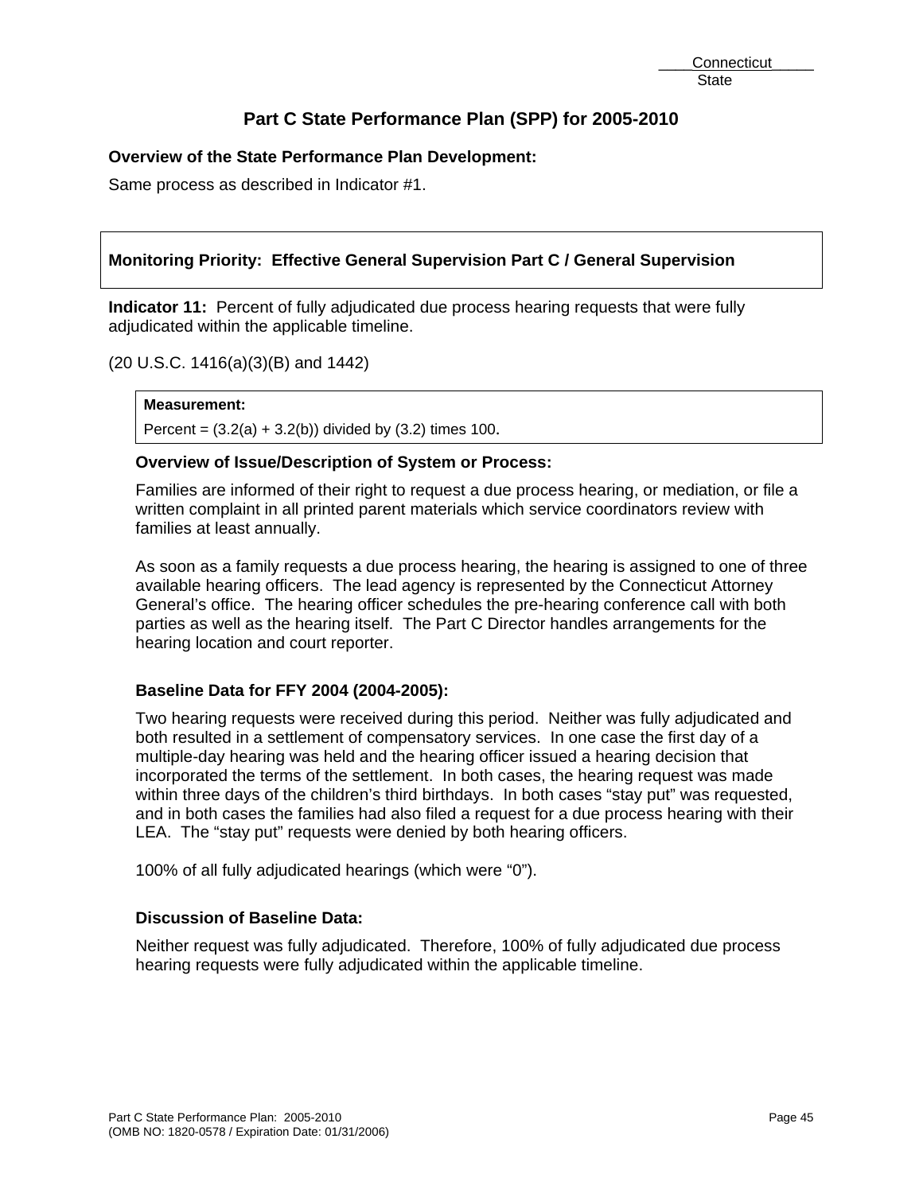Connecticut
State

# Part C State Performance Plan (SPP) for 2005-2010

**Overview of the State Performance Plan Development:**

Same process as described in Indicator #1.

**Monitoring Priority: Effective General Supervision Part C / General Supervision**

**Indicator 11:** Percent of fully adjudicated due process hearing requests that were fully adjudicated within the applicable timeline.

(20 U.S.C. 1416(a)(3)(B) and 1442)

**Measurement:**

Percent = (3.2(a) + 3.2(b)) divided by (3.2) times 100.

### Overview of Issue/Description of System or Process:

Families are informed of their right to request a due process hearing, or mediation, or file a written complaint in all printed parent materials which service coordinators review with families at least annually.

As soon as a family requests a due process hearing, the hearing is assigned to one of three available hearing officers. The lead agency is represented by the Connecticut Attorney General's office. The hearing officer schedules the pre-hearing conference call with both parties as well as the hearing itself. The Part C Director handles arrangements for the hearing location and court reporter.

### Baseline Data for FFY 2004 (2004-2005):

Two hearing requests were received during this period. Neither was fully adjudicated and both resulted in a settlement of compensatory services. In one case the first day of a multiple-day hearing was held and the hearing officer issued a hearing decision that incorporated the terms of the settlement. In both cases, the hearing request was made within three days of the children's third birthdays. In both cases "stay put" was requested, and in both cases the families had also filed a request for a due process hearing with their LEA. The "stay put" requests were denied by both hearing officers.

100% of all fully adjudicated hearings (which were "0").

### Discussion of Baseline Data:

Neither request was fully adjudicated. Therefore, 100% of fully adjudicated due process hearing requests were fully adjudicated within the applicable timeline.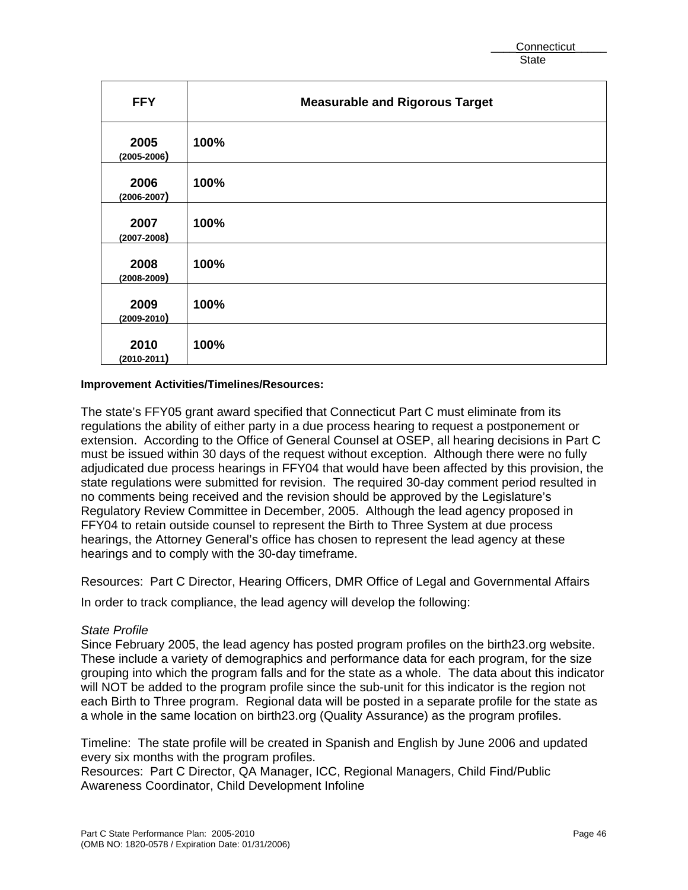Connecticut
State

| FFY | Measurable and Rigorous Target |
|---|---|
| **2005** (2005-2006) | **100%** |
| **2006** (2006-2007) | **100%** |
| **2007** (2007-2008) | **100%** |
| **2008** (2008-2009) | **100%** |
| **2009** (2009-2010) | **100%** |
| **2010** (2010-2011) | **100%** |

**Improvement Activities/Timelines/Resources:**

The state's FFY05 grant award specified that Connecticut Part C must eliminate from its regulations the ability of either party in a due process hearing to request a postponement or extension. According to the Office of General Counsel at OSEP, all hearing decisions in Part C must be issued within 30 days of the request without exception. Although there were no fully adjudicated due process hearings in FFY04 that would have been affected by this provision, the state regulations were submitted for revision. The required 30-day comment period resulted in no comments being received and the revision should be approved by the Legislature's Regulatory Review Committee in December, 2005. Although the lead agency proposed in FFY04 to retain outside counsel to represent the Birth to Three System at due process hearings, the Attorney General's office has chosen to represent the lead agency at these hearings and to comply with the 30-day timeframe.

Resources: Part C Director, Hearing Officers, DMR Office of Legal and Governmental Affairs

In order to track compliance, the lead agency will develop the following:

*State Profile*
Since February 2005, the lead agency has posted program profiles on the birth23.org website. These include a variety of demographics and performance data for each program, for the size grouping into which the program falls and for the state as a whole. The data about this indicator will NOT be added to the program profile since the sub-unit for this indicator is the region not each Birth to Three program. Regional data will be posted in a separate profile for the state as a whole in the same location on birth23.org (Quality Assurance) as the program profiles.

Timeline: The state profile will be created in Spanish and English by June 2006 and updated every six months with the program profiles.
Resources: Part C Director, QA Manager, ICC, Regional Managers, Child Find/Public Awareness Coordinator, Child Development Infoline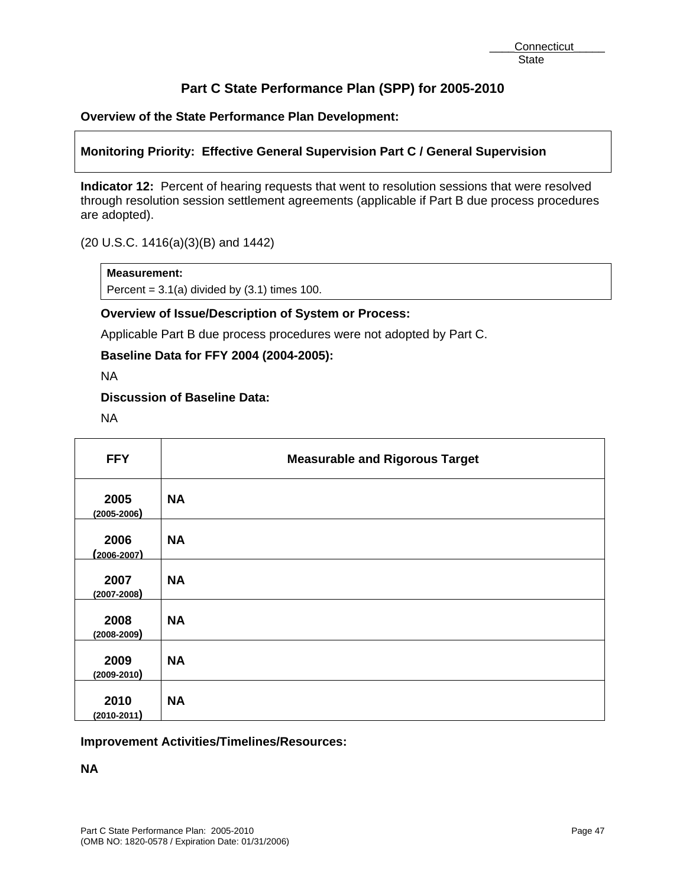Connecticut
State

# Part C State Performance Plan (SPP) for 2005-2010

**Overview of the State Performance Plan Development:**

**Monitoring Priority: Effective General Supervision Part C / General Supervision**

**Indicator 12:** Percent of hearing requests that went to resolution sessions that were resolved through resolution session settlement agreements (applicable if Part B due process procedures are adopted).

(20 U.S.C. 1416(a)(3)(B) and 1442)

**Measurement:**
Percent = 3.1(a) divided by (3.1) times 100.

**Overview of Issue/Description of System or Process:**

Applicable Part B due process procedures were not adopted by Part C.

**Baseline Data for FFY 2004 (2004-2005):**

NA

**Discussion of Baseline Data:**

NA

| FFY | Measurable and Rigorous Target |
|---|---|
| **2005** (2005-2006) | **NA** |
| **2006** (2006-2007) | **NA** |
| **2007** (2007-2008) | **NA** |
| **2008** (2008-2009) | **NA** |
| **2009** (2009-2010) | **NA** |
| **2010** (2010-2011) | **NA** |

**Improvement Activities/Timelines/Resources:**

**NA**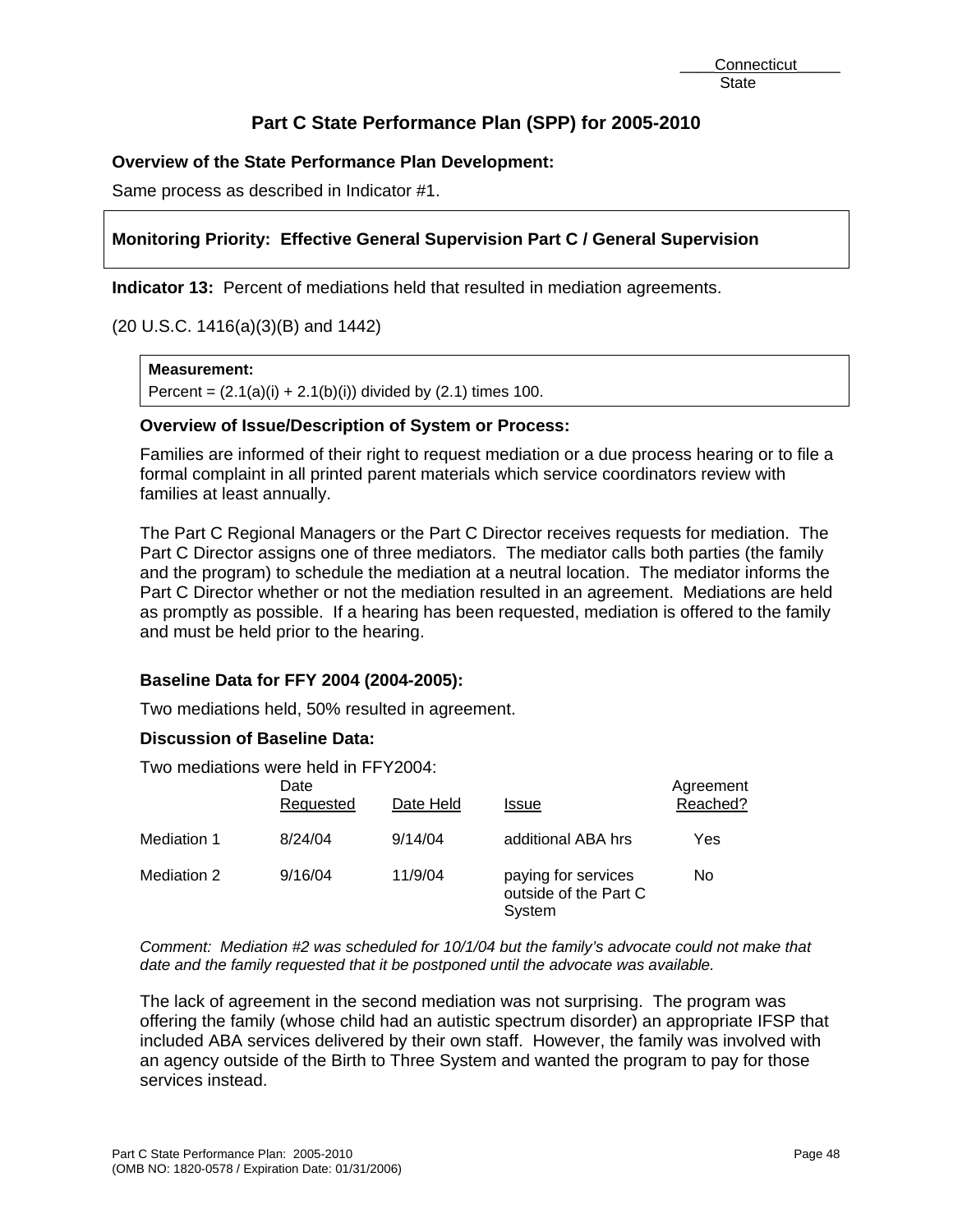Connecticut
State

# Part C State Performance Plan (SPP) for 2005-2010

**Overview of the State Performance Plan Development:**

Same process as described in Indicator #1.

**Monitoring Priority: Effective General Supervision Part C / General Supervision**

**Indicator 13:** Percent of mediations held that resulted in mediation agreements.

(20 U.S.C. 1416(a)(3)(B) and 1442)

**Measurement:**
Percent = (2.1(a)(i) + 2.1(b)(i)) divided by (2.1) times 100.

**Overview of Issue/Description of System or Process:**

Families are informed of their right to request mediation or a due process hearing or to file a formal complaint in all printed parent materials which service coordinators review with families at least annually.

The Part C Regional Managers or the Part C Director receives requests for mediation. The Part C Director assigns one of three mediators. The mediator calls both parties (the family and the program) to schedule the mediation at a neutral location. The mediator informs the Part C Director whether or not the mediation resulted in an agreement. Mediations are held as promptly as possible. If a hearing has been requested, mediation is offered to the family and must be held prior to the hearing.

**Baseline Data for FFY 2004 (2004-2005):**

Two mediations held, 50% resulted in agreement.

**Discussion of Baseline Data:**

Two mediations were held in FFY2004:

| | Date Requested | Date Held | Issue | Agreement Reached? |
|---|---|---|---|---|
| Mediation 1 | 8/24/04 | 9/14/04 | additional ABA hrs | Yes |
| Mediation 2 | 9/16/04 | 11/9/04 | paying for services outside of the Part C System | No |

*Comment: Mediation #2 was scheduled for 10/1/04 but the family's advocate could not make that date and the family requested that it be postponed until the advocate was available.*

The lack of agreement in the second mediation was not surprising. The program was offering the family (whose child had an autistic spectrum disorder) an appropriate IFSP that included ABA services delivered by their own staff. However, the family was involved with an agency outside of the Birth to Three System and wanted the program to pay for those services instead.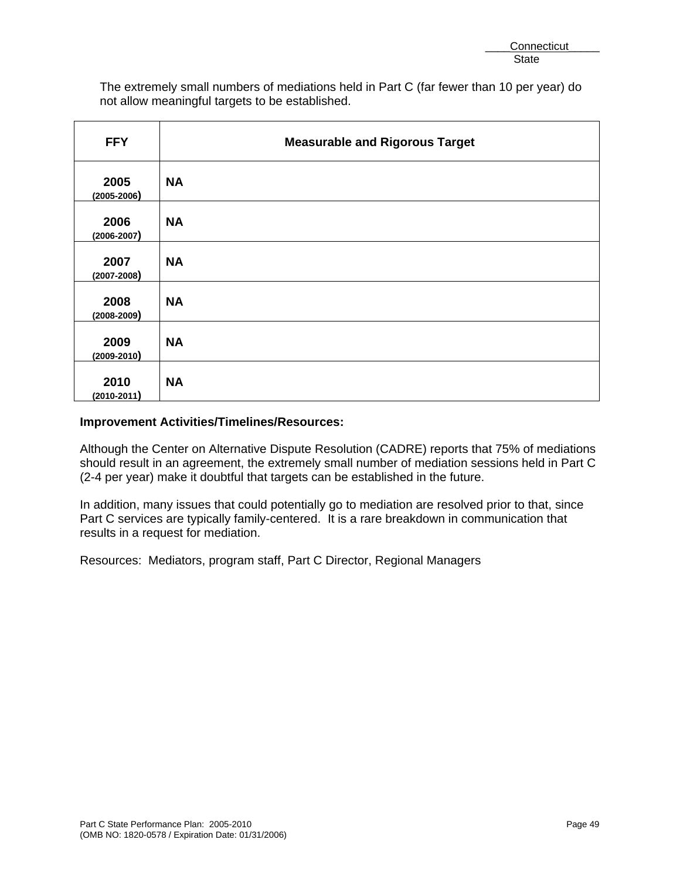The extremely small numbers of mediations held in Part C (far fewer than 10 per year) do not allow meaningful targets to be established.

| FFY | Measurable and Rigorous Target |
|---|---|
| 2005 (2005-2006) | NA |
| 2006 (2006-2007) | NA |
| 2007 (2007-2008) | NA |
| 2008 (2008-2009) | NA |
| 2009 (2009-2010) | NA |
| 2010 (2010-2011) | NA |

**Improvement Activities/Timelines/Resources:**

Although the Center on Alternative Dispute Resolution (CADRE) reports that 75% of mediations should result in an agreement, the extremely small number of mediation sessions held in Part C (2-4 per year) make it doubtful that targets can be established in the future.

In addition, many issues that could potentially go to mediation are resolved prior to that, since Part C services are typically family-centered. It is a rare breakdown in communication that results in a request for mediation.

Resources: Mediators, program staff, Part C Director, Regional Managers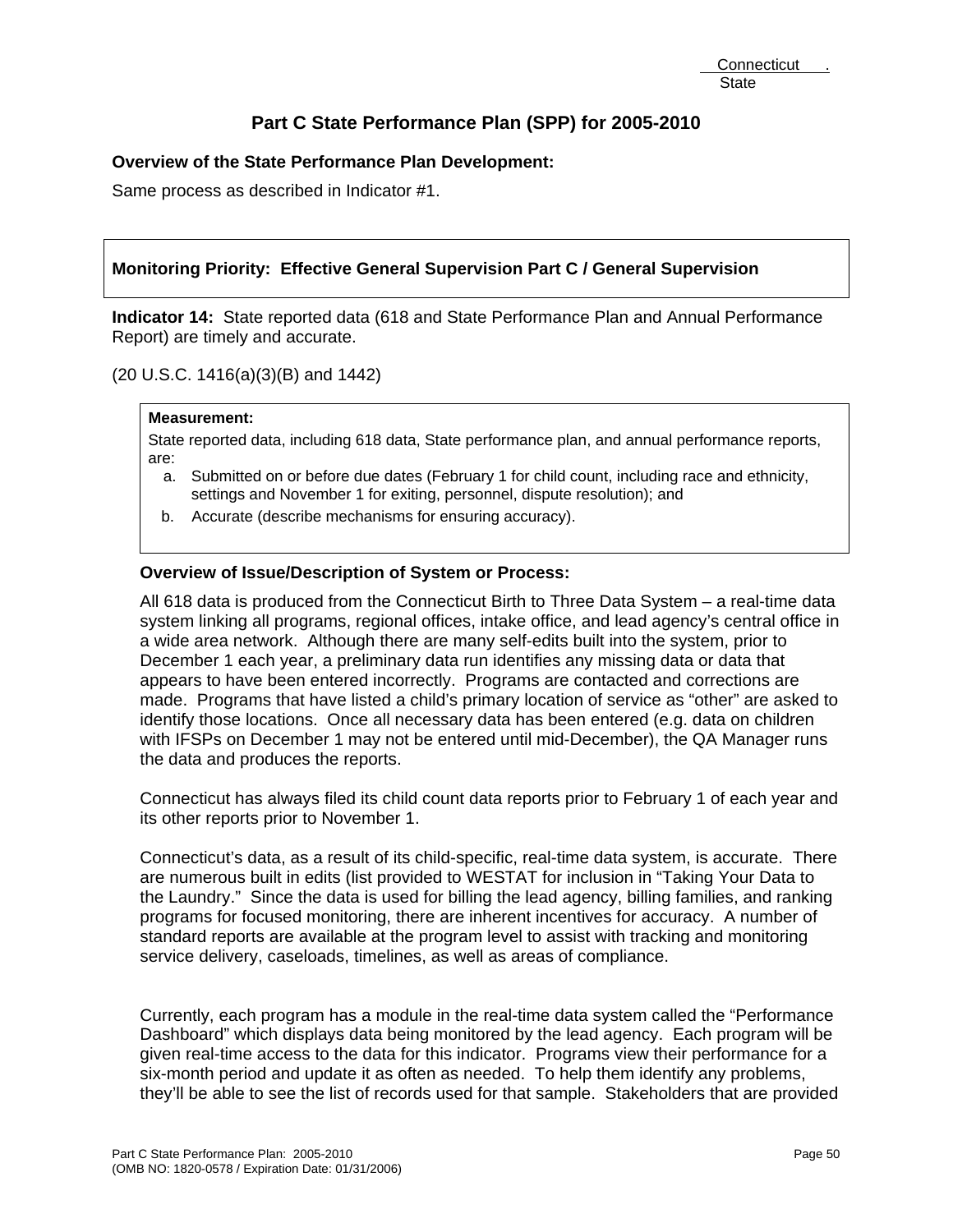Connecticut .
State

# Part C State Performance Plan (SPP) for 2005-2010

**Overview of the State Performance Plan Development:**

Same process as described in Indicator #1.

**Monitoring Priority: Effective General Supervision Part C / General Supervision**

**Indicator 14:** State reported data (618 and State Performance Plan and Annual Performance Report) are timely and accurate.

(20 U.S.C. 1416(a)(3)(B) and 1442)

**Measurement:**

State reported data, including 618 data, State performance plan, and annual performance reports, are:

a. Submitted on or before due dates (February 1 for child count, including race and ethnicity, settings and November 1 for exiting, personnel, dispute resolution); and
b. Accurate (describe mechanisms for ensuring accuracy).

**Overview of Issue/Description of System or Process:**

All 618 data is produced from the Connecticut Birth to Three Data System – a real-time data system linking all programs, regional offices, intake office, and lead agency's central office in a wide area network. Although there are many self-edits built into the system, prior to December 1 each year, a preliminary data run identifies any missing data or data that appears to have been entered incorrectly. Programs are contacted and corrections are made. Programs that have listed a child's primary location of service as "other" are asked to identify those locations. Once all necessary data has been entered (e.g. data on children with IFSPs on December 1 may not be entered until mid-December), the QA Manager runs the data and produces the reports.

Connecticut has always filed its child count data reports prior to February 1 of each year and its other reports prior to November 1.

Connecticut's data, as a result of its child-specific, real-time data system, is accurate. There are numerous built in edits (list provided to WESTAT for inclusion in "Taking Your Data to the Laundry." Since the data is used for billing the lead agency, billing families, and ranking programs for focused monitoring, there are inherent incentives for accuracy. A number of standard reports are available at the program level to assist with tracking and monitoring service delivery, caseloads, timelines, as well as areas of compliance.

Currently, each program has a module in the real-time data system called the "Performance Dashboard" which displays data being monitored by the lead agency. Each program will be given real-time access to the data for this indicator. Programs view their performance for a six-month period and update it as often as needed. To help them identify any problems, they'll be able to see the list of records used for that sample. Stakeholders that are provided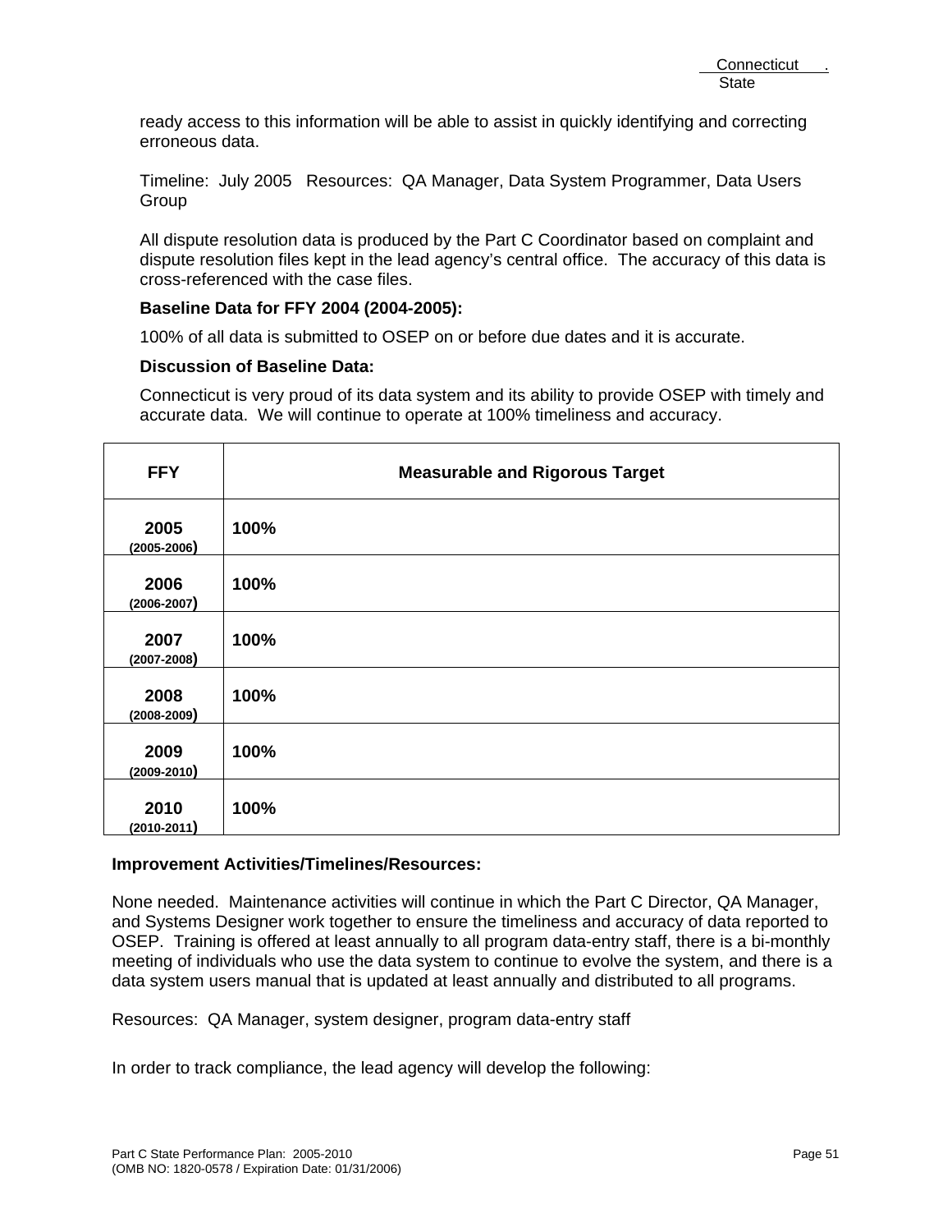ready access to this information will be able to assist in quickly identifying and correcting erroneous data.

Timeline: July 2005 Resources: QA Manager, Data System Programmer, Data Users Group

All dispute resolution data is produced by the Part C Coordinator based on complaint and dispute resolution files kept in the lead agency's central office. The accuracy of this data is cross-referenced with the case files.

**Baseline Data for FFY 2004 (2004-2005):**

100% of all data is submitted to OSEP on or before due dates and it is accurate.

**Discussion of Baseline Data:**

Connecticut is very proud of its data system and its ability to provide OSEP with timely and accurate data. We will continue to operate at 100% timeliness and accuracy.

| FFY | Measurable and Rigorous Target |
|---|---|
| **2005** **(2005-2006)** | **100%** |
| **2006** **(2006-2007)** | **100%** |
| **2007** **(2007-2008)** | **100%** |
| **2008** **(2008-2009)** | **100%** |
| **2009** **(2009-2010)** | **100%** |
| **2010** **(2010-2011)** | **100%** |

**Improvement Activities/Timelines/Resources:**

None needed. Maintenance activities will continue in which the Part C Director, QA Manager, and Systems Designer work together to ensure the timeliness and accuracy of data reported to OSEP. Training is offered at least annually to all program data-entry staff, there is a bi-monthly meeting of individuals who use the data system to continue to evolve the system, and there is a data system users manual that is updated at least annually and distributed to all programs.

Resources: QA Manager, system designer, program data-entry staff

In order to track compliance, the lead agency will develop the following: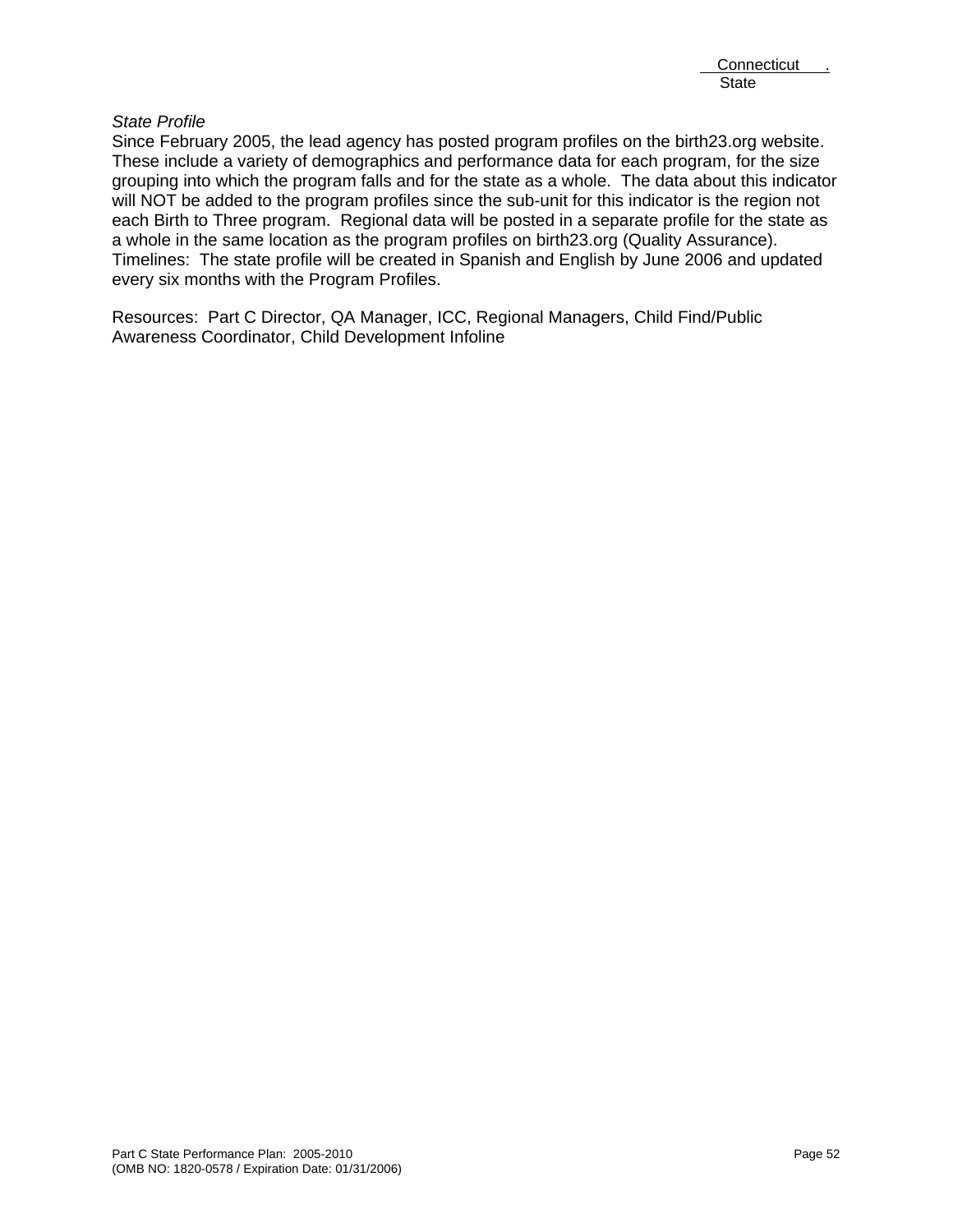*State Profile*

Since February 2005, the lead agency has posted program profiles on the birth23.org website. These include a variety of demographics and performance data for each program, for the size grouping into which the program falls and for the state as a whole. The data about this indicator will NOT be added to the program profiles since the sub-unit for this indicator is the region not each Birth to Three program. Regional data will be posted in a separate profile for the state as a whole in the same location as the program profiles on birth23.org (Quality Assurance). Timelines: The state profile will be created in Spanish and English by June 2006 and updated every six months with the Program Profiles.

Resources: Part C Director, QA Manager, ICC, Regional Managers, Child Find/Public Awareness Coordinator, Child Development Infoline